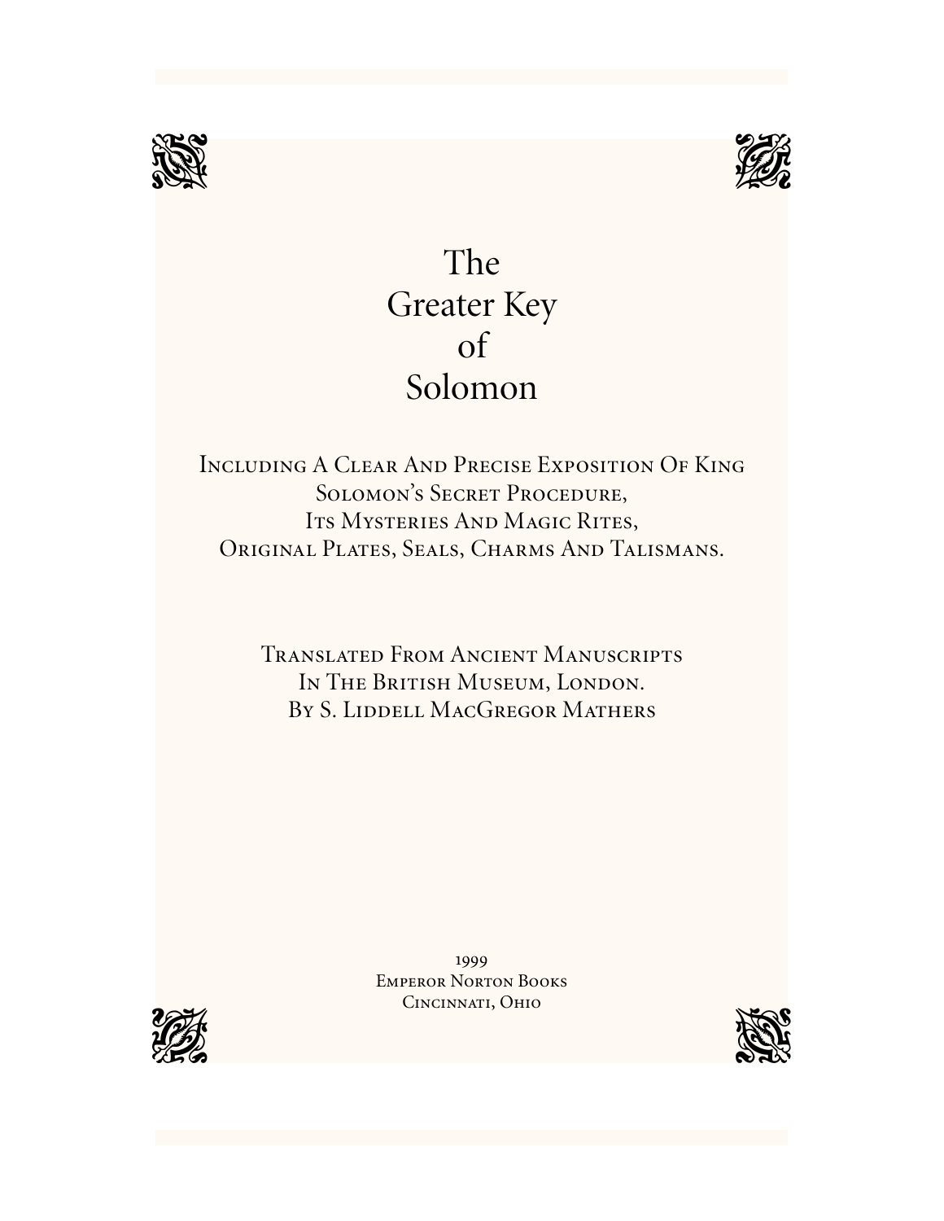# The Greater Key of Solomon

Including A Clear And Precise Exposition Of King Solomon's Secret Procedure, Its Mysteries And Magic Rites, Original Plates, Seals, Charms And Talismans.

Translated From Ancient Manuscripts In The British Museum, London. By S. Liddell MacGregor Mathers

1999
Emperor Norton Books
Cincinnati, Ohio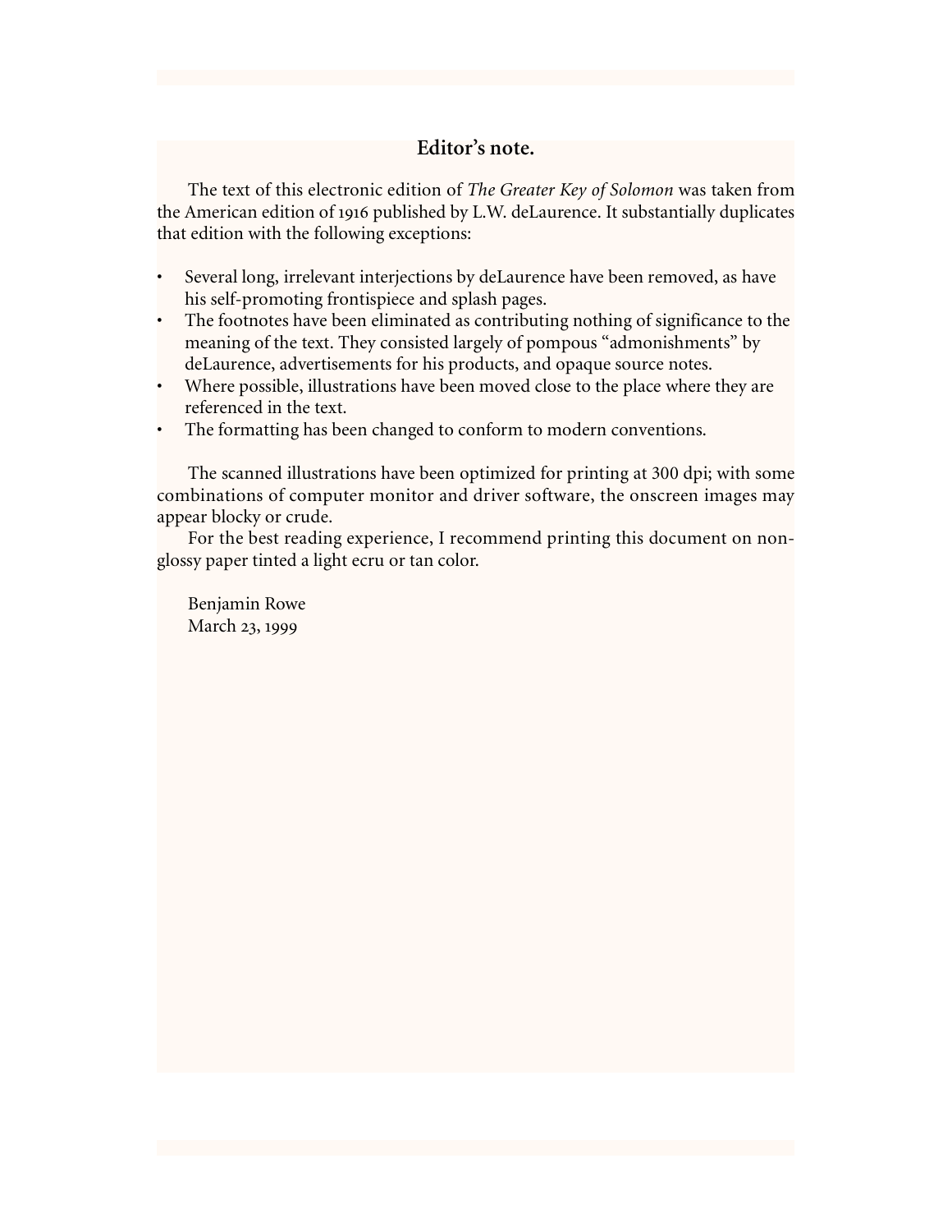## Editor's note.

The text of this electronic edition of *The Greater Key of Solomon* was taken from the American edition of 1916 published by L.W. deLaurence. It substantially duplicates that edition with the following exceptions:

- Several long, irrelevant interjections by deLaurence have been removed, as have his self-promoting frontispiece and splash pages.
- The footnotes have been eliminated as contributing nothing of significance to the meaning of the text. They consisted largely of pompous "admonishments" by deLaurence, advertisements for his products, and opaque source notes.
- Where possible, illustrations have been moved close to the place where they are referenced in the text.
- The formatting has been changed to conform to modern conventions.

The scanned illustrations have been optimized for printing at 300 dpi; with some combinations of computer monitor and driver software, the onscreen images may appear blocky or crude.

For the best reading experience, I recommend printing this document on non-glossy paper tinted a light ecru or tan color.

Benjamin Rowe
March 23, 1999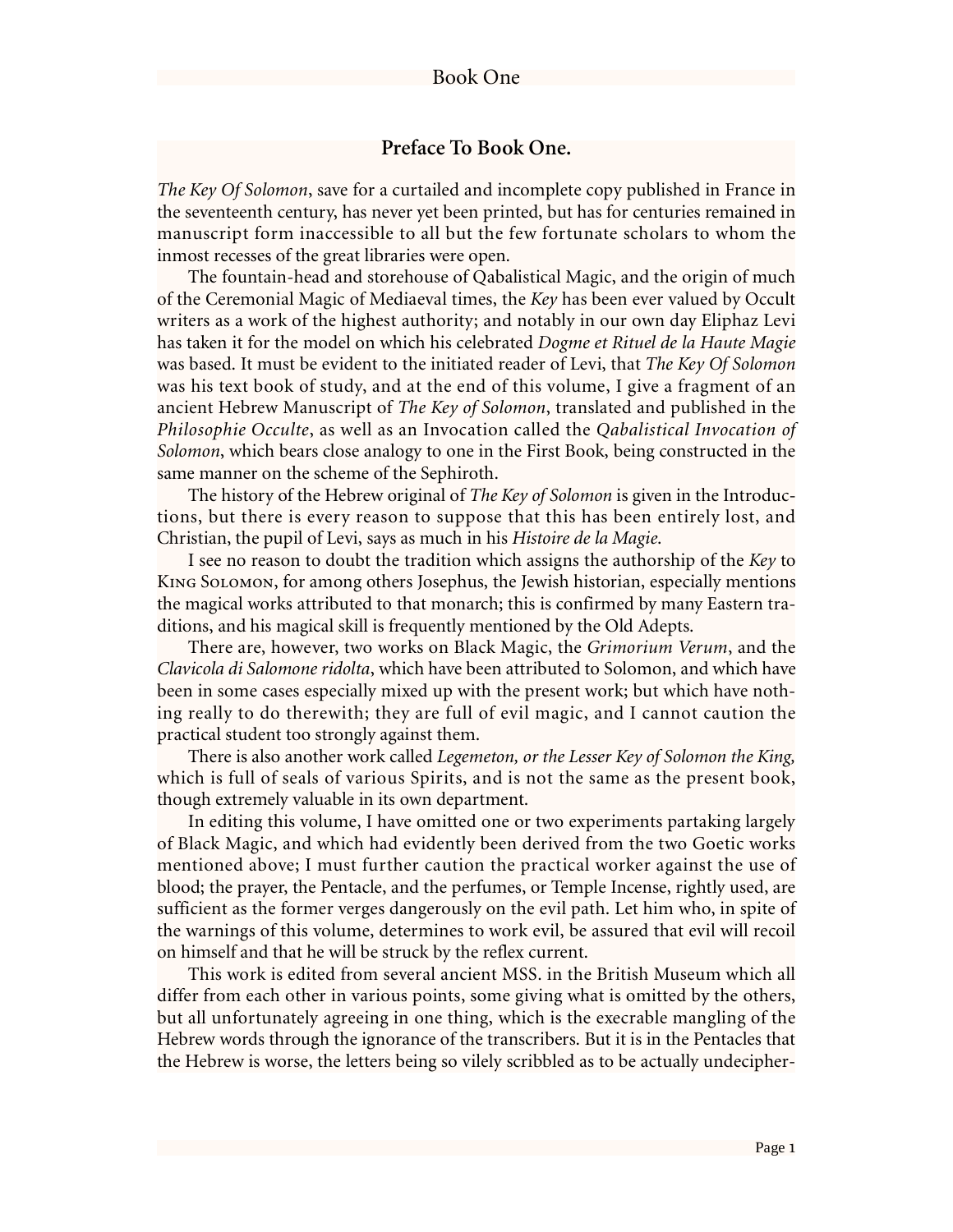## Preface To Book One.

*The Key Of Solomon*, save for a curtailed and incomplete copy published in France in the seventeenth century, has never yet been printed, but has for centuries remained in manuscript form inaccessible to all but the few fortunate scholars to whom the inmost recesses of the great libraries were open.

The fountain-head and storehouse of Qabalistical Magic, and the origin of much of the Ceremonial Magic of Mediaeval times, the *Key* has been ever valued by Occult writers as a work of the highest authority; and notably in our own day Eliphaz Levi has taken it for the model on which his celebrated *Dogme et Rituel de la Haute Magie* was based. It must be evident to the initiated reader of Levi, that *The Key Of Solomon* was his text book of study, and at the end of this volume, I give a fragment of an ancient Hebrew Manuscript of *The Key of Solomon*, translated and published in the *Philosophie Occulte*, as well as an Invocation called the *Qabalistical Invocation of Solomon*, which bears close analogy to one in the First Book, being constructed in the same manner on the scheme of the Sephiroth.

The history of the Hebrew original of *The Key of Solomon* is given in the Introductions, but there is every reason to suppose that this has been entirely lost, and Christian, the pupil of Levi, says as much in his *Histoire de la Magie*.

I see no reason to doubt the tradition which assigns the authorship of the *Key* to King Solomon, for among others Josephus, the Jewish historian, especially mentions the magical works attributed to that monarch; this is confirmed by many Eastern traditions, and his magical skill is frequently mentioned by the Old Adepts.

There are, however, two works on Black Magic, the *Grimorium Verum*, and the *Clavicola di Salomone ridolta*, which have been attributed to Solomon, and which have been in some cases especially mixed up with the present work; but which have nothing really to do therewith; they are full of evil magic, and I cannot caution the practical student too strongly against them.

There is also another work called *Legemeton, or the Lesser Key of Solomon the King,* which is full of seals of various Spirits, and is not the same as the present book, though extremely valuable in its own department.

In editing this volume, I have omitted one or two experiments partaking largely of Black Magic, and which had evidently been derived from the two Goetic works mentioned above; I must further caution the practical worker against the use of blood; the prayer, the Pentacle, and the perfumes, or Temple Incense, rightly used, are sufficient as the former verges dangerously on the evil path. Let him who, in spite of the warnings of this volume, determines to work evil, be assured that evil will recoil on himself and that he will be struck by the reflex current.

This work is edited from several ancient MSS. in the British Museum which all differ from each other in various points, some giving what is omitted by the others, but all unfortunately agreeing in one thing, which is the execrable mangling of the Hebrew words through the ignorance of the transcribers. But it is in the Pentacles that the Hebrew is worse, the letters being so vilely scribbled as to be actually undecipher-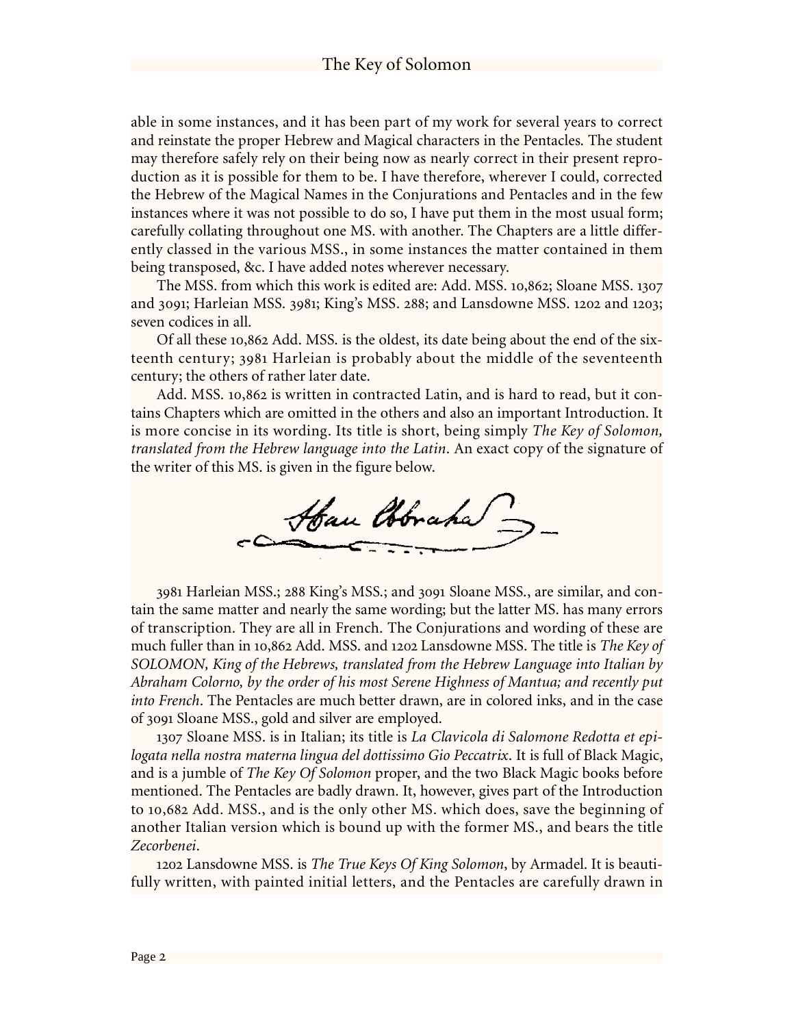able in some instances, and it has been part of my work for several years to correct and reinstate the proper Hebrew and Magical characters in the Pentacles. The student may therefore safely rely on their being now as nearly correct in their present reproduction as it is possible for them to be. I have therefore, wherever I could, corrected the Hebrew of the Magical Names in the Conjurations and Pentacles and in the few instances where it was not possible to do so, I have put them in the most usual form; carefully collating throughout one MS. with another. The Chapters are a little differently classed in the various MSS., in some instances the matter contained in them being transposed, &c. I have added notes wherever necessary.

The MSS. from which this work is edited are: Add. MSS. 10,862; Sloane MSS. 1307 and 3091; Harleian MSS. 3981; King's MSS. 288; and Lansdowne MSS. 1202 and 1203; seven codices in all.

Of all these 10,862 Add. MSS. is the oldest, its date being about the end of the sixteenth century; 3981 Harleian is probably about the middle of the seventeenth century; the others of rather later date.

Add. MSS. 10,862 is written in contracted Latin, and is hard to read, but it contains Chapters which are omitted in the others and also an important Introduction. It is more concise in its wording. Its title is short, being simply *The Key of Solomon, translated from the Hebrew language into the Latin*. An exact copy of the signature of the writer of this MS. is given in the figure below.

3981 Harleian MSS.; 288 King's MSS.; and 3091 Sloane MSS., are similar, and contain the same matter and nearly the same wording; but the latter MS. has many errors of transcription. They are all in French. The Conjurations and wording of these are much fuller than in 10,862 Add. MSS. and 1202 Lansdowne MSS. The title is *The Key of SOLOMON, King of the Hebrews, translated from the Hebrew Language into Italian by Abraham Colorno, by the order of his most Serene Highness of Mantua; and recently put into French*. The Pentacles are much better drawn, are in colored inks, and in the case of 3091 Sloane MSS., gold and silver are employed.

1307 Sloane MSS. is in Italian; its title is *La Clavicola di Salomone Redotta et epilogata nella nostra materna lingua del dottissimo Gio Peccatrix*. It is full of Black Magic, and is a jumble of *The Key Of Solomon* proper, and the two Black Magic books before mentioned. The Pentacles are badly drawn. It, however, gives part of the Introduction to 10,682 Add. MSS., and is the only other MS. which does, save the beginning of another Italian version which is bound up with the former MS., and bears the title *Zecorbenei*.

1202 Lansdowne MSS. is *The True Keys Of King Solomon*, by Armadel. It is beautifully written, with painted initial letters, and the Pentacles are carefully drawn in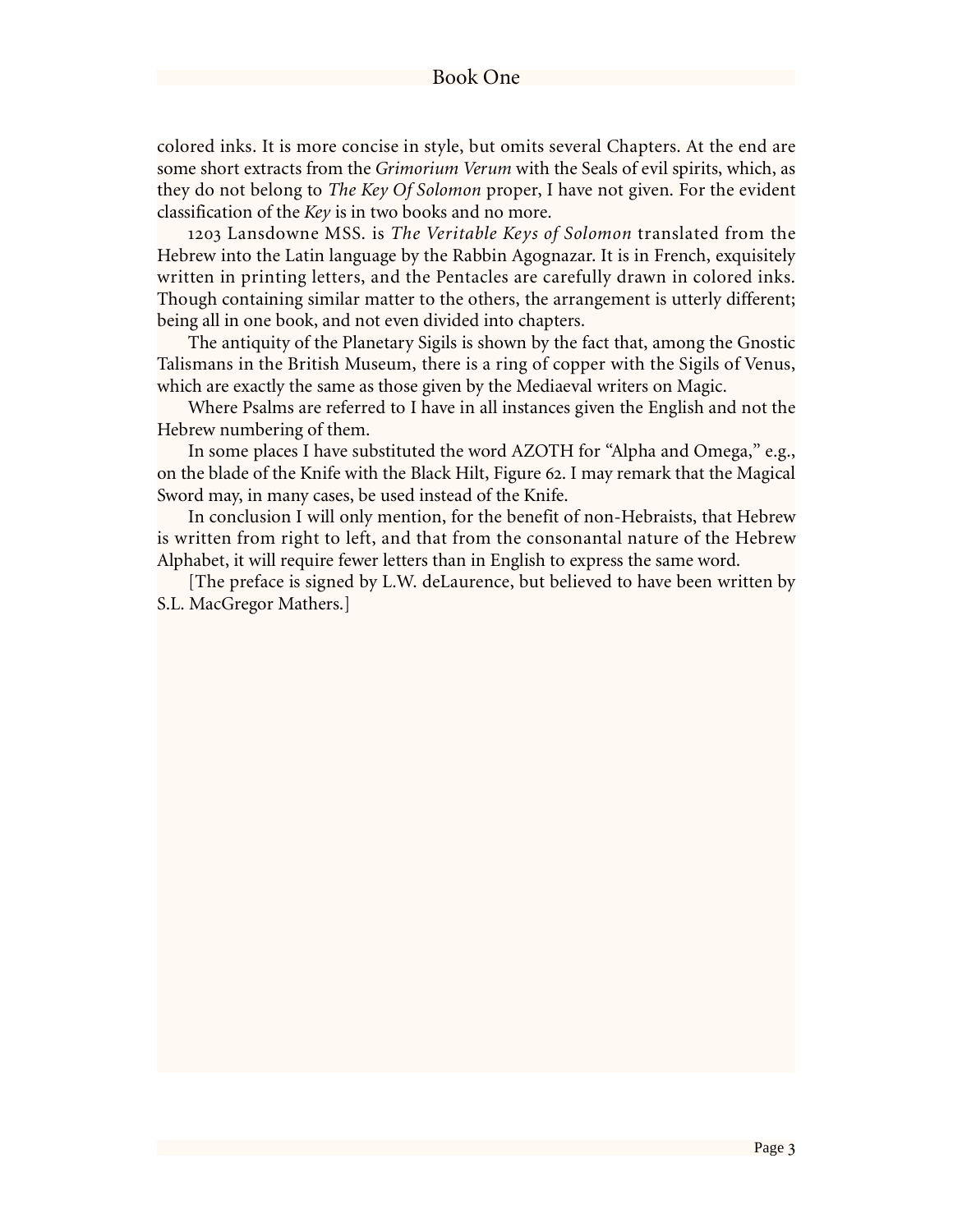colored inks. It is more concise in style, but omits several Chapters. At the end are some short extracts from the *Grimorium Verum* with the Seals of evil spirits, which, as they do not belong to *The Key Of Solomon* proper, I have not given. For the evident classification of the *Key* is in two books and no more.

1203 Lansdowne MSS. is *The Veritable Keys of Solomon* translated from the Hebrew into the Latin language by the Rabbin Agognazar. It is in French, exquisitely written in printing letters, and the Pentacles are carefully drawn in colored inks. Though containing similar matter to the others, the arrangement is utterly different; being all in one book, and not even divided into chapters.

The antiquity of the Planetary Sigils is shown by the fact that, among the Gnostic Talismans in the British Museum, there is a ring of copper with the Sigils of Venus, which are exactly the same as those given by the Mediaeval writers on Magic.

Where Psalms are referred to I have in all instances given the English and not the Hebrew numbering of them.

In some places I have substituted the word AZOTH for "Alpha and Omega," e.g., on the blade of the Knife with the Black Hilt, Figure 62. I may remark that the Magical Sword may, in many cases, be used instead of the Knife.

In conclusion I will only mention, for the benefit of non-Hebraists, that Hebrew is written from right to left, and that from the consonantal nature of the Hebrew Alphabet, it will require fewer letters than in English to express the same word.

[The preface is signed by L.W. deLaurence, but believed to have been written by S.L. MacGregor Mathers.]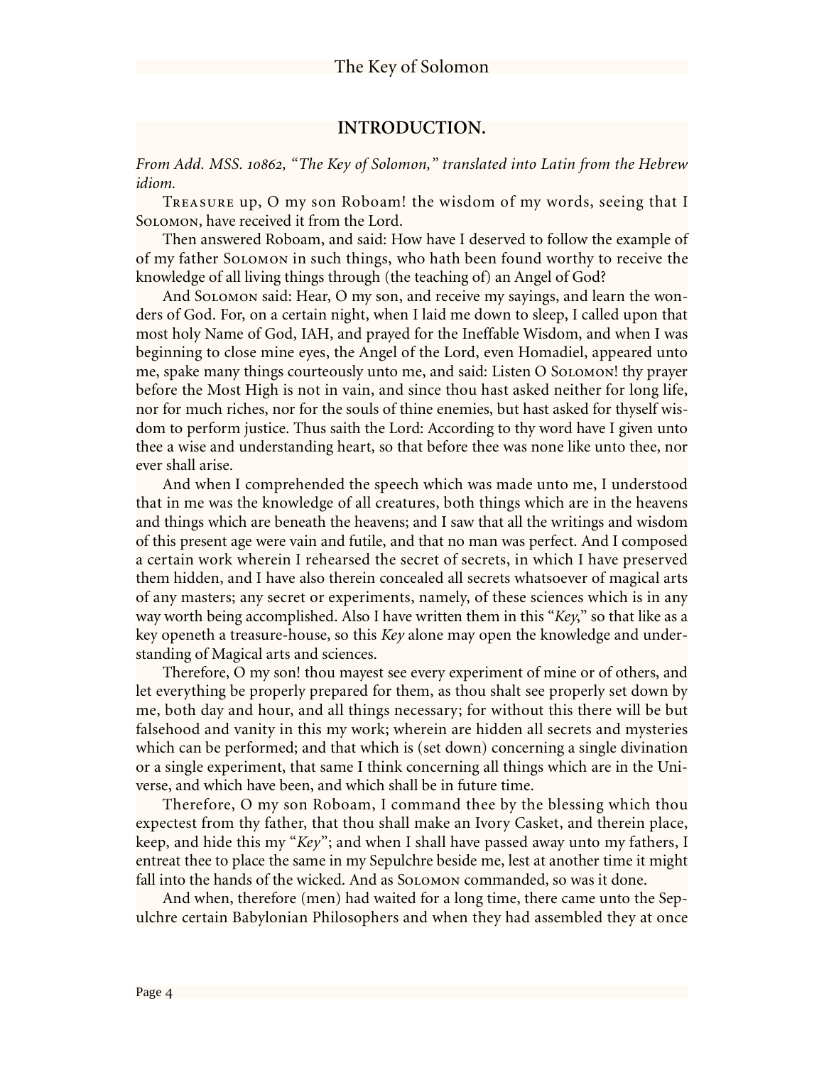## INTRODUCTION.

*From Add. MSS. 10862, "The Key of Solomon," translated into Latin from the Hebrew idiom.*

Treasure up, O my son Roboam! the wisdom of my words, seeing that I Solomon, have received it from the Lord.

Then answered Roboam, and said: How have I deserved to follow the example of of my father Solomon in such things, who hath been found worthy to receive the knowledge of all living things through (the teaching of) an Angel of God?

And Solomon said: Hear, O my son, and receive my sayings, and learn the wonders of God. For, on a certain night, when I laid me down to sleep, I called upon that most holy Name of God, IAH, and prayed for the Ineffable Wisdom, and when I was beginning to close mine eyes, the Angel of the Lord, even Homadiel, appeared unto me, spake many things courteously unto me, and said: Listen O Solomon! thy prayer before the Most High is not in vain, and since thou hast asked neither for long life, nor for much riches, nor for the souls of thine enemies, but hast asked for thyself wisdom to perform justice. Thus saith the Lord: According to thy word have I given unto thee a wise and understanding heart, so that before thee was none like unto thee, nor ever shall arise.

And when I comprehended the speech which was made unto me, I understood that in me was the knowledge of all creatures, both things which are in the heavens and things which are beneath the heavens; and I saw that all the writings and wisdom of this present age were vain and futile, and that no man was perfect. And I composed a certain work wherein I rehearsed the secret of secrets, in which I have preserved them hidden, and I have also therein concealed all secrets whatsoever of magical arts of any masters; any secret or experiments, namely, of these sciences which is in any way worth being accomplished. Also I have written them in this "*Key*," so that like as a key openeth a treasure-house, so this *Key* alone may open the knowledge and understanding of Magical arts and sciences.

Therefore, O my son! thou mayest see every experiment of mine or of others, and let everything be properly prepared for them, as thou shalt see properly set down by me, both day and hour, and all things necessary; for without this there will be but falsehood and vanity in this my work; wherein are hidden all secrets and mysteries which can be performed; and that which is (set down) concerning a single divination or a single experiment, that same I think concerning all things which are in the Universe, and which have been, and which shall be in future time.

Therefore, O my son Roboam, I command thee by the blessing which thou expectest from thy father, that thou shall make an Ivory Casket, and therein place, keep, and hide this my "*Key*"; and when I shall have passed away unto my fathers, I entreat thee to place the same in my Sepulchre beside me, lest at another time it might fall into the hands of the wicked. And as Solomon commanded, so was it done.

And when, therefore (men) had waited for a long time, there came unto the Sepulchre certain Babylonian Philosophers and when they had assembled they at once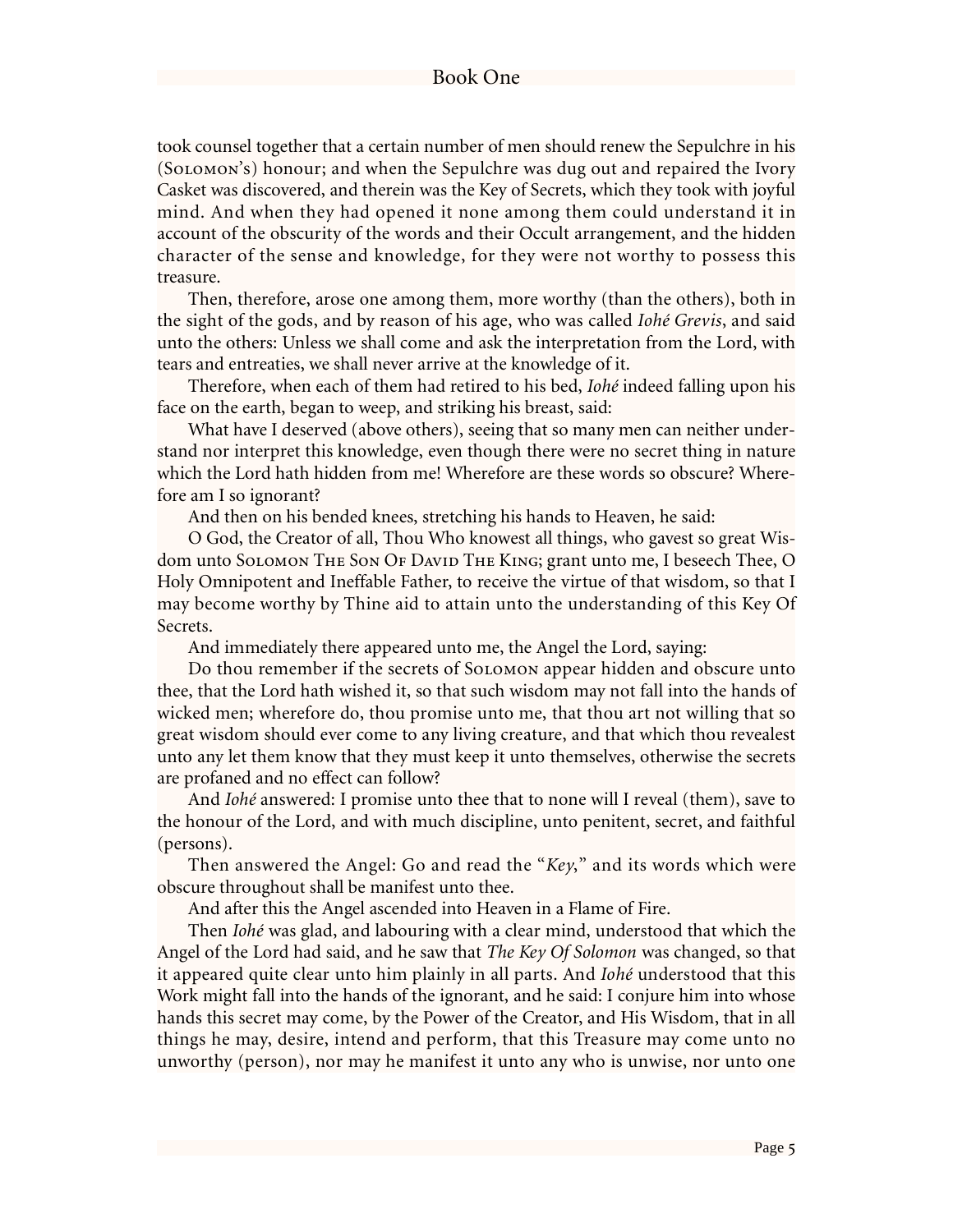took counsel together that a certain number of men should renew the Sepulchre in his (Solomon's) honour; and when the Sepulchre was dug out and repaired the Ivory Casket was discovered, and therein was the Key of Secrets, which they took with joyful mind. And when they had opened it none among them could understand it in account of the obscurity of the words and their Occult arrangement, and the hidden character of the sense and knowledge, for they were not worthy to possess this treasure.

Then, therefore, arose one among them, more worthy (than the others), both in the sight of the gods, and by reason of his age, who was called *Iohé Grevis*, and said unto the others: Unless we shall come and ask the interpretation from the Lord, with tears and entreaties, we shall never arrive at the knowledge of it.

Therefore, when each of them had retired to his bed, *Iohé* indeed falling upon his face on the earth, began to weep, and striking his breast, said:

What have I deserved (above others), seeing that so many men can neither understand nor interpret this knowledge, even though there were no secret thing in nature which the Lord hath hidden from me! Wherefore are these words so obscure? Wherefore am I so ignorant?

And then on his bended knees, stretching his hands to Heaven, he said:

O God, the Creator of all, Thou Who knowest all things, who gavest so great Wisdom unto Solomon The Son Of David The King; grant unto me, I beseech Thee, O Holy Omnipotent and Ineffable Father, to receive the virtue of that wisdom, so that I may become worthy by Thine aid to attain unto the understanding of this Key Of Secrets.

And immediately there appeared unto me, the Angel the Lord, saying:

Do thou remember if the secrets of Solomon appear hidden and obscure unto thee, that the Lord hath wished it, so that such wisdom may not fall into the hands of wicked men; wherefore do, thou promise unto me, that thou art not willing that so great wisdom should ever come to any living creature, and that which thou revealest unto any let them know that they must keep it unto themselves, otherwise the secrets are profaned and no effect can follow?

And *Iohé* answered: I promise unto thee that to none will I reveal (them), save to the honour of the Lord, and with much discipline, unto penitent, secret, and faithful (persons).

Then answered the Angel: Go and read the "*Key*," and its words which were obscure throughout shall be manifest unto thee.

And after this the Angel ascended into Heaven in a Flame of Fire.

Then *Iohé* was glad, and labouring with a clear mind, understood that which the Angel of the Lord had said, and he saw that *The Key Of Solomon* was changed, so that it appeared quite clear unto him plainly in all parts. And *Iohé* understood that this Work might fall into the hands of the ignorant, and he said: I conjure him into whose hands this secret may come, by the Power of the Creator, and His Wisdom, that in all things he may, desire, intend and perform, that this Treasure may come unto no unworthy (person), nor may he manifest it unto any who is unwise, nor unto one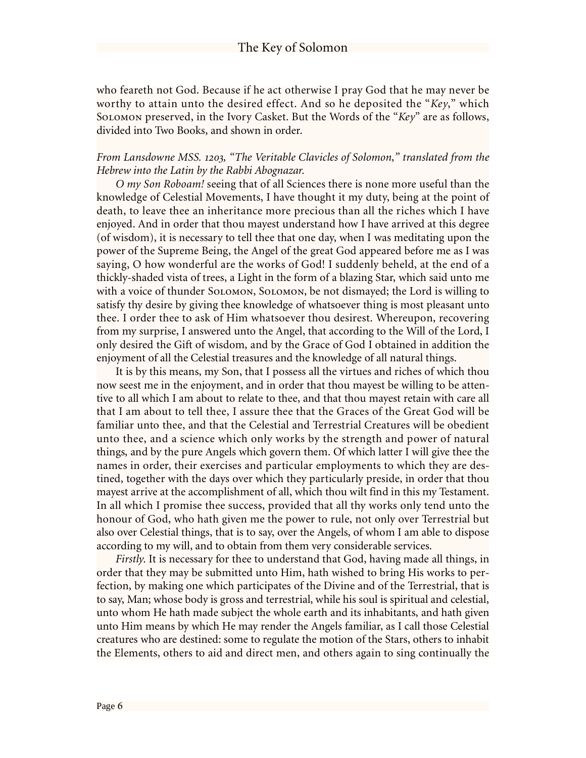who feareth not God. Because if he act otherwise I pray God that he may never be worthy to attain unto the desired effect. And so he deposited the "*Key*," which Solomon preserved, in the Ivory Casket. But the Words of the "*Key*" are as follows, divided into Two Books, and shown in order.

*From Lansdowne MSS. 1203, "The Veritable Clavicles of Solomon," translated from the Hebrew into the Latin by the Rabbi Abognazar.*

*O my Son Roboam!* seeing that of all Sciences there is none more useful than the knowledge of Celestial Movements, I have thought it my duty, being at the point of death, to leave thee an inheritance more precious than all the riches which I have enjoyed. And in order that thou mayest understand how I have arrived at this degree (of wisdom), it is necessary to tell thee that one day, when I was meditating upon the power of the Supreme Being, the Angel of the great God appeared before me as I was saying, O how wonderful are the works of God! I suddenly beheld, at the end of a thickly-shaded vista of trees, a Light in the form of a blazing Star, which said unto me with a voice of thunder Solomon, Solomon, be not dismayed; the Lord is willing to satisfy thy desire by giving thee knowledge of whatsoever thing is most pleasant unto thee. I order thee to ask of Him whatsoever thou desirest. Whereupon, recovering from my surprise, I answered unto the Angel, that according to the Will of the Lord, I only desired the Gift of wisdom, and by the Grace of God I obtained in addition the enjoyment of all the Celestial treasures and the knowledge of all natural things.

It is by this means, my Son, that I possess all the virtues and riches of which thou now seest me in the enjoyment, and in order that thou mayest be willing to be attentive to all which I am about to relate to thee, and that thou mayest retain with care all that I am about to tell thee, I assure thee that the Graces of the Great God will be familiar unto thee, and that the Celestial and Terrestrial Creatures will be obedient unto thee, and a science which only works by the strength and power of natural things, and by the pure Angels which govern them. Of which latter I will give thee the names in order, their exercises and particular employments to which they are destined, together with the days over which they particularly preside, in order that thou mayest arrive at the accomplishment of all, which thou wilt find in this my Testament. In all which I promise thee success, provided that all thy works only tend unto the honour of God, who hath given me the power to rule, not only over Terrestrial but also over Celestial things, that is to say, over the Angels, of whom I am able to dispose according to my will, and to obtain from them very considerable services.

*Firstly*. It is necessary for thee to understand that God, having made all things, in order that they may be submitted unto Him, hath wished to bring His works to perfection, by making one which participates of the Divine and of the Terrestrial, that is to say, Man; whose body is gross and terrestrial, while his soul is spiritual and celestial, unto whom He hath made subject the whole earth and its inhabitants, and hath given unto Him means by which He may render the Angels familiar, as I call those Celestial creatures who are destined: some to regulate the motion of the Stars, others to inhabit the Elements, others to aid and direct men, and others again to sing continually the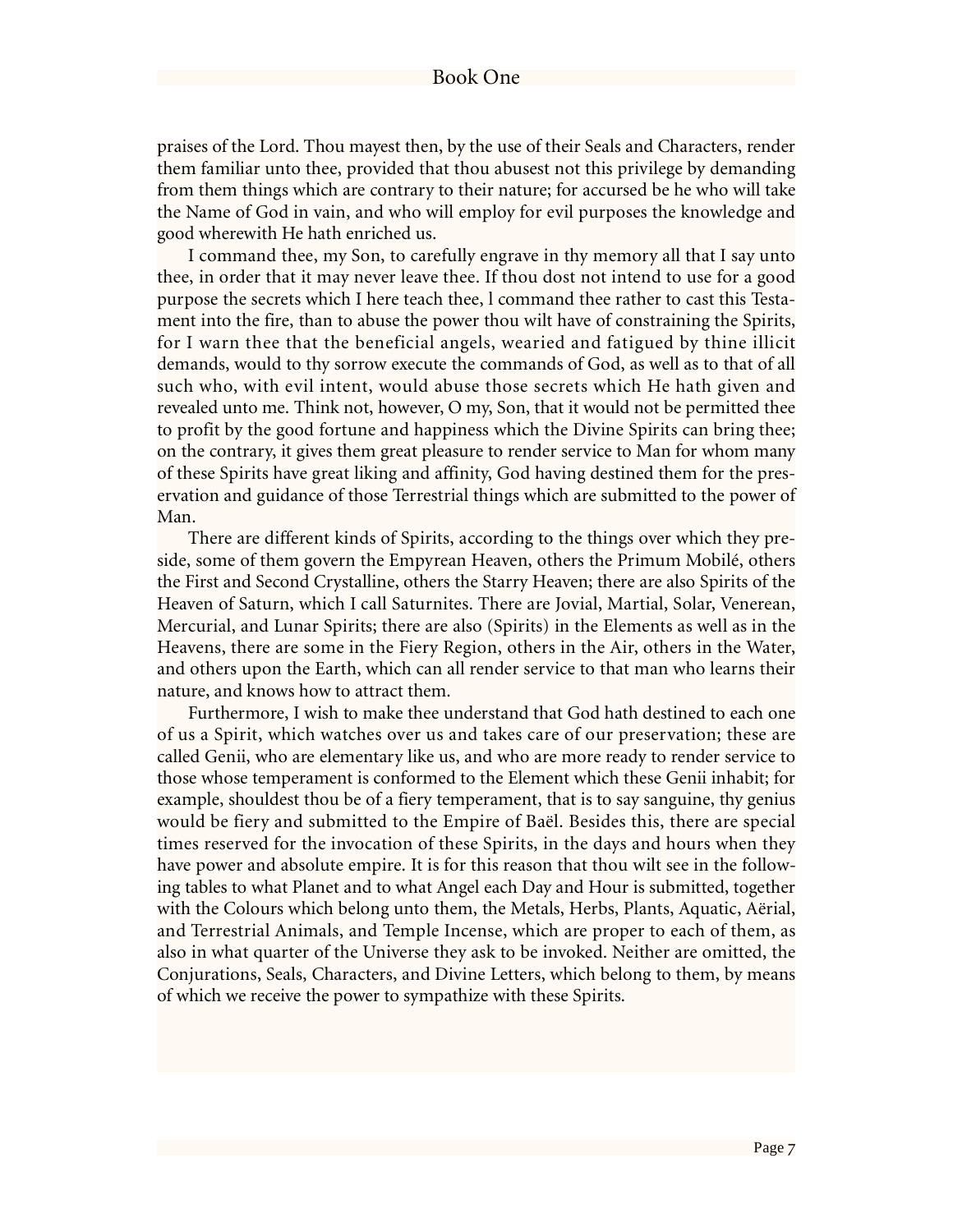praises of the Lord. Thou mayest then, by the use of their Seals and Characters, render them familiar unto thee, provided that thou abusest not this privilege by demanding from them things which are contrary to their nature; for accursed be he who will take the Name of God in vain, and who will employ for evil purposes the knowledge and good wherewith He hath enriched us.

I command thee, my Son, to carefully engrave in thy memory all that I say unto thee, in order that it may never leave thee. If thou dost not intend to use for a good purpose the secrets which I here teach thee, l command thee rather to cast this Testament into the fire, than to abuse the power thou wilt have of constraining the Spirits, for I warn thee that the beneficial angels, wearied and fatigued by thine illicit demands, would to thy sorrow execute the commands of God, as well as to that of all such who, with evil intent, would abuse those secrets which He hath given and revealed unto me. Think not, however, O my, Son, that it would not be permitted thee to profit by the good fortune and happiness which the Divine Spirits can bring thee; on the contrary, it gives them great pleasure to render service to Man for whom many of these Spirits have great liking and affinity, God having destined them for the preservation and guidance of those Terrestrial things which are submitted to the power of Man.

There are different kinds of Spirits, according to the things over which they preside, some of them govern the Empyrean Heaven, others the Primum Mobilé, others the First and Second Crystalline, others the Starry Heaven; there are also Spirits of the Heaven of Saturn, which I call Saturnites. There are Jovial, Martial, Solar, Venerean, Mercurial, and Lunar Spirits; there are also (Spirits) in the Elements as well as in the Heavens, there are some in the Fiery Region, others in the Air, others in the Water, and others upon the Earth, which can all render service to that man who learns their nature, and knows how to attract them.

Furthermore, I wish to make thee understand that God hath destined to each one of us a Spirit, which watches over us and takes care of our preservation; these are called Genii, who are elementary like us, and who are more ready to render service to those whose temperament is conformed to the Element which these Genii inhabit; for example, shouldest thou be of a fiery temperament, that is to say sanguine, thy genius would be fiery and submitted to the Empire of Baël. Besides this, there are special times reserved for the invocation of these Spirits, in the days and hours when they have power and absolute empire. It is for this reason that thou wilt see in the following tables to what Planet and to what Angel each Day and Hour is submitted, together with the Colours which belong unto them, the Metals, Herbs, Plants, Aquatic, Aërial, and Terrestrial Animals, and Temple Incense, which are proper to each of them, as also in what quarter of the Universe they ask to be invoked. Neither are omitted, the Conjurations, Seals, Characters, and Divine Letters, which belong to them, by means of which we receive the power to sympathize with these Spirits.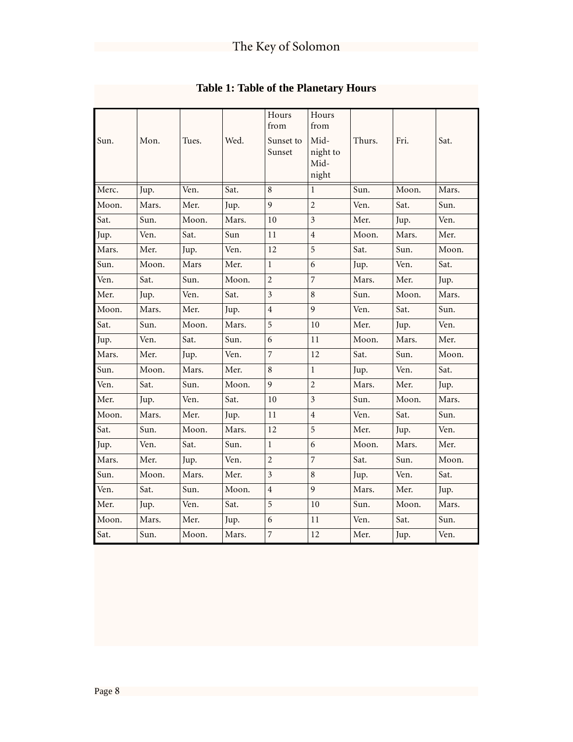**Table 1: Table of the Planetary Hours**

| Sun. | Mon. | Tues. | Wed. | Hours from Sunset to Sunset | Hours from Mid-night to Mid-night | Thurs. | Fri. | Sat. |
|---|---|---|---|---|---|---|---|---|
| Merc. | Jup. | Ven. | Sat. | 8 | 1 | Sun. | Moon. | Mars. |
| Moon. | Mars. | Mer. | Jup. | 9 | 2 | Ven. | Sat. | Sun. |
| Sat. | Sun. | Moon. | Mars. | 10 | 3 | Mer. | Jup. | Ven. |
| Jup. | Ven. | Sat. | Sun | 11 | 4 | Moon. | Mars. | Mer. |
| Mars. | Mer. | Jup. | Ven. | 12 | 5 | Sat. | Sun. | Moon. |
| Sun. | Moon. | Mars | Mer. | 1 | 6 | Jup. | Ven. | Sat. |
| Ven. | Sat. | Sun. | Moon. | 2 | 7 | Mars. | Mer. | Jup. |
| Mer. | Jup. | Ven. | Sat. | 3 | 8 | Sun. | Moon. | Mars. |
| Moon. | Mars. | Mer. | Jup. | 4 | 9 | Ven. | Sat. | Sun. |
| Sat. | Sun. | Moon. | Mars. | 5 | 10 | Mer. | Jup. | Ven. |
| Jup. | Ven. | Sat. | Sun. | 6 | 11 | Moon. | Mars. | Mer. |
| Mars. | Mer. | Jup. | Ven. | 7 | 12 | Sat. | Sun. | Moon. |
| Sun. | Moon. | Mars. | Mer. | 8 | 1 | Jup. | Ven. | Sat. |
| Ven. | Sat. | Sun. | Moon. | 9 | 2 | Mars. | Mer. | Jup. |
| Mer. | Jup. | Ven. | Sat. | 10 | 3 | Sun. | Moon. | Mars. |
| Moon. | Mars. | Mer. | Jup. | 11 | 4 | Ven. | Sat. | Sun. |
| Sat. | Sun. | Moon. | Mars. | 12 | 5 | Mer. | Jup. | Ven. |
| Jup. | Ven. | Sat. | Sun. | 1 | 6 | Moon. | Mars. | Mer. |
| Mars. | Mer. | Jup. | Ven. | 2 | 7 | Sat. | Sun. | Moon. |
| Sun. | Moon. | Mars. | Mer. | 3 | 8 | Jup. | Ven. | Sat. |
| Ven. | Sat. | Sun. | Moon. | 4 | 9 | Mars. | Mer. | Jup. |
| Mer. | Jup. | Ven. | Sat. | 5 | 10 | Sun. | Moon. | Mars. |
| Moon. | Mars. | Mer. | Jup. | 6 | 11 | Ven. | Sat. | Sun. |
| Sat. | Sun. | Moon. | Mars. | 7 | 12 | Mer. | Jup. | Ven. |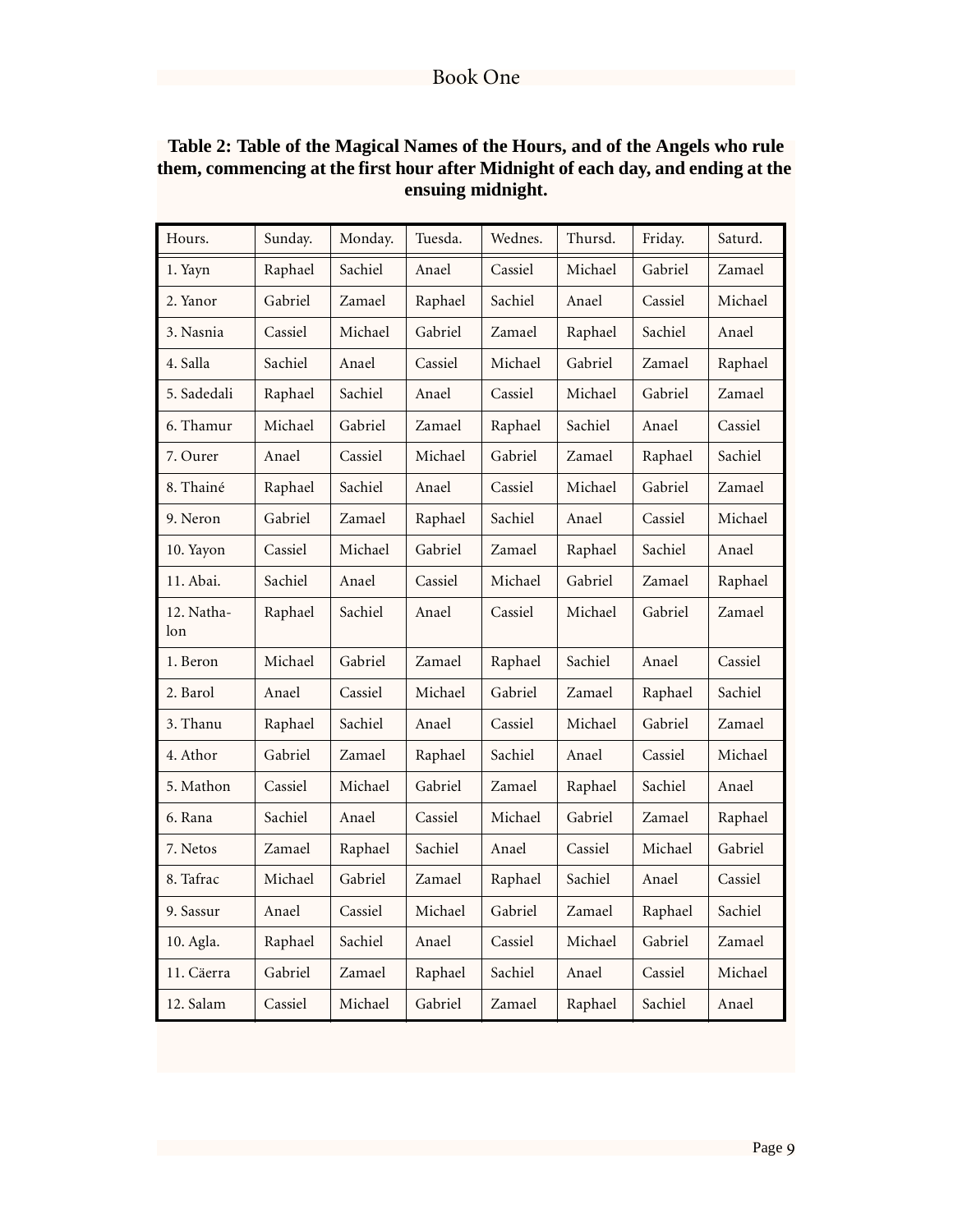**Table 2: Table of the Magical Names of the Hours, and of the Angels who rule them, commencing at the first hour after Midnight of each day, and ending at the ensuing midnight.**

| Hours. | Sunday. | Monday. | Tuesda. | Wednes. | Thursd. | Friday. | Saturd. |
|---|---|---|---|---|---|---|---|
| 1. Yayn | Raphael | Sachiel | Anael | Cassiel | Michael | Gabriel | Zamael |
| 2. Yanor | Gabriel | Zamael | Raphael | Sachiel | Anael | Cassiel | Michael |
| 3. Nasnia | Cassiel | Michael | Gabriel | Zamael | Raphael | Sachiel | Anael |
| 4. Salla | Sachiel | Anael | Cassiel | Michael | Gabriel | Zamael | Raphael |
| 5. Sadedali | Raphael | Sachiel | Anael | Cassiel | Michael | Gabriel | Zamael |
| 6. Thamur | Michael | Gabriel | Zamael | Raphael | Sachiel | Anael | Cassiel |
| 7. Ourer | Anael | Cassiel | Michael | Gabriel | Zamael | Raphael | Sachiel |
| 8. Thainé | Raphael | Sachiel | Anael | Cassiel | Michael | Gabriel | Zamael |
| 9. Neron | Gabriel | Zamael | Raphael | Sachiel | Anael | Cassiel | Michael |
| 10. Yayon | Cassiel | Michael | Gabriel | Zamael | Raphael | Sachiel | Anael |
| 11. Abai. | Sachiel | Anael | Cassiel | Michael | Gabriel | Zamael | Raphael |
| 12. Natha-lon | Raphael | Sachiel | Anael | Cassiel | Michael | Gabriel | Zamael |
| 1. Beron | Michael | Gabriel | Zamael | Raphael | Sachiel | Anael | Cassiel |
| 2. Barol | Anael | Cassiel | Michael | Gabriel | Zamael | Raphael | Sachiel |
| 3. Thanu | Raphael | Sachiel | Anael | Cassiel | Michael | Gabriel | Zamael |
| 4. Athor | Gabriel | Zamael | Raphael | Sachiel | Anael | Cassiel | Michael |
| 5. Mathon | Cassiel | Michael | Gabriel | Zamael | Raphael | Sachiel | Anael |
| 6. Rana | Sachiel | Anael | Cassiel | Michael | Gabriel | Zamael | Raphael |
| 7. Netos | Zamael | Raphael | Sachiel | Anael | Cassiel | Michael | Gabriel |
| 8. Tafrac | Michael | Gabriel | Zamael | Raphael | Sachiel | Anael | Cassiel |
| 9. Sassur | Anael | Cassiel | Michael | Gabriel | Zamael | Raphael | Sachiel |
| 10. Agla. | Raphael | Sachiel | Anael | Cassiel | Michael | Gabriel | Zamael |
| 11. Cäerra | Gabriel | Zamael | Raphael | Sachiel | Anael | Cassiel | Michael |
| 12. Salam | Cassiel | Michael | Gabriel | Zamael | Raphael | Sachiel | Anael |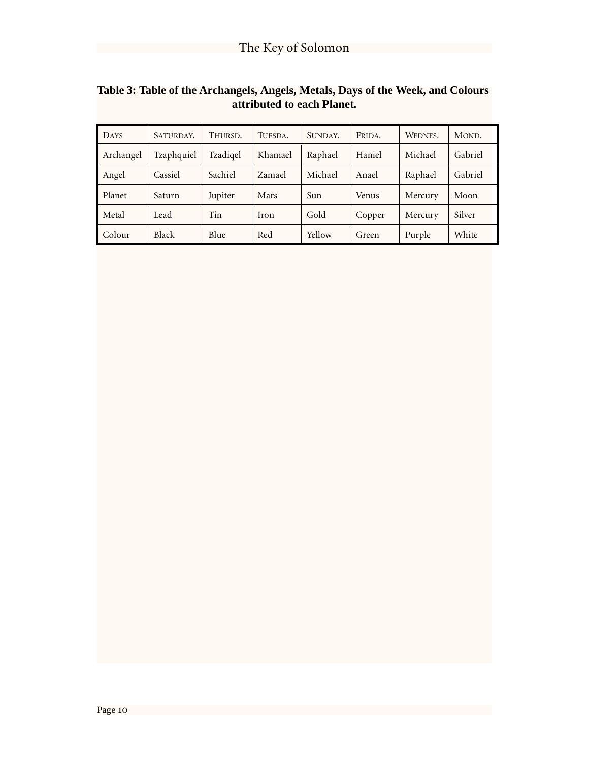**Table 3: Table of the Archangels, Angels, Metals, Days of the Week, and Colours attributed to each Planet.**

| DAYS | SATURDAY. | THURSD. | TUESDA. | SUNDAY. | FRIDA. | WEDNES. | MOND. |
|---|---|---|---|---|---|---|---|
| Archangel | Tzaphquiel | Tzadiqel | Khamael | Raphael | Haniel | Michael | Gabriel |
| Angel | Cassiel | Sachiel | Zamael | Michael | Anael | Raphael | Gabriel |
| Planet | Saturn | Jupiter | Mars | Sun | Venus | Mercury | Moon |
| Metal | Lead | Tin | Iron | Gold | Copper | Mercury | Silver |
| Colour | Black | Blue | Red | Yellow | Green | Purple | White |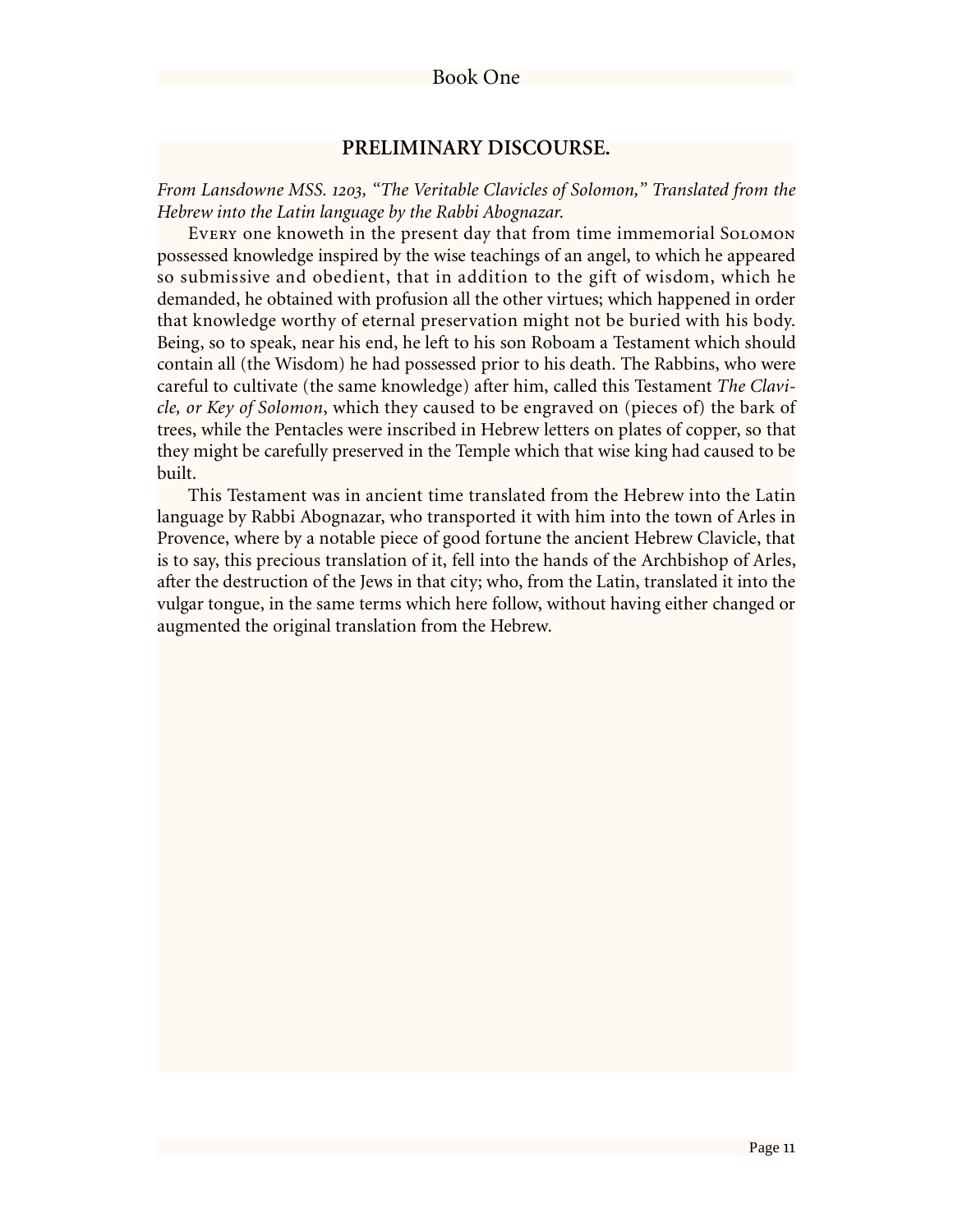## PRELIMINARY DISCOURSE.

*From Lansdowne MSS. 1203, "The Veritable Clavicles of Solomon," Translated from the Hebrew into the Latin language by the Rabbi Abognazar.*

Every one knoweth in the present day that from time immemorial Solomon possessed knowledge inspired by the wise teachings of an angel, to which he appeared so submissive and obedient, that in addition to the gift of wisdom, which he demanded, he obtained with profusion all the other virtues; which happened in order that knowledge worthy of eternal preservation might not be buried with his body. Being, so to speak, near his end, he left to his son Roboam a Testament which should contain all (the Wisdom) he had possessed prior to his death. The Rabbins, who were careful to cultivate (the same knowledge) after him, called this Testament *The Clavicle, or Key of Solomon*, which they caused to be engraved on (pieces of) the bark of trees, while the Pentacles were inscribed in Hebrew letters on plates of copper, so that they might be carefully preserved in the Temple which that wise king had caused to be built.

This Testament was in ancient time translated from the Hebrew into the Latin language by Rabbi Abognazar, who transported it with him into the town of Arles in Provence, where by a notable piece of good fortune the ancient Hebrew Clavicle, that is to say, this precious translation of it, fell into the hands of the Archbishop of Arles, after the destruction of the Jews in that city; who, from the Latin, translated it into the vulgar tongue, in the same terms which here follow, without having either changed or augmented the original translation from the Hebrew.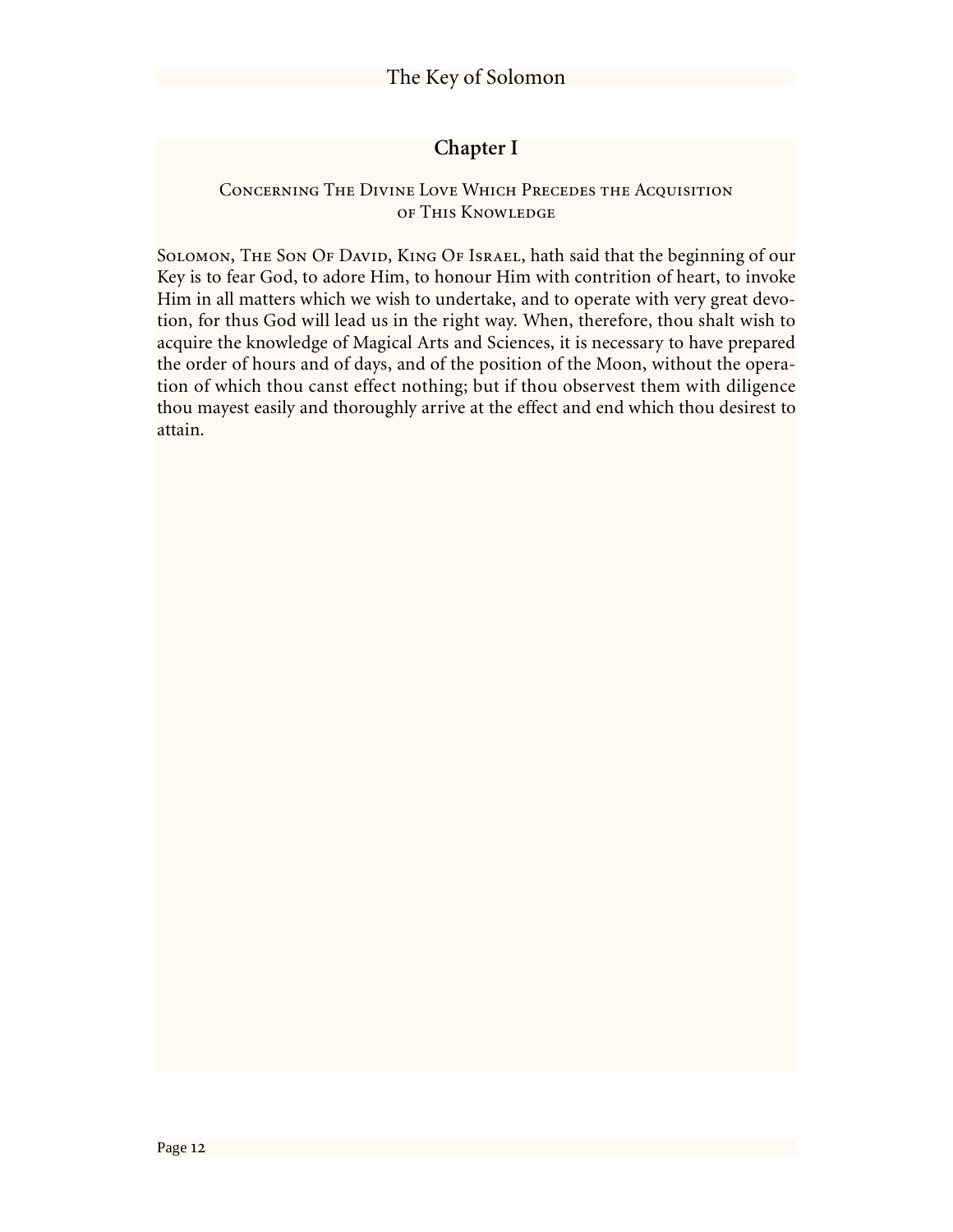## Chapter I

### Concerning The Divine Love Which Precedes the Acquisition of This Knowledge

Solomon, The Son Of David, King Of Israel, hath said that the beginning of our Key is to fear God, to adore Him, to honour Him with contrition of heart, to invoke Him in all matters which we wish to undertake, and to operate with very great devotion, for thus God will lead us in the right way. When, therefore, thou shalt wish to acquire the knowledge of Magical Arts and Sciences, it is necessary to have prepared the order of hours and of days, and of the position of the Moon, without the operation of which thou canst effect nothing; but if thou observest them with diligence thou mayest easily and thoroughly arrive at the effect and end which thou desirest to attain.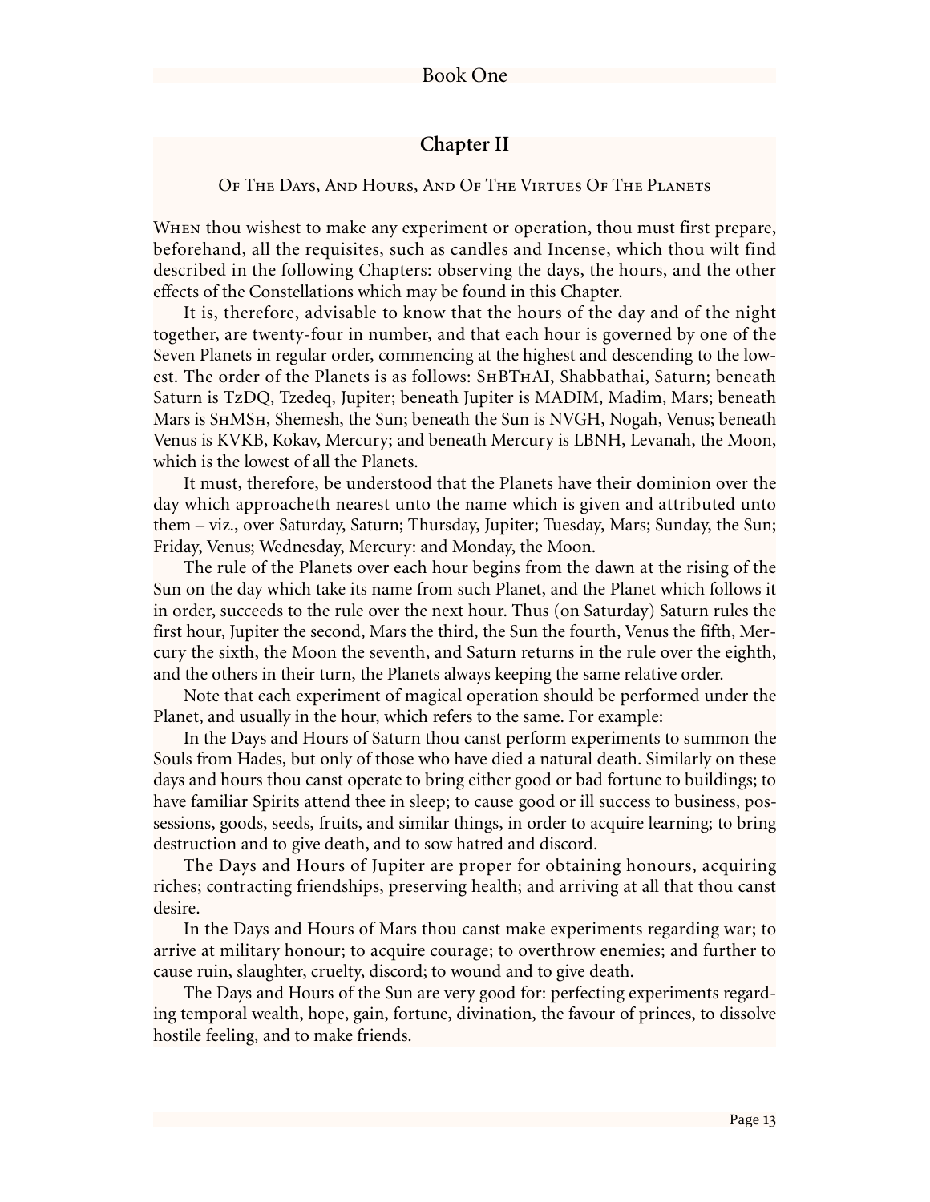## Chapter II

Of The Days, And Hours, And Of The Virtues Of The Planets

When thou wishest to make any experiment or operation, thou must first prepare, beforehand, all the requisites, such as candles and Incense, which thou wilt find described in the following Chapters: observing the days, the hours, and the other effects of the Constellations which may be found in this Chapter.

It is, therefore, advisable to know that the hours of the day and of the night together, are twenty-four in number, and that each hour is governed by one of the Seven Planets in regular order, commencing at the highest and descending to the lowest. The order of the Planets is as follows: ShBThAI, Shabbathai, Saturn; beneath Saturn is TzDQ, Tzedeq, Jupiter; beneath Jupiter is MADIM, Madim, Mars; beneath Mars is ShMSh, Shemesh, the Sun; beneath the Sun is NVGH, Nogah, Venus; beneath Venus is KVKB, Kokav, Mercury; and beneath Mercury is LBNH, Levanah, the Moon, which is the lowest of all the Planets.

It must, therefore, be understood that the Planets have their dominion over the day which approacheth nearest unto the name which is given and attributed unto them – viz., over Saturday, Saturn; Thursday, Jupiter; Tuesday, Mars; Sunday, the Sun; Friday, Venus; Wednesday, Mercury: and Monday, the Moon.

The rule of the Planets over each hour begins from the dawn at the rising of the Sun on the day which take its name from such Planet, and the Planet which follows it in order, succeeds to the rule over the next hour. Thus (on Saturday) Saturn rules the first hour, Jupiter the second, Mars the third, the Sun the fourth, Venus the fifth, Mercury the sixth, the Moon the seventh, and Saturn returns in the rule over the eighth, and the others in their turn, the Planets always keeping the same relative order.

Note that each experiment of magical operation should be performed under the Planet, and usually in the hour, which refers to the same. For example:

In the Days and Hours of Saturn thou canst perform experiments to summon the Souls from Hades, but only of those who have died a natural death. Similarly on these days and hours thou canst operate to bring either good or bad fortune to buildings; to have familiar Spirits attend thee in sleep; to cause good or ill success to business, possessions, goods, seeds, fruits, and similar things, in order to acquire learning; to bring destruction and to give death, and to sow hatred and discord.

The Days and Hours of Jupiter are proper for obtaining honours, acquiring riches; contracting friendships, preserving health; and arriving at all that thou canst desire.

In the Days and Hours of Mars thou canst make experiments regarding war; to arrive at military honour; to acquire courage; to overthrow enemies; and further to cause ruin, slaughter, cruelty, discord; to wound and to give death.

The Days and Hours of the Sun are very good for: perfecting experiments regarding temporal wealth, hope, gain, fortune, divination, the favour of princes, to dissolve hostile feeling, and to make friends.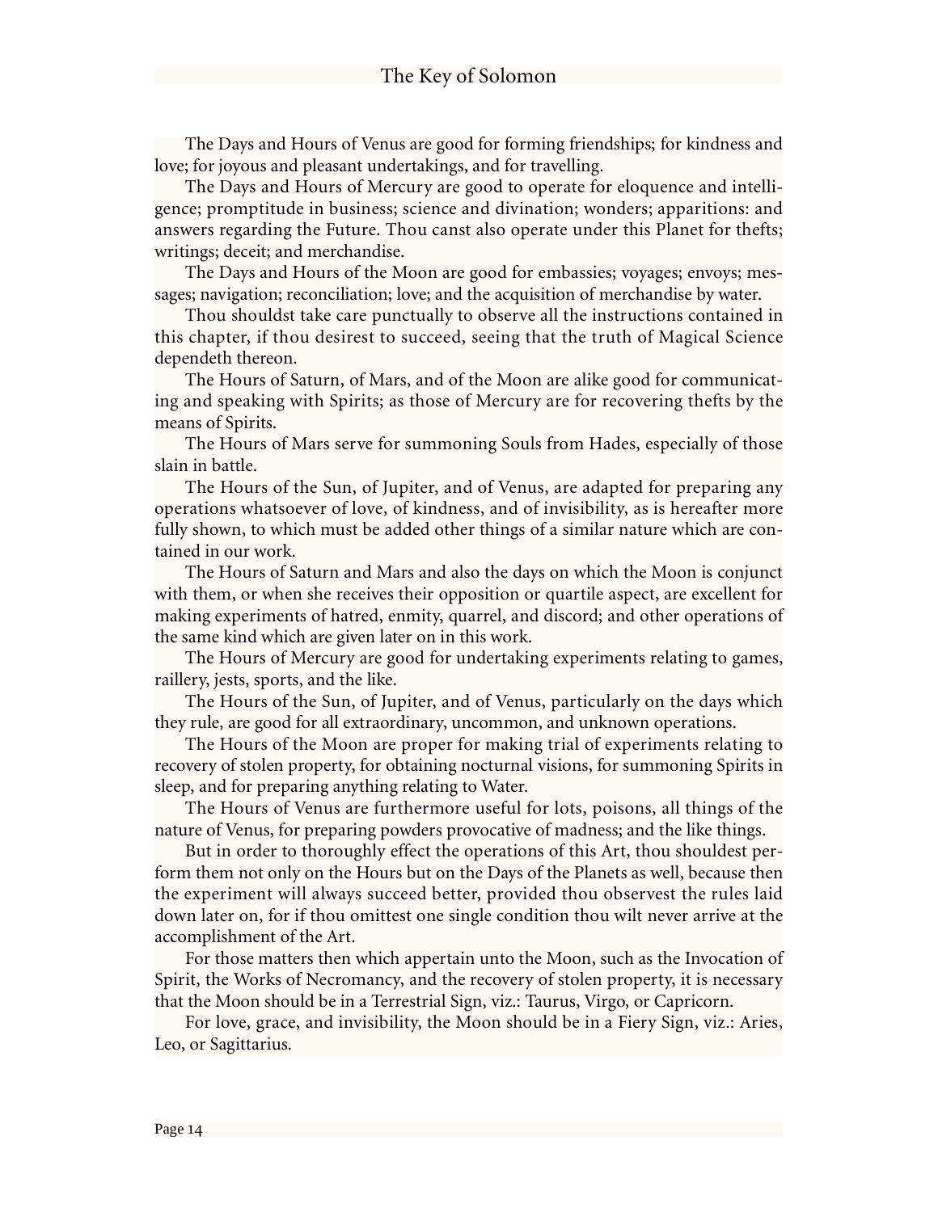The Days and Hours of Venus are good for forming friendships; for kindness and love; for joyous and pleasant undertakings, and for travelling.

The Days and Hours of Mercury are good to operate for eloquence and intelligence; promptitude in business; science and divination; wonders; apparitions: and answers regarding the Future. Thou canst also operate under this Planet for thefts; writings; deceit; and merchandise.

The Days and Hours of the Moon are good for embassies; voyages; envoys; messages; navigation; reconciliation; love; and the acquisition of merchandise by water.

Thou shouldst take care punctually to observe all the instructions contained in this chapter, if thou desirest to succeed, seeing that the truth of Magical Science dependeth thereon.

The Hours of Saturn, of Mars, and of the Moon are alike good for communicating and speaking with Spirits; as those of Mercury are for recovering thefts by the means of Spirits.

The Hours of Mars serve for summoning Souls from Hades, especially of those slain in battle.

The Hours of the Sun, of Jupiter, and of Venus, are adapted for preparing any operations whatsoever of love, of kindness, and of invisibility, as is hereafter more fully shown, to which must be added other things of a similar nature which are contained in our work.

The Hours of Saturn and Mars and also the days on which the Moon is conjunct with them, or when she receives their opposition or quartile aspect, are excellent for making experiments of hatred, enmity, quarrel, and discord; and other operations of the same kind which are given later on in this work.

The Hours of Mercury are good for undertaking experiments relating to games, raillery, jests, sports, and the like.

The Hours of the Sun, of Jupiter, and of Venus, particularly on the days which they rule, are good for all extraordinary, uncommon, and unknown operations.

The Hours of the Moon are proper for making trial of experiments relating to recovery of stolen property, for obtaining nocturnal visions, for summoning Spirits in sleep, and for preparing anything relating to Water.

The Hours of Venus are furthermore useful for lots, poisons, all things of the nature of Venus, for preparing powders provocative of madness; and the like things.

But in order to thoroughly effect the operations of this Art, thou shouldest perform them not only on the Hours but on the Days of the Planets as well, because then the experiment will always succeed better, provided thou observest the rules laid down later on, for if thou omittest one single condition thou wilt never arrive at the accomplishment of the Art.

For those matters then which appertain unto the Moon, such as the Invocation of Spirit, the Works of Necromancy, and the recovery of stolen property, it is necessary that the Moon should be in a Terrestrial Sign, viz.: Taurus, Virgo, or Capricorn.

For love, grace, and invisibility, the Moon should be in a Fiery Sign, viz.: Aries, Leo, or Sagittarius.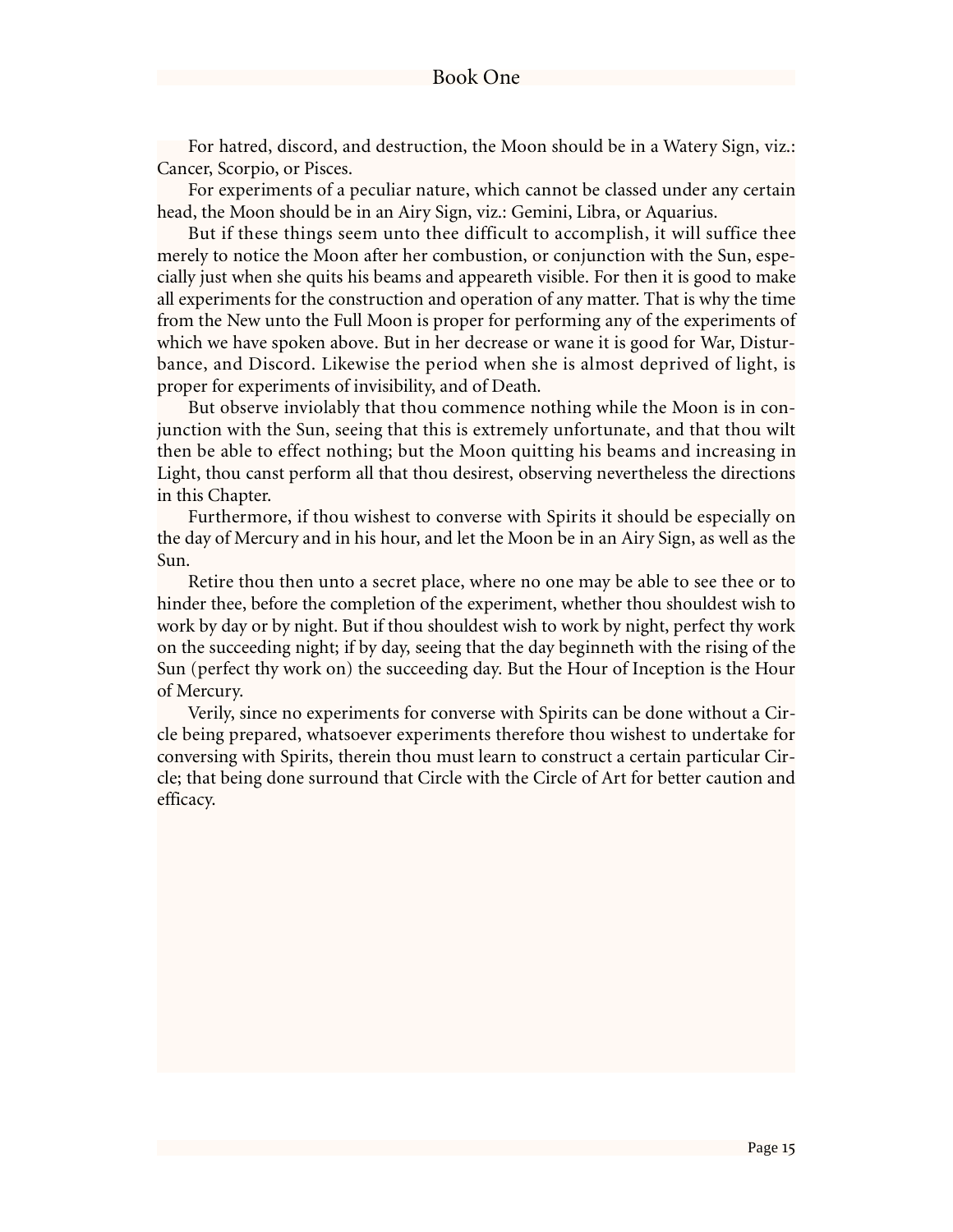For hatred, discord, and destruction, the Moon should be in a Watery Sign, viz.: Cancer, Scorpio, or Pisces.

For experiments of a peculiar nature, which cannot be classed under any certain head, the Moon should be in an Airy Sign, viz.: Gemini, Libra, or Aquarius.

But if these things seem unto thee difficult to accomplish, it will suffice thee merely to notice the Moon after her combustion, or conjunction with the Sun, especially just when she quits his beams and appeareth visible. For then it is good to make all experiments for the construction and operation of any matter. That is why the time from the New unto the Full Moon is proper for performing any of the experiments of which we have spoken above. But in her decrease or wane it is good for War, Disturbance, and Discord. Likewise the period when she is almost deprived of light, is proper for experiments of invisibility, and of Death.

But observe inviolably that thou commence nothing while the Moon is in conjunction with the Sun, seeing that this is extremely unfortunate, and that thou wilt then be able to effect nothing; but the Moon quitting his beams and increasing in Light, thou canst perform all that thou desirest, observing nevertheless the directions in this Chapter.

Furthermore, if thou wishest to converse with Spirits it should be especially on the day of Mercury and in his hour, and let the Moon be in an Airy Sign, as well as the Sun.

Retire thou then unto a secret place, where no one may be able to see thee or to hinder thee, before the completion of the experiment, whether thou shouldest wish to work by day or by night. But if thou shouldest wish to work by night, perfect thy work on the succeeding night; if by day, seeing that the day beginneth with the rising of the Sun (perfect thy work on) the succeeding day. But the Hour of Inception is the Hour of Mercury.

Verily, since no experiments for converse with Spirits can be done without a Circle being prepared, whatsoever experiments therefore thou wishest to undertake for conversing with Spirits, therein thou must learn to construct a certain particular Circle; that being done surround that Circle with the Circle of Art for better caution and efficacy.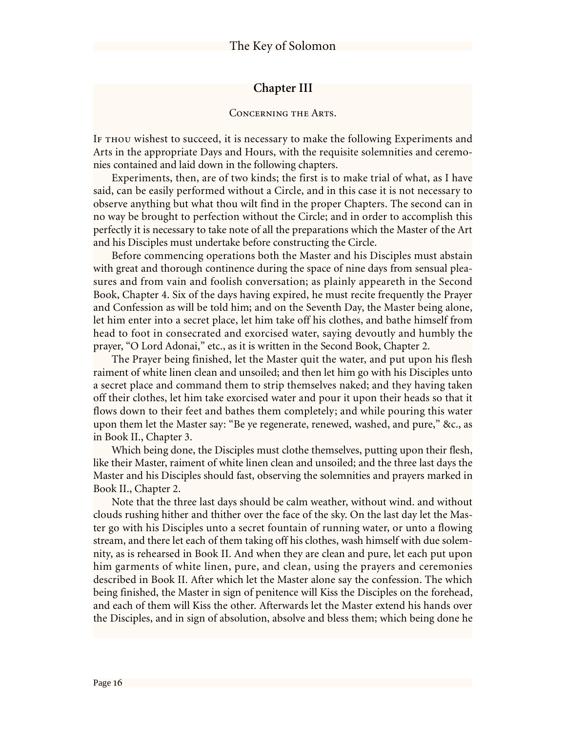## Chapter III

Concerning the Arts.

If thou wishest to succeed, it is necessary to make the following Experiments and Arts in the appropriate Days and Hours, with the requisite solemnities and ceremonies contained and laid down in the following chapters.

Experiments, then, are of two kinds; the first is to make trial of what, as I have said, can be easily performed without a Circle, and in this case it is not necessary to observe anything but what thou wilt find in the proper Chapters. The second can in no way be brought to perfection without the Circle; and in order to accomplish this perfectly it is necessary to take note of all the preparations which the Master of the Art and his Disciples must undertake before constructing the Circle.

Before commencing operations both the Master and his Disciples must abstain with great and thorough continence during the space of nine days from sensual pleasures and from vain and foolish conversation; as plainly appeareth in the Second Book, Chapter 4. Six of the days having expired, he must recite frequently the Prayer and Confession as will be told him; and on the Seventh Day, the Master being alone, let him enter into a secret place, let him take off his clothes, and bathe himself from head to foot in consecrated and exorcised water, saying devoutly and humbly the prayer, "O Lord Adonai," etc., as it is written in the Second Book, Chapter 2.

The Prayer being finished, let the Master quit the water, and put upon his flesh raiment of white linen clean and unsoiled; and then let him go with his Disciples unto a secret place and command them to strip themselves naked; and they having taken off their clothes, let him take exorcised water and pour it upon their heads so that it flows down to their feet and bathes them completely; and while pouring this water upon them let the Master say: "Be ye regenerate, renewed, washed, and pure," &c., as in Book II., Chapter 3.

Which being done, the Disciples must clothe themselves, putting upon their flesh, like their Master, raiment of white linen clean and unsoiled; and the three last days the Master and his Disciples should fast, observing the solemnities and prayers marked in Book II., Chapter 2.

Note that the three last days should be calm weather, without wind. and without clouds rushing hither and thither over the face of the sky. On the last day let the Master go with his Disciples unto a secret fountain of running water, or unto a flowing stream, and there let each of them taking off his clothes, wash himself with due solemnity, as is rehearsed in Book II. And when they are clean and pure, let each put upon him garments of white linen, pure, and clean, using the prayers and ceremonies described in Book II. After which let the Master alone say the confession. The which being finished, the Master in sign of penitence will Kiss the Disciples on the forehead, and each of them will Kiss the other. Afterwards let the Master extend his hands over the Disciples, and in sign of absolution, absolve and bless them; which being done he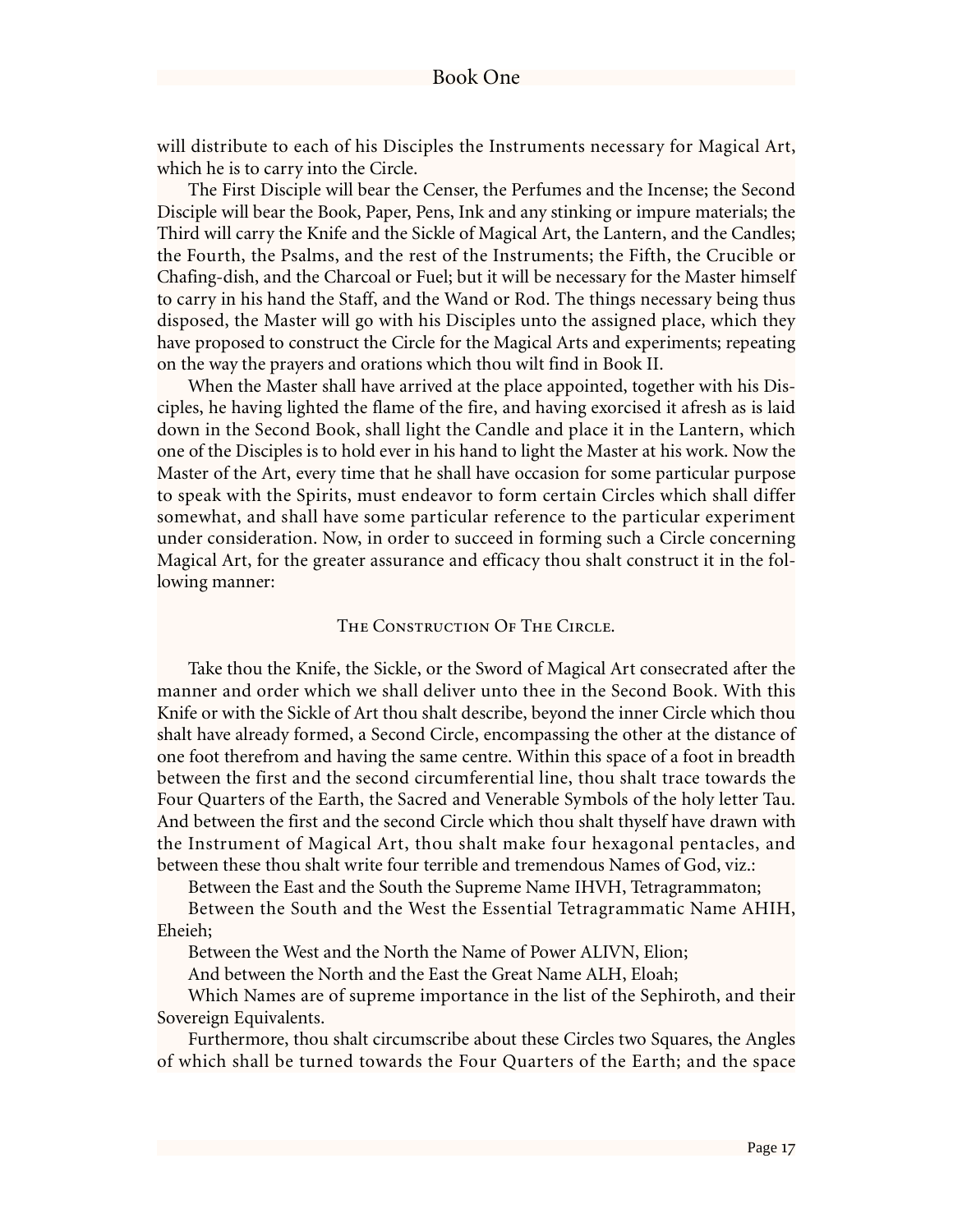will distribute to each of his Disciples the Instruments necessary for Magical Art, which he is to carry into the Circle.

The First Disciple will bear the Censer, the Perfumes and the Incense; the Second Disciple will bear the Book, Paper, Pens, Ink and any stinking or impure materials; the Third will carry the Knife and the Sickle of Magical Art, the Lantern, and the Candles; the Fourth, the Psalms, and the rest of the Instruments; the Fifth, the Crucible or Chafing-dish, and the Charcoal or Fuel; but it will be necessary for the Master himself to carry in his hand the Staff, and the Wand or Rod. The things necessary being thus disposed, the Master will go with his Disciples unto the assigned place, which they have proposed to construct the Circle for the Magical Arts and experiments; repeating on the way the prayers and orations which thou wilt find in Book II.

When the Master shall have arrived at the place appointed, together with his Disciples, he having lighted the flame of the fire, and having exorcised it afresh as is laid down in the Second Book, shall light the Candle and place it in the Lantern, which one of the Disciples is to hold ever in his hand to light the Master at his work. Now the Master of the Art, every time that he shall have occasion for some particular purpose to speak with the Spirits, must endeavor to form certain Circles which shall differ somewhat, and shall have some particular reference to the particular experiment under consideration. Now, in order to succeed in forming such a Circle concerning Magical Art, for the greater assurance and efficacy thou shalt construct it in the following manner:

### The Construction Of The Circle.

Take thou the Knife, the Sickle, or the Sword of Magical Art consecrated after the manner and order which we shall deliver unto thee in the Second Book. With this Knife or with the Sickle of Art thou shalt describe, beyond the inner Circle which thou shalt have already formed, a Second Circle, encompassing the other at the distance of one foot therefrom and having the same centre. Within this space of a foot in breadth between the first and the second circumferential line, thou shalt trace towards the Four Quarters of the Earth, the Sacred and Venerable Symbols of the holy letter Tau. And between the first and the second Circle which thou shalt thyself have drawn with the Instrument of Magical Art, thou shalt make four hexagonal pentacles, and between these thou shalt write four terrible and tremendous Names of God, viz.:

Between the East and the South the Supreme Name IHVH, Tetragrammaton;

Between the South and the West the Essential Tetragrammatic Name AHIH, Eheieh;

Between the West and the North the Name of Power ALIVN, Elion;

And between the North and the East the Great Name ALH, Eloah;

Which Names are of supreme importance in the list of the Sephiroth, and their Sovereign Equivalents.

Furthermore, thou shalt circumscribe about these Circles two Squares, the Angles of which shall be turned towards the Four Quarters of the Earth; and the space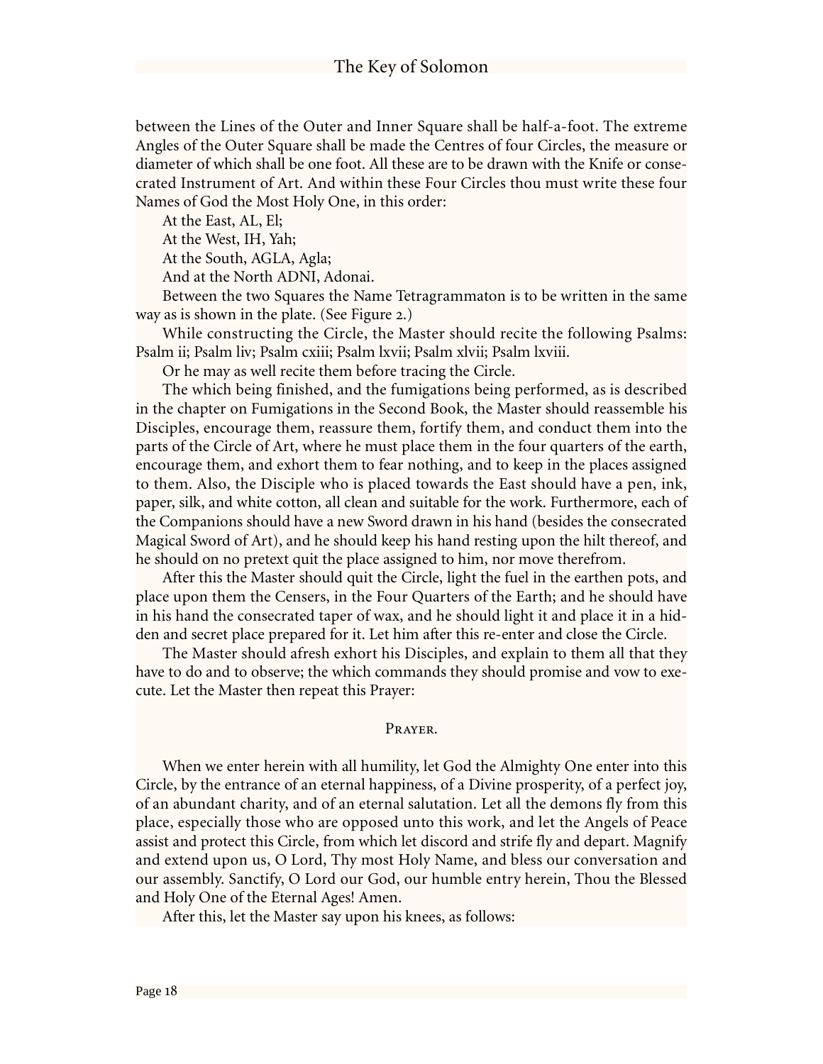between the Lines of the Outer and Inner Square shall be half-a-foot. The extreme Angles of the Outer Square shall be made the Centres of four Circles, the measure or diameter of which shall be one foot. All these are to be drawn with the Knife or consecrated Instrument of Art. And within these Four Circles thou must write these four Names of God the Most Holy One, in this order:

At the East, AL, El;

At the West, IH, Yah;

At the South, AGLA, Agla;

And at the North ADNI, Adonai.

Between the two Squares the Name Tetragrammaton is to be written in the same way as is shown in the plate. (See Figure 2.)

While constructing the Circle, the Master should recite the following Psalms: Psalm ii; Psalm liv; Psalm cxiii; Psalm lxvii; Psalm xlvii; Psalm lxviii.

Or he may as well recite them before tracing the Circle.

The which being finished, and the fumigations being performed, as is described in the chapter on Fumigations in the Second Book, the Master should reassemble his Disciples, encourage them, reassure them, fortify them, and conduct them into the parts of the Circle of Art, where he must place them in the four quarters of the earth, encourage them, and exhort them to fear nothing, and to keep in the places assigned to them. Also, the Disciple who is placed towards the East should have a pen, ink, paper, silk, and white cotton, all clean and suitable for the work. Furthermore, each of the Companions should have a new Sword drawn in his hand (besides the consecrated Magical Sword of Art), and he should keep his hand resting upon the hilt thereof, and he should on no pretext quit the place assigned to him, nor move therefrom.

After this the Master should quit the Circle, light the fuel in the earthen pots, and place upon them the Censers, in the Four Quarters of the Earth; and he should have in his hand the consecrated taper of wax, and he should light it and place it in a hidden and secret place prepared for it. Let him after this re-enter and close the Circle.

The Master should afresh exhort his Disciples, and explain to them all that they have to do and to observe; the which commands they should promise and vow to execute. Let the Master then repeat this Prayer:

### Prayer.

When we enter herein with all humility, let God the Almighty One enter into this Circle, by the entrance of an eternal happiness, of a Divine prosperity, of a perfect joy, of an abundant charity, and of an eternal salutation. Let all the demons fly from this place, especially those who are opposed unto this work, and let the Angels of Peace assist and protect this Circle, from which let discord and strife fly and depart. Magnify and extend upon us, O Lord, Thy most Holy Name, and bless our conversation and our assembly. Sanctify, O Lord our God, our humble entry herein, Thou the Blessed and Holy One of the Eternal Ages! Amen.

After this, let the Master say upon his knees, as follows: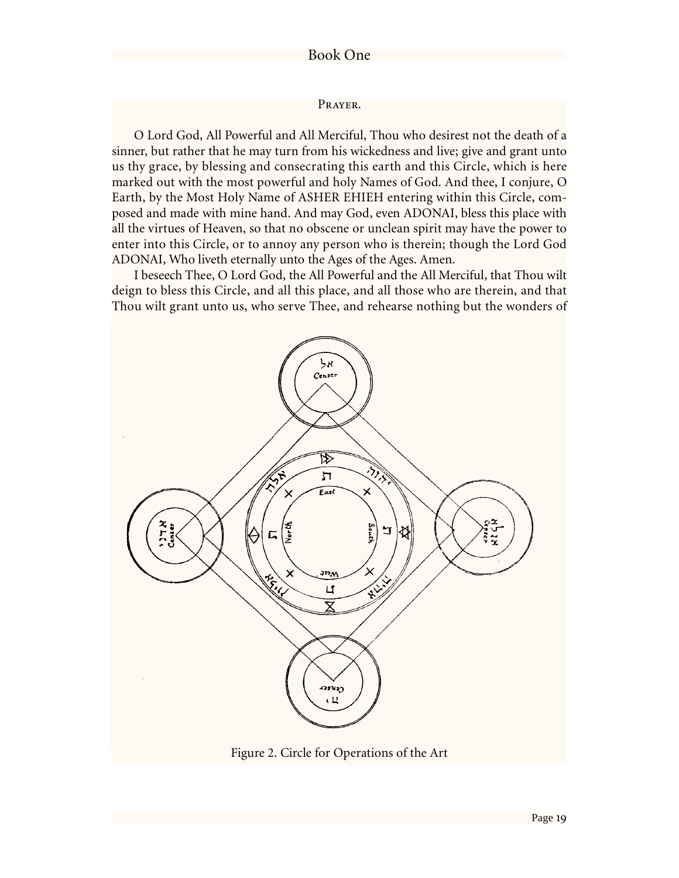### Prayer.

O Lord God, All Powerful and All Merciful, Thou who desirest not the death of a sinner, but rather that he may turn from his wickedness and live; give and grant unto us thy grace, by blessing and consecrating this earth and this Circle, which is here marked out with the most powerful and holy Names of God. And thee, I conjure, O Earth, by the Most Holy Name of ASHER EHIEH entering within this Circle, composed and made with mine hand. And may God, even ADONAI, bless this place with all the virtues of Heaven, so that no obscene or unclean spirit may have the power to enter into this Circle, or to annoy any person who is therein; though the Lord God ADONAI, Who liveth eternally unto the Ages of the Ages. Amen.

I beseech Thee, O Lord God, the All Powerful and the All Merciful, that Thou wilt deign to bless this Circle, and all this place, and all those who are therein, and that Thou wilt grant unto us, who serve Thee, and rehearse nothing but the wonders of

Figure 2. Circle for Operations of the Art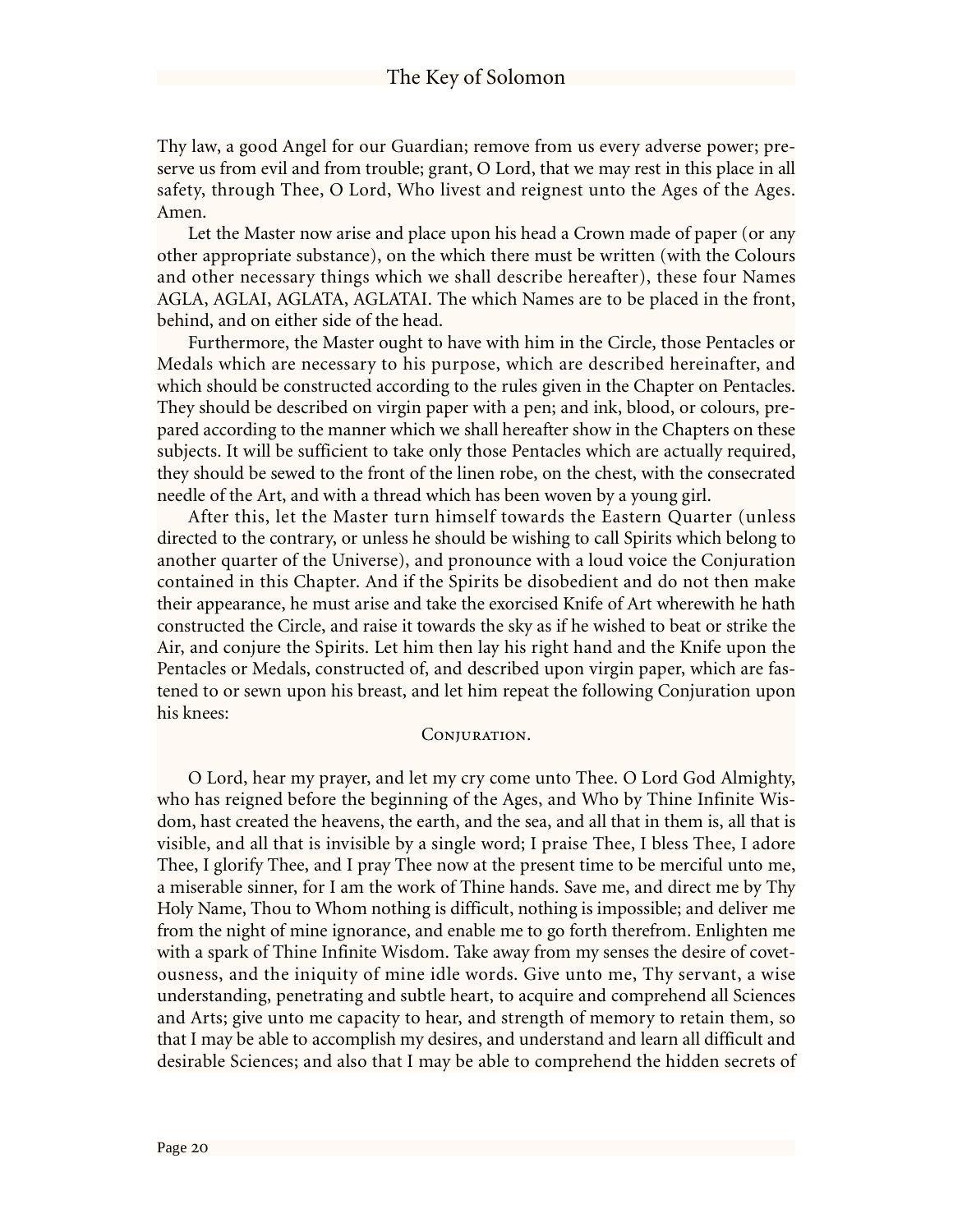Thy law, a good Angel for our Guardian; remove from us every adverse power; preserve us from evil and from trouble; grant, O Lord, that we may rest in this place in all safety, through Thee, O Lord, Who livest and reignest unto the Ages of the Ages. Amen.

Let the Master now arise and place upon his head a Crown made of paper (or any other appropriate substance), on the which there must be written (with the Colours and other necessary things which we shall describe hereafter), these four Names AGLA, AGLAI, AGLATA, AGLATAI. The which Names are to be placed in the front, behind, and on either side of the head.

Furthermore, the Master ought to have with him in the Circle, those Pentacles or Medals which are necessary to his purpose, which are described hereinafter, and which should be constructed according to the rules given in the Chapter on Pentacles. They should be described on virgin paper with a pen; and ink, blood, or colours, prepared according to the manner which we shall hereafter show in the Chapters on these subjects. It will be sufficient to take only those Pentacles which are actually required, they should be sewed to the front of the linen robe, on the chest, with the consecrated needle of the Art, and with a thread which has been woven by a young girl.

After this, let the Master turn himself towards the Eastern Quarter (unless directed to the contrary, or unless he should be wishing to call Spirits which belong to another quarter of the Universe), and pronounce with a loud voice the Conjuration contained in this Chapter. And if the Spirits be disobedient and do not then make their appearance, he must arise and take the exorcised Knife of Art wherewith he hath constructed the Circle, and raise it towards the sky as if he wished to beat or strike the Air, and conjure the Spirits. Let him then lay his right hand and the Knife upon the Pentacles or Medals, constructed of, and described upon virgin paper, which are fastened to or sewn upon his breast, and let him repeat the following Conjuration upon his knees:

### Conjuration.

O Lord, hear my prayer, and let my cry come unto Thee. O Lord God Almighty, who has reigned before the beginning of the Ages, and Who by Thine Infinite Wisdom, hast created the heavens, the earth, and the sea, and all that in them is, all that is visible, and all that is invisible by a single word; I praise Thee, I bless Thee, I adore Thee, I glorify Thee, and I pray Thee now at the present time to be merciful unto me, a miserable sinner, for I am the work of Thine hands. Save me, and direct me by Thy Holy Name, Thou to Whom nothing is difficult, nothing is impossible; and deliver me from the night of mine ignorance, and enable me to go forth therefrom. Enlighten me with a spark of Thine Infinite Wisdom. Take away from my senses the desire of covetousness, and the iniquity of mine idle words. Give unto me, Thy servant, a wise understanding, penetrating and subtle heart, to acquire and comprehend all Sciences and Arts; give unto me capacity to hear, and strength of memory to retain them, so that I may be able to accomplish my desires, and understand and learn all difficult and desirable Sciences; and also that I may be able to comprehend the hidden secrets of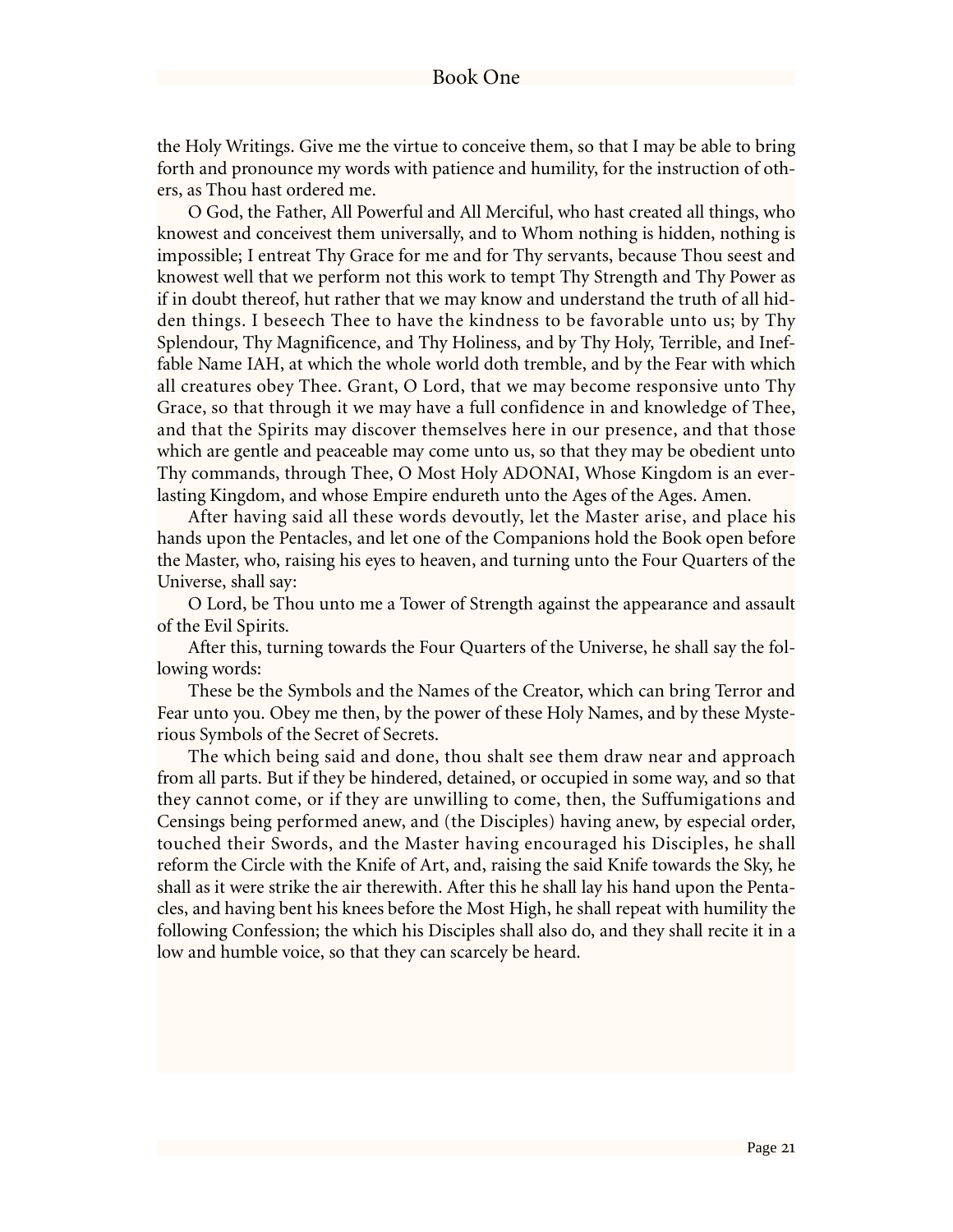the Holy Writings. Give me the virtue to conceive them, so that I may be able to bring forth and pronounce my words with patience and humility, for the instruction of others, as Thou hast ordered me.

O God, the Father, All Powerful and All Merciful, who hast created all things, who knowest and conceivest them universally, and to Whom nothing is hidden, nothing is impossible; I entreat Thy Grace for me and for Thy servants, because Thou seest and knowest well that we perform not this work to tempt Thy Strength and Thy Power as if in doubt thereof, hut rather that we may know and understand the truth of all hidden things. I beseech Thee to have the kindness to be favorable unto us; by Thy Splendour, Thy Magnificence, and Thy Holiness, and by Thy Holy, Terrible, and Ineffable Name IAH, at which the whole world doth tremble, and by the Fear with which all creatures obey Thee. Grant, O Lord, that we may become responsive unto Thy Grace, so that through it we may have a full confidence in and knowledge of Thee, and that the Spirits may discover themselves here in our presence, and that those which are gentle and peaceable may come unto us, so that they may be obedient unto Thy commands, through Thee, O Most Holy ADONAI, Whose Kingdom is an everlasting Kingdom, and whose Empire endureth unto the Ages of the Ages. Amen.

After having said all these words devoutly, let the Master arise, and place his hands upon the Pentacles, and let one of the Companions hold the Book open before the Master, who, raising his eyes to heaven, and turning unto the Four Quarters of the Universe, shall say:

O Lord, be Thou unto me a Tower of Strength against the appearance and assault of the Evil Spirits.

After this, turning towards the Four Quarters of the Universe, he shall say the following words:

These be the Symbols and the Names of the Creator, which can bring Terror and Fear unto you. Obey me then, by the power of these Holy Names, and by these Mysterious Symbols of the Secret of Secrets.

The which being said and done, thou shalt see them draw near and approach from all parts. But if they be hindered, detained, or occupied in some way, and so that they cannot come, or if they are unwilling to come, then, the Suffumigations and Censings being performed anew, and (the Disciples) having anew, by especial order, touched their Swords, and the Master having encouraged his Disciples, he shall reform the Circle with the Knife of Art, and, raising the said Knife towards the Sky, he shall as it were strike the air therewith. After this he shall lay his hand upon the Pentacles, and having bent his knees before the Most High, he shall repeat with humility the following Confession; the which his Disciples shall also do, and they shall recite it in a low and humble voice, so that they can scarcely be heard.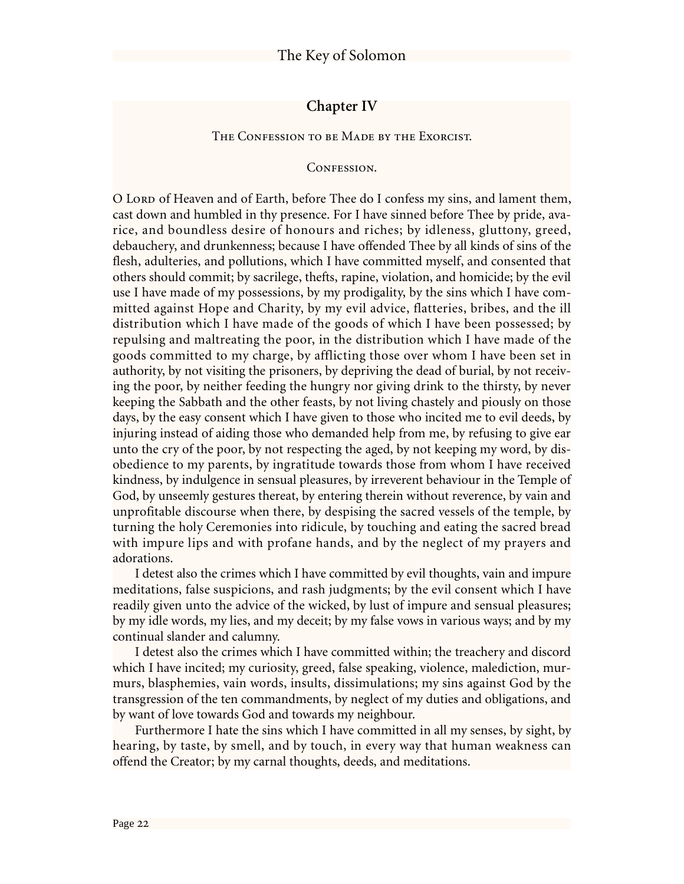## Chapter IV

The Confession to be Made by the Exorcist.

Confession.

O Lord of Heaven and of Earth, before Thee do I confess my sins, and lament them, cast down and humbled in thy presence. For I have sinned before Thee by pride, avarice, and boundless desire of honours and riches; by idleness, gluttony, greed, debauchery, and drunkenness; because I have offended Thee by all kinds of sins of the flesh, adulteries, and pollutions, which I have committed myself, and consented that others should commit; by sacrilege, thefts, rapine, violation, and homicide; by the evil use I have made of my possessions, by my prodigality, by the sins which I have committed against Hope and Charity, by my evil advice, flatteries, bribes, and the ill distribution which I have made of the goods of which I have been possessed; by repulsing and maltreating the poor, in the distribution which I have made of the goods committed to my charge, by afflicting those over whom I have been set in authority, by not visiting the prisoners, by depriving the dead of burial, by not receiving the poor, by neither feeding the hungry nor giving drink to the thirsty, by never keeping the Sabbath and the other feasts, by not living chastely and piously on those days, by the easy consent which I have given to those who incited me to evil deeds, by injuring instead of aiding those who demanded help from me, by refusing to give ear unto the cry of the poor, by not respecting the aged, by not keeping my word, by disobedience to my parents, by ingratitude towards those from whom I have received kindness, by indulgence in sensual pleasures, by irreverent behaviour in the Temple of God, by unseemly gestures thereat, by entering therein without reverence, by vain and unprofitable discourse when there, by despising the sacred vessels of the temple, by turning the holy Ceremonies into ridicule, by touching and eating the sacred bread with impure lips and with profane hands, and by the neglect of my prayers and adorations.

I detest also the crimes which I have committed by evil thoughts, vain and impure meditations, false suspicions, and rash judgments; by the evil consent which I have readily given unto the advice of the wicked, by lust of impure and sensual pleasures; by my idle words, my lies, and my deceit; by my false vows in various ways; and by my continual slander and calumny.

I detest also the crimes which I have committed within; the treachery and discord which I have incited; my curiosity, greed, false speaking, violence, malediction, murmurs, blasphemies, vain words, insults, dissimulations; my sins against God by the transgression of the ten commandments, by neglect of my duties and obligations, and by want of love towards God and towards my neighbour.

Furthermore I hate the sins which I have committed in all my senses, by sight, by hearing, by taste, by smell, and by touch, in every way that human weakness can offend the Creator; by my carnal thoughts, deeds, and meditations.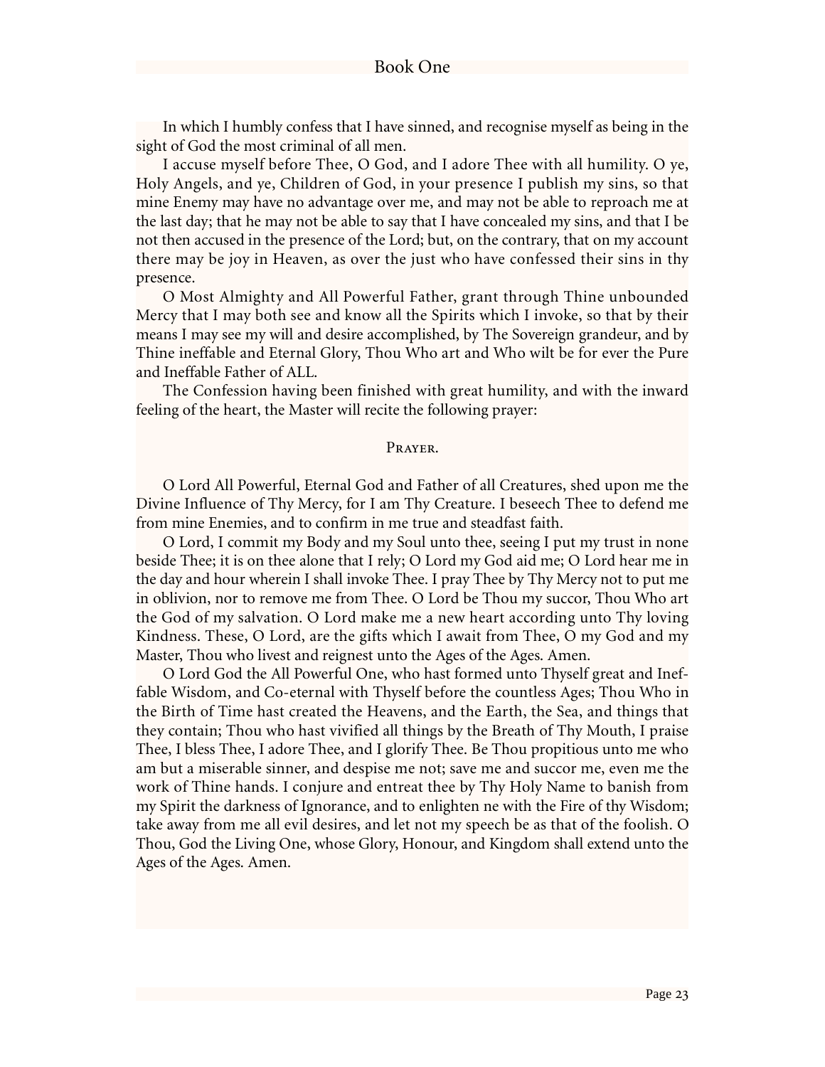In which I humbly confess that I have sinned, and recognise myself as being in the sight of God the most criminal of all men.

I accuse myself before Thee, O God, and I adore Thee with all humility. O ye, Holy Angels, and ye, Children of God, in your presence I publish my sins, so that mine Enemy may have no advantage over me, and may not be able to reproach me at the last day; that he may not be able to say that I have concealed my sins, and that I be not then accused in the presence of the Lord; but, on the contrary, that on my account there may be joy in Heaven, as over the just who have confessed their sins in thy presence.

O Most Almighty and All Powerful Father, grant through Thine unbounded Mercy that I may both see and know all the Spirits which I invoke, so that by their means I may see my will and desire accomplished, by The Sovereign grandeur, and by Thine ineffable and Eternal Glory, Thou Who art and Who wilt be for ever the Pure and Ineffable Father of ALL.

The Confession having been finished with great humility, and with the inward feeling of the heart, the Master will recite the following prayer:

### Prayer.

O Lord All Powerful, Eternal God and Father of all Creatures, shed upon me the Divine Influence of Thy Mercy, for I am Thy Creature. I beseech Thee to defend me from mine Enemies, and to confirm in me true and steadfast faith.

O Lord, I commit my Body and my Soul unto thee, seeing I put my trust in none beside Thee; it is on thee alone that I rely; O Lord my God aid me; O Lord hear me in the day and hour wherein I shall invoke Thee. I pray Thee by Thy Mercy not to put me in oblivion, nor to remove me from Thee. O Lord be Thou my succor, Thou Who art the God of my salvation. O Lord make me a new heart according unto Thy loving Kindness. These, O Lord, are the gifts which I await from Thee, O my God and my Master, Thou who livest and reignest unto the Ages of the Ages. Amen.

O Lord God the All Powerful One, who hast formed unto Thyself great and Ineffable Wisdom, and Co-eternal with Thyself before the countless Ages; Thou Who in the Birth of Time hast created the Heavens, and the Earth, the Sea, and things that they contain; Thou who hast vivified all things by the Breath of Thy Mouth, I praise Thee, I bless Thee, I adore Thee, and I glorify Thee. Be Thou propitious unto me who am but a miserable sinner, and despise me not; save me and succor me, even me the work of Thine hands. I conjure and entreat thee by Thy Holy Name to banish from my Spirit the darkness of Ignorance, and to enlighten ne with the Fire of thy Wisdom; take away from me all evil desires, and let not my speech be as that of the foolish. O Thou, God the Living One, whose Glory, Honour, and Kingdom shall extend unto the Ages of the Ages. Amen.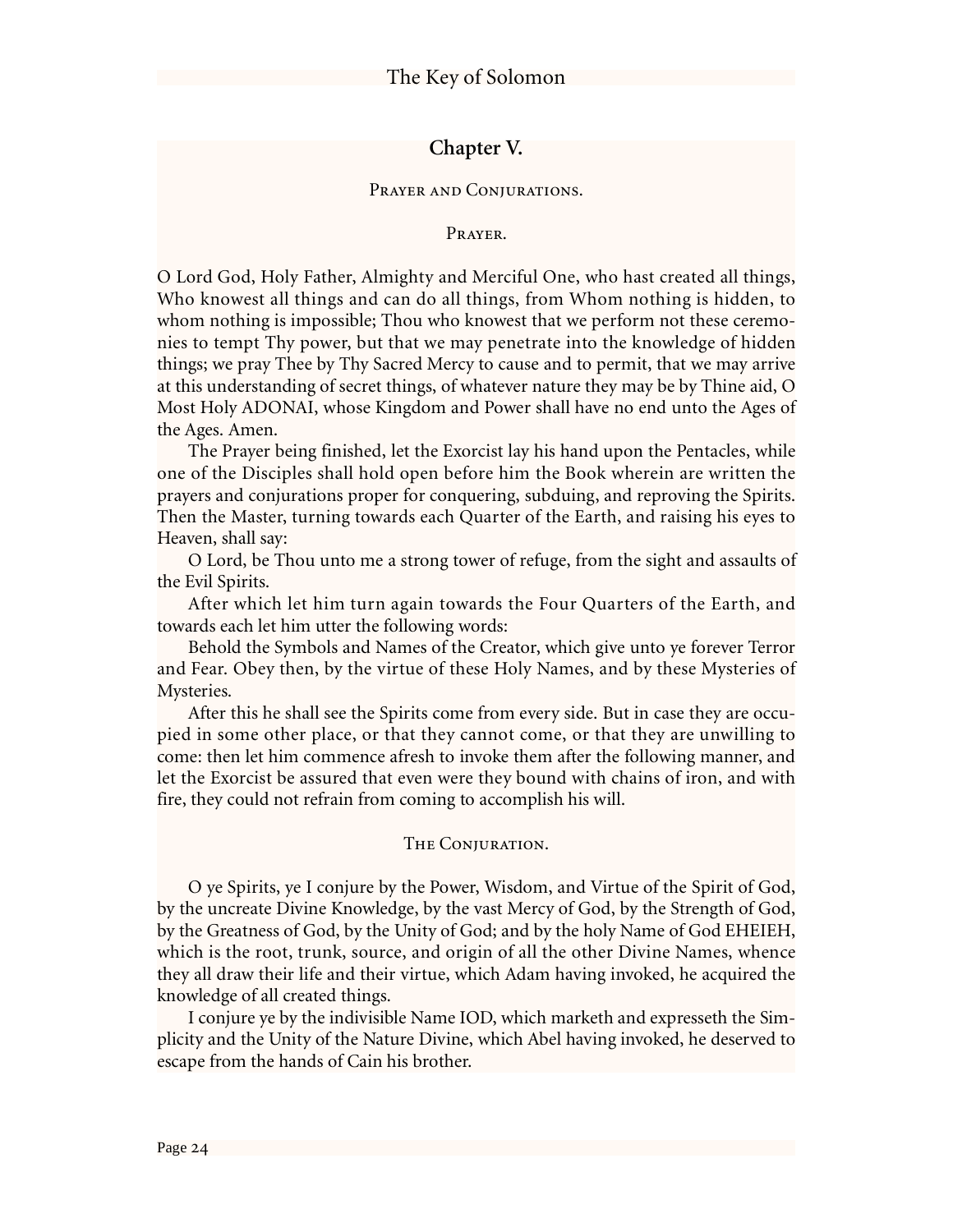## Chapter V.

### Prayer and Conjurations.

#### Prayer.

O Lord God, Holy Father, Almighty and Merciful One, who hast created all things, Who knowest all things and can do all things, from Whom nothing is hidden, to whom nothing is impossible; Thou who knowest that we perform not these ceremonies to tempt Thy power, but that we may penetrate into the knowledge of hidden things; we pray Thee by Thy Sacred Mercy to cause and to permit, that we may arrive at this understanding of secret things, of whatever nature they may be by Thine aid, O Most Holy ADONAI, whose Kingdom and Power shall have no end unto the Ages of the Ages. Amen.

The Prayer being finished, let the Exorcist lay his hand upon the Pentacles, while one of the Disciples shall hold open before him the Book wherein are written the prayers and conjurations proper for conquering, subduing, and reproving the Spirits. Then the Master, turning towards each Quarter of the Earth, and raising his eyes to Heaven, shall say:

O Lord, be Thou unto me a strong tower of refuge, from the sight and assaults of the Evil Spirits.

After which let him turn again towards the Four Quarters of the Earth, and towards each let him utter the following words:

Behold the Symbols and Names of the Creator, which give unto ye forever Terror and Fear. Obey then, by the virtue of these Holy Names, and by these Mysteries of Mysteries.

After this he shall see the Spirits come from every side. But in case they are occupied in some other place, or that they cannot come, or that they are unwilling to come: then let him commence afresh to invoke them after the following manner, and let the Exorcist be assured that even were they bound with chains of iron, and with fire, they could not refrain from coming to accomplish his will.

#### The Conjuration.

O ye Spirits, ye I conjure by the Power, Wisdom, and Virtue of the Spirit of God, by the uncreate Divine Knowledge, by the vast Mercy of God, by the Strength of God, by the Greatness of God, by the Unity of God; and by the holy Name of God EHEIEH, which is the root, trunk, source, and origin of all the other Divine Names, whence they all draw their life and their virtue, which Adam having invoked, he acquired the knowledge of all created things.

I conjure ye by the indivisible Name IOD, which marketh and expresseth the Simplicity and the Unity of the Nature Divine, which Abel having invoked, he deserved to escape from the hands of Cain his brother.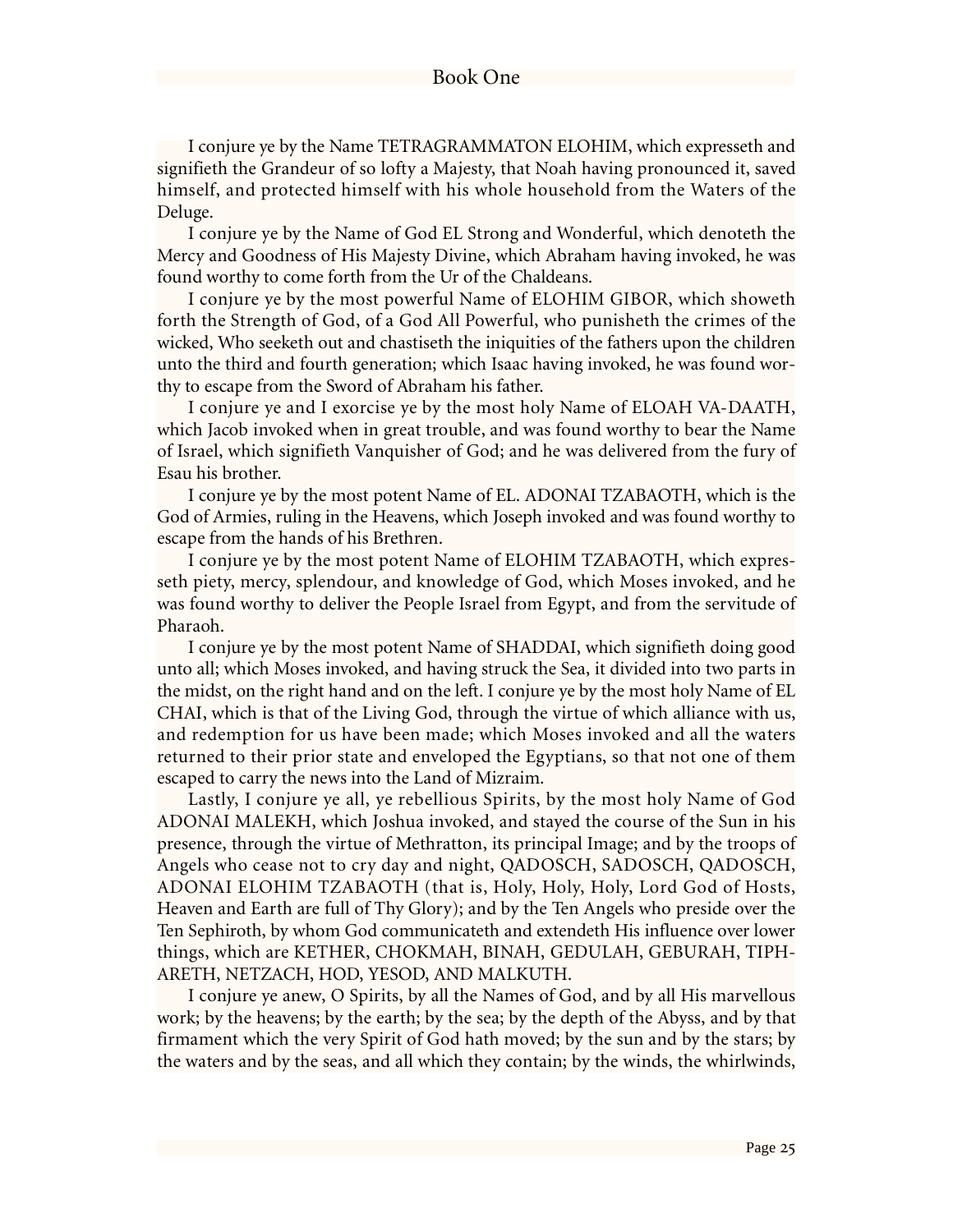I conjure ye by the Name TETRAGRAMMATON ELOHIM, which expresseth and signifieth the Grandeur of so lofty a Majesty, that Noah having pronounced it, saved himself, and protected himself with his whole household from the Waters of the Deluge.

I conjure ye by the Name of God EL Strong and Wonderful, which denoteth the Mercy and Goodness of His Majesty Divine, which Abraham having invoked, he was found worthy to come forth from the Ur of the Chaldeans.

I conjure ye by the most powerful Name of ELOHIM GIBOR, which showeth forth the Strength of God, of a God All Powerful, who punisheth the crimes of the wicked, Who seeketh out and chastiseth the iniquities of the fathers upon the children unto the third and fourth generation; which Isaac having invoked, he was found worthy to escape from the Sword of Abraham his father.

I conjure ye and I exorcise ye by the most holy Name of ELOAH VA-DAATH, which Jacob invoked when in great trouble, and was found worthy to bear the Name of Israel, which signifieth Vanquisher of God; and he was delivered from the fury of Esau his brother.

I conjure ye by the most potent Name of EL. ADONAI TZABAOTH, which is the God of Armies, ruling in the Heavens, which Joseph invoked and was found worthy to escape from the hands of his Brethren.

I conjure ye by the most potent Name of ELOHIM TZABAOTH, which expresseth piety, mercy, splendour, and knowledge of God, which Moses invoked, and he was found worthy to deliver the People Israel from Egypt, and from the servitude of Pharaoh.

I conjure ye by the most potent Name of SHADDAI, which signifieth doing good unto all; which Moses invoked, and having struck the Sea, it divided into two parts in the midst, on the right hand and on the left. I conjure ye by the most holy Name of EL CHAI, which is that of the Living God, through the virtue of which alliance with us, and redemption for us have been made; which Moses invoked and all the waters returned to their prior state and enveloped the Egyptians, so that not one of them escaped to carry the news into the Land of Mizraim.

Lastly, I conjure ye all, ye rebellious Spirits, by the most holy Name of God ADONAI MALEKH, which Joshua invoked, and stayed the course of the Sun in his presence, through the virtue of Methratton, its principal Image; and by the troops of Angels who cease not to cry day and night, QADOSCH, SADOSCH, QADOSCH, ADONAI ELOHIM TZABAOTH (that is, Holy, Holy, Holy, Lord God of Hosts, Heaven and Earth are full of Thy Glory); and by the Ten Angels who preside over the Ten Sephiroth, by whom God communicateth and extendeth His influence over lower things, which are KETHER, CHOKMAH, BINAH, GEDULAH, GEBURAH, TIPHARETH, NETZACH, HOD, YESOD, AND MALKUTH.

I conjure ye anew, O Spirits, by all the Names of God, and by all His marvellous work; by the heavens; by the earth; by the sea; by the depth of the Abyss, and by that firmament which the very Spirit of God hath moved; by the sun and by the stars; by the waters and by the seas, and all which they contain; by the winds, the whirlwinds,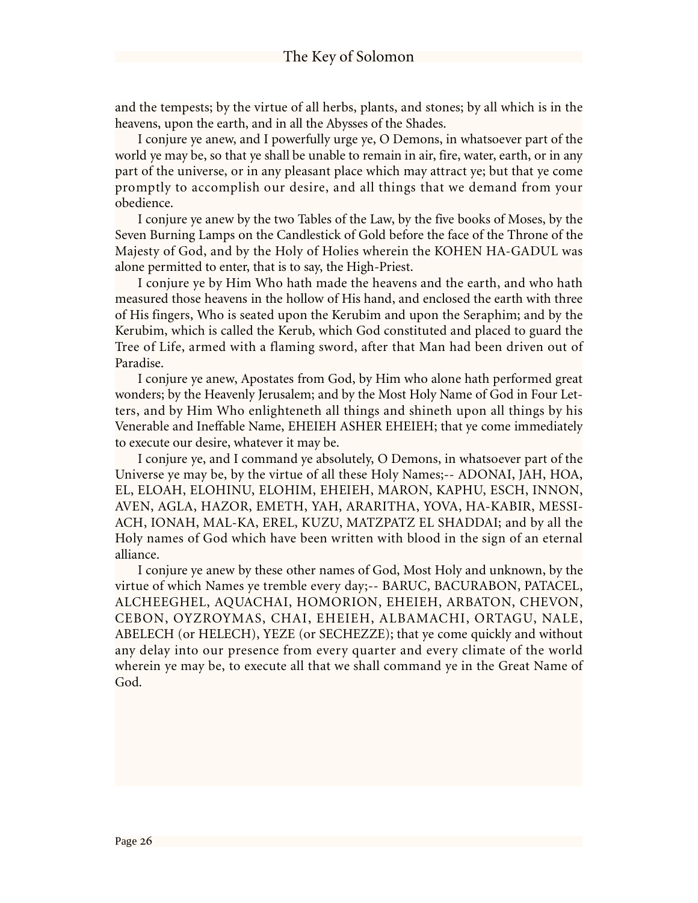and the tempests; by the virtue of all herbs, plants, and stones; by all which is in the heavens, upon the earth, and in all the Abysses of the Shades.

I conjure ye anew, and I powerfully urge ye, O Demons, in whatsoever part of the world ye may be, so that ye shall be unable to remain in air, fire, water, earth, or in any part of the universe, or in any pleasant place which may attract ye; but that ye come promptly to accomplish our desire, and all things that we demand from your obedience.

I conjure ye anew by the two Tables of the Law, by the five books of Moses, by the Seven Burning Lamps on the Candlestick of Gold before the face of the Throne of the Majesty of God, and by the Holy of Holies wherein the KOHEN HA-GADUL was alone permitted to enter, that is to say, the High-Priest.

I conjure ye by Him Who hath made the heavens and the earth, and who hath measured those heavens in the hollow of His hand, and enclosed the earth with three of His fingers, Who is seated upon the Kerubim and upon the Seraphim; and by the Kerubim, which is called the Kerub, which God constituted and placed to guard the Tree of Life, armed with a flaming sword, after that Man had been driven out of Paradise.

I conjure ye anew, Apostates from God, by Him who alone hath performed great wonders; by the Heavenly Jerusalem; and by the Most Holy Name of God in Four Letters, and by Him Who enlighteneth all things and shineth upon all things by his Venerable and Ineffable Name, EHEIEH ASHER EHEIEH; that ye come immediately to execute our desire, whatever it may be.

I conjure ye, and I command ye absolutely, O Demons, in whatsoever part of the Universe ye may be, by the virtue of all these Holy Names;-- ADONAI, JAH, HOA, EL, ELOAH, ELOHINU, ELOHIM, EHEIEH, MARON, KAPHU, ESCH, INNON, AVEN, AGLA, HAZOR, EMETH, YAH, ARARITHA, YOVA, HA-KABIR, MESSIACH, IONAH, MAL-KA, EREL, KUZU, MATZPATZ EL SHADDAI; and by all the Holy names of God which have been written with blood in the sign of an eternal alliance.

I conjure ye anew by these other names of God, Most Holy and unknown, by the virtue of which Names ye tremble every day;-- BARUC, BACURABON, PATACEL, ALCHEEGHEL, AQUACHAI, HOMORION, EHEIEH, ARBATON, CHEVON, CEBON, OYZROYMAS, CHAI, EHEIEH, ALBAMACHI, ORTAGU, NALE, ABELECH (or HELECH), YEZE (or SECHEZZE); that ye come quickly and without any delay into our presence from every quarter and every climate of the world wherein ye may be, to execute all that we shall command ye in the Great Name of God.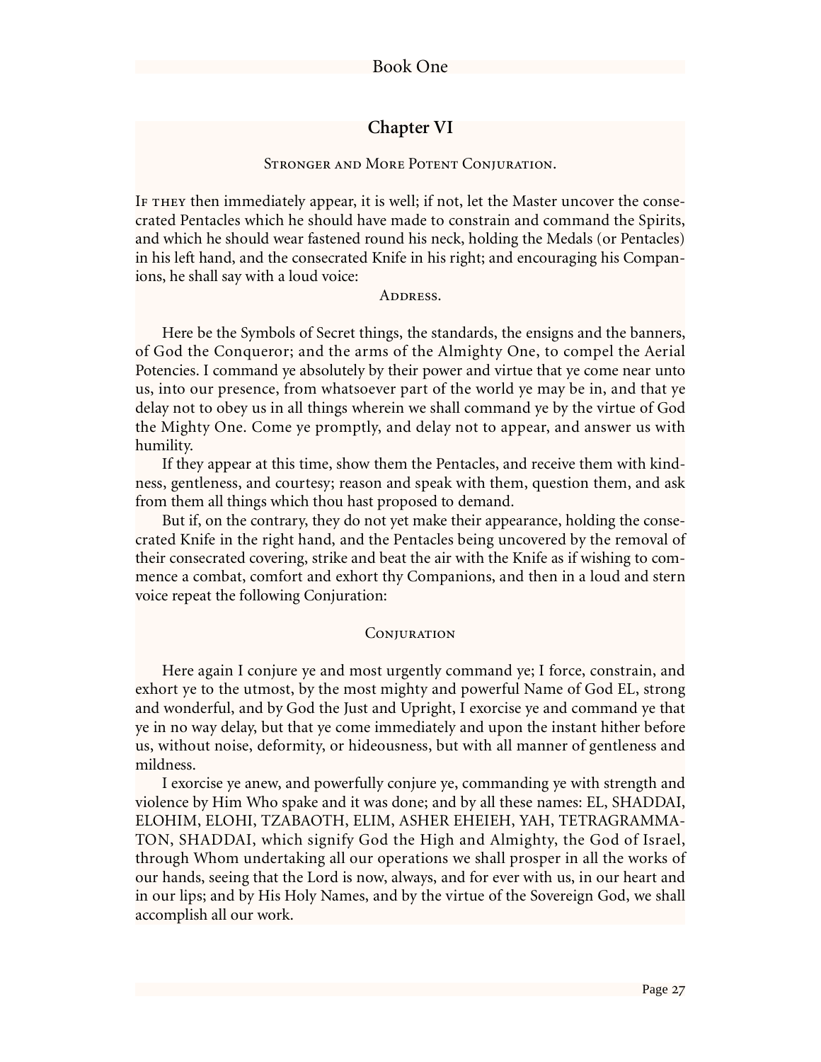## Chapter VI

Stronger and More Potent Conjuration.

If they then immediately appear, it is well; if not, let the Master uncover the consecrated Pentacles which he should have made to constrain and command the Spirits, and which he should wear fastened round his neck, holding the Medals (or Pentacles) in his left hand, and the consecrated Knife in his right; and encouraging his Companions, he shall say with a loud voice:

Address.

Here be the Symbols of Secret things, the standards, the ensigns and the banners, of God the Conqueror; and the arms of the Almighty One, to compel the Aerial Potencies. I command ye absolutely by their power and virtue that ye come near unto us, into our presence, from whatsoever part of the world ye may be in, and that ye delay not to obey us in all things wherein we shall command ye by the virtue of God the Mighty One. Come ye promptly, and delay not to appear, and answer us with humility.

If they appear at this time, show them the Pentacles, and receive them with kindness, gentleness, and courtesy; reason and speak with them, question them, and ask from them all things which thou hast proposed to demand.

But if, on the contrary, they do not yet make their appearance, holding the consecrated Knife in the right hand, and the Pentacles being uncovered by the removal of their consecrated covering, strike and beat the air with the Knife as if wishing to commence a combat, comfort and exhort thy Companions, and then in a loud and stern voice repeat the following Conjuration:

Conjuration

Here again I conjure ye and most urgently command ye; I force, constrain, and exhort ye to the utmost, by the most mighty and powerful Name of God EL, strong and wonderful, and by God the Just and Upright, I exorcise ye and command ye that ye in no way delay, but that ye come immediately and upon the instant hither before us, without noise, deformity, or hideousness, but with all manner of gentleness and mildness.

I exorcise ye anew, and powerfully conjure ye, commanding ye with strength and violence by Him Who spake and it was done; and by all these names: EL, SHADDAI, ELOHIM, ELOHI, TZABAOTH, ELIM, ASHER EHEIEH, YAH, TETRAGRAMMATON, SHADDAI, which signify God the High and Almighty, the God of Israel, through Whom undertaking all our operations we shall prosper in all the works of our hands, seeing that the Lord is now, always, and for ever with us, in our heart and in our lips; and by His Holy Names, and by the virtue of the Sovereign God, we shall accomplish all our work.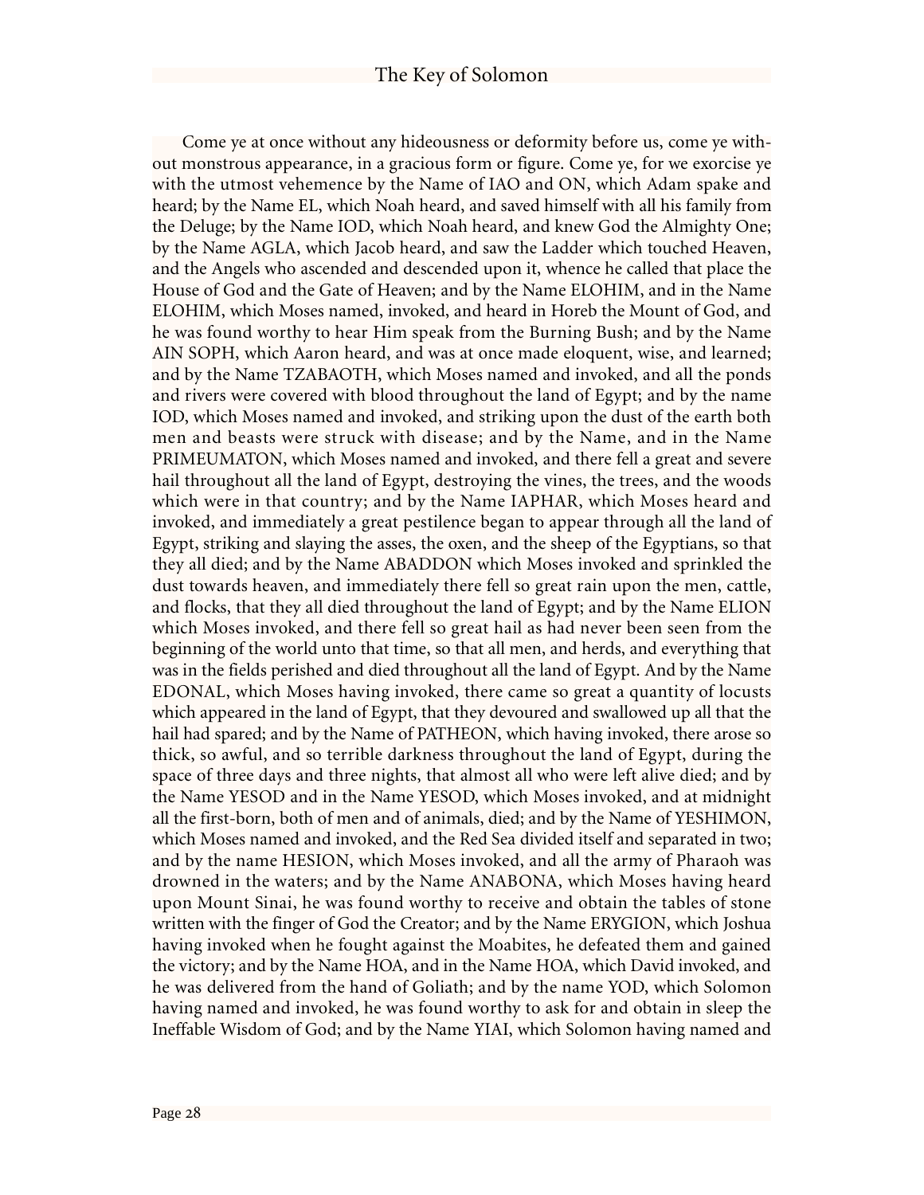Come ye at once without any hideousness or deformity before us, come ye without monstrous appearance, in a gracious form or figure. Come ye, for we exorcise ye with the utmost vehemence by the Name of IAO and ON, which Adam spake and heard; by the Name EL, which Noah heard, and saved himself with all his family from the Deluge; by the Name IOD, which Noah heard, and knew God the Almighty One; by the Name AGLA, which Jacob heard, and saw the Ladder which touched Heaven, and the Angels who ascended and descended upon it, whence he called that place the House of God and the Gate of Heaven; and by the Name ELOHIM, and in the Name ELOHIM, which Moses named, invoked, and heard in Horeb the Mount of God, and he was found worthy to hear Him speak from the Burning Bush; and by the Name AIN SOPH, which Aaron heard, and was at once made eloquent, wise, and learned; and by the Name TZABAOTH, which Moses named and invoked, and all the ponds and rivers were covered with blood throughout the land of Egypt; and by the name IOD, which Moses named and invoked, and striking upon the dust of the earth both men and beasts were struck with disease; and by the Name, and in the Name PRIMEUMATON, which Moses named and invoked, and there fell a great and severe hail throughout all the land of Egypt, destroying the vines, the trees, and the woods which were in that country; and by the Name IAPHAR, which Moses heard and invoked, and immediately a great pestilence began to appear through all the land of Egypt, striking and slaying the asses, the oxen, and the sheep of the Egyptians, so that they all died; and by the Name ABADDON which Moses invoked and sprinkled the dust towards heaven, and immediately there fell so great rain upon the men, cattle, and flocks, that they all died throughout the land of Egypt; and by the Name ELION which Moses invoked, and there fell so great hail as had never been seen from the beginning of the world unto that time, so that all men, and herds, and everything that was in the fields perished and died throughout all the land of Egypt. And by the Name EDONAL, which Moses having invoked, there came so great a quantity of locusts which appeared in the land of Egypt, that they devoured and swallowed up all that the hail had spared; and by the Name of PATHEON, which having invoked, there arose so thick, so awful, and so terrible darkness throughout the land of Egypt, during the space of three days and three nights, that almost all who were left alive died; and by the Name YESOD and in the Name YESOD, which Moses invoked, and at midnight all the first-born, both of men and of animals, died; and by the Name of YESHIMON, which Moses named and invoked, and the Red Sea divided itself and separated in two; and by the name HESION, which Moses invoked, and all the army of Pharaoh was drowned in the waters; and by the Name ANABONA, which Moses having heard upon Mount Sinai, he was found worthy to receive and obtain the tables of stone written with the finger of God the Creator; and by the Name ERYGION, which Joshua having invoked when he fought against the Moabites, he defeated them and gained the victory; and by the Name HOA, and in the Name HOA, which David invoked, and he was delivered from the hand of Goliath; and by the name YOD, which Solomon having named and invoked, he was found worthy to ask for and obtain in sleep the Ineffable Wisdom of God; and by the Name YIAI, which Solomon having named and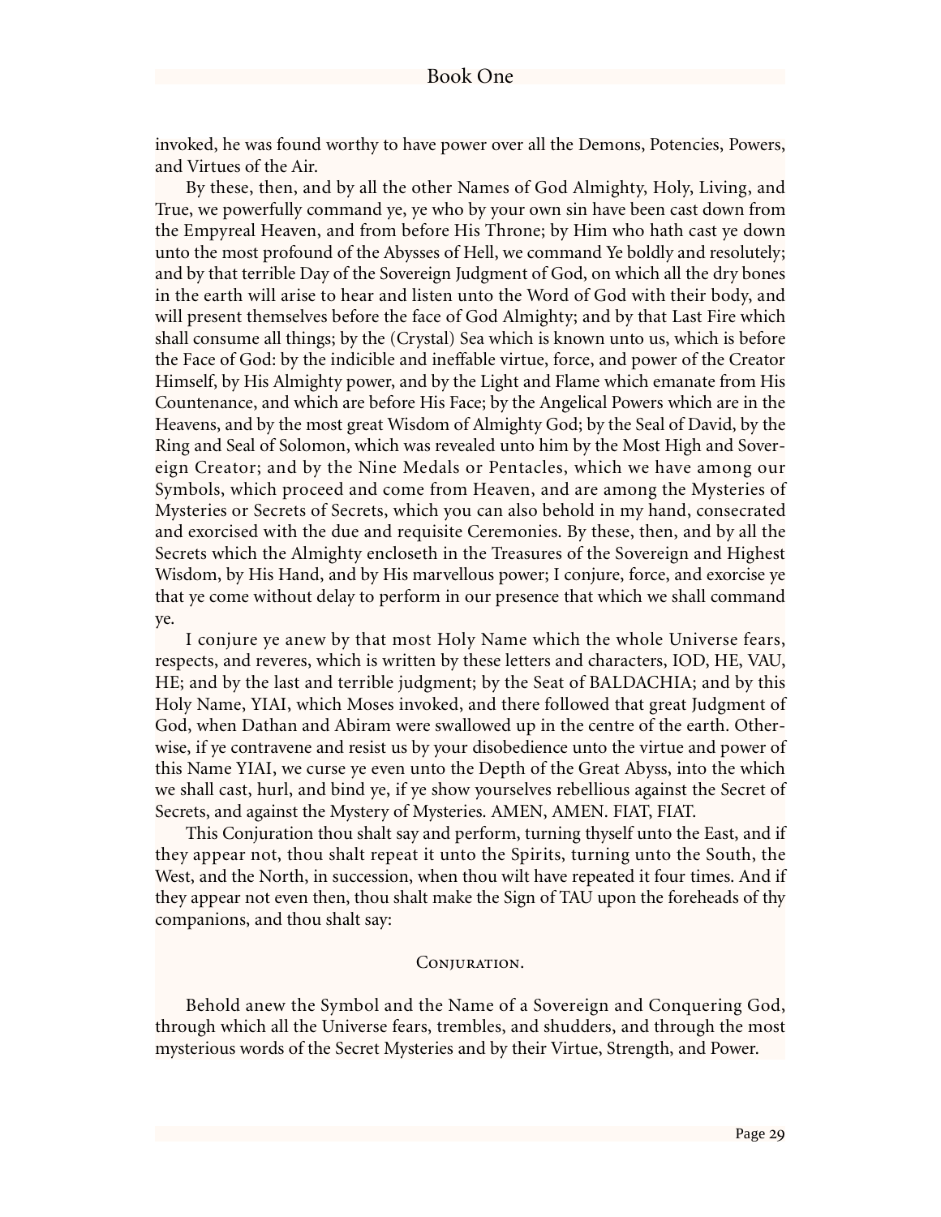invoked, he was found worthy to have power over all the Demons, Potencies, Powers, and Virtues of the Air.

By these, then, and by all the other Names of God Almighty, Holy, Living, and True, we powerfully command ye, ye who by your own sin have been cast down from the Empyreal Heaven, and from before His Throne; by Him who hath cast ye down unto the most profound of the Abysses of Hell, we command Ye boldly and resolutely; and by that terrible Day of the Sovereign Judgment of God, on which all the dry bones in the earth will arise to hear and listen unto the Word of God with their body, and will present themselves before the face of God Almighty; and by that Last Fire which shall consume all things; by the (Crystal) Sea which is known unto us, which is before the Face of God: by the indicible and ineffable virtue, force, and power of the Creator Himself, by His Almighty power, and by the Light and Flame which emanate from His Countenance, and which are before His Face; by the Angelical Powers which are in the Heavens, and by the most great Wisdom of Almighty God; by the Seal of David, by the Ring and Seal of Solomon, which was revealed unto him by the Most High and Sovereign Creator; and by the Nine Medals or Pentacles, which we have among our Symbols, which proceed and come from Heaven, and are among the Mysteries of Mysteries or Secrets of Secrets, which you can also behold in my hand, consecrated and exorcised with the due and requisite Ceremonies. By these, then, and by all the Secrets which the Almighty encloseth in the Treasures of the Sovereign and Highest Wisdom, by His Hand, and by His marvellous power; I conjure, force, and exorcise ye that ye come without delay to perform in our presence that which we shall command ye.

I conjure ye anew by that most Holy Name which the whole Universe fears, respects, and reveres, which is written by these letters and characters, IOD, HE, VAU, HE; and by the last and terrible judgment; by the Seat of BALDACHIA; and by this Holy Name, YIAI, which Moses invoked, and there followed that great Judgment of God, when Dathan and Abiram were swallowed up in the centre of the earth. Otherwise, if ye contravene and resist us by your disobedience unto the virtue and power of this Name YIAI, we curse ye even unto the Depth of the Great Abyss, into the which we shall cast, hurl, and bind ye, if ye show yourselves rebellious against the Secret of Secrets, and against the Mystery of Mysteries. AMEN, AMEN. FIAT, FIAT.

This Conjuration thou shalt say and perform, turning thyself unto the East, and if they appear not, thou shalt repeat it unto the Spirits, turning unto the South, the West, and the North, in succession, when thou wilt have repeated it four times. And if they appear not even then, thou shalt make the Sign of TAU upon the foreheads of thy companions, and thou shalt say:

### Conjuration.

Behold anew the Symbol and the Name of a Sovereign and Conquering God, through which all the Universe fears, trembles, and shudders, and through the most mysterious words of the Secret Mysteries and by their Virtue, Strength, and Power.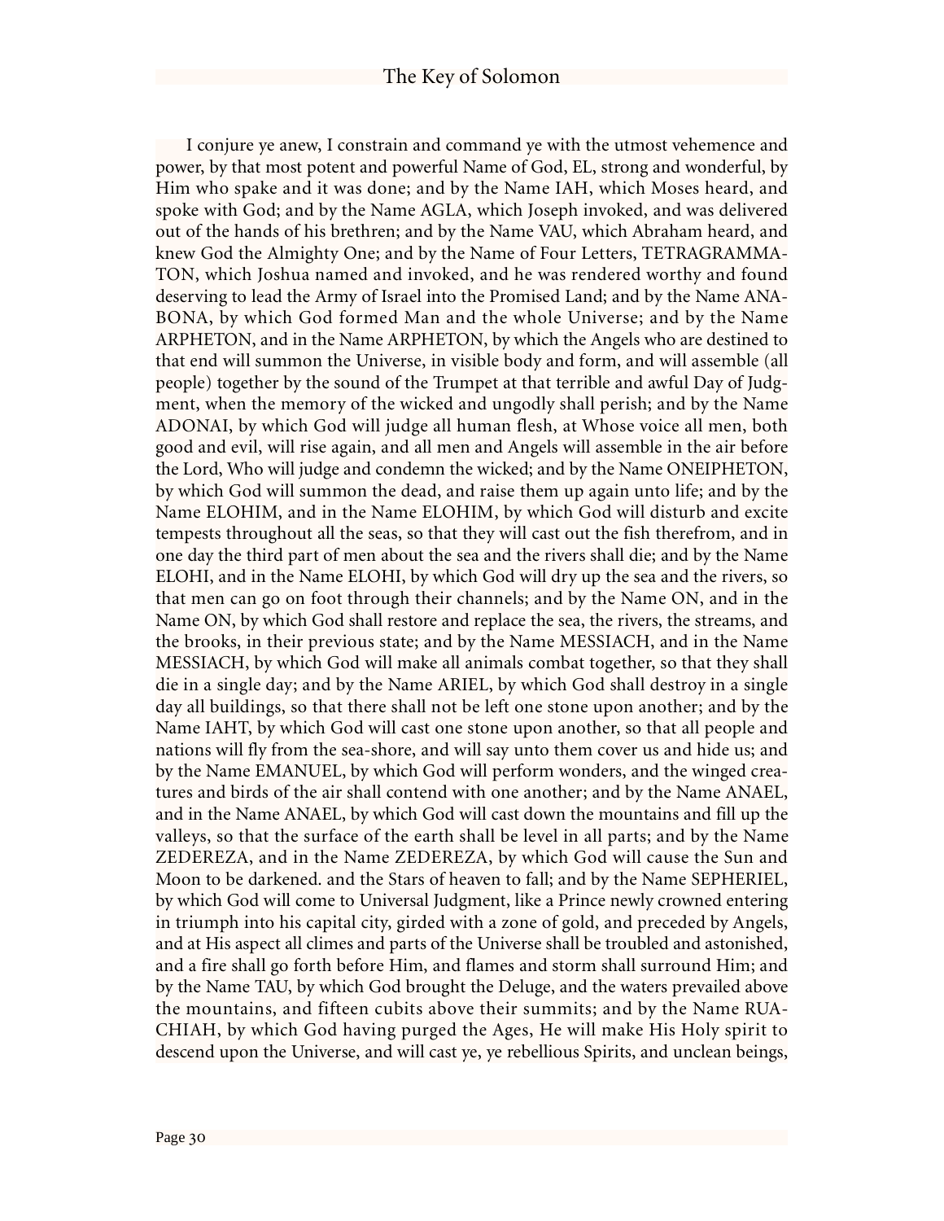I conjure ye anew, I constrain and command ye with the utmost vehemence and power, by that most potent and powerful Name of God, EL, strong and wonderful, by Him who spake and it was done; and by the Name IAH, which Moses heard, and spoke with God; and by the Name AGLA, which Joseph invoked, and was delivered out of the hands of his brethren; and by the Name VAU, which Abraham heard, and knew God the Almighty One; and by the Name of Four Letters, TETRAGRAMMATON, which Joshua named and invoked, and he was rendered worthy and found deserving to lead the Army of Israel into the Promised Land; and by the Name ANABONA, by which God formed Man and the whole Universe; and by the Name ARPHETON, and in the Name ARPHETON, by which the Angels who are destined to that end will summon the Universe, in visible body and form, and will assemble (all people) together by the sound of the Trumpet at that terrible and awful Day of Judgment, when the memory of the wicked and ungodly shall perish; and by the Name ADONAI, by which God will judge all human flesh, at Whose voice all men, both good and evil, will rise again, and all men and Angels will assemble in the air before the Lord, Who will judge and condemn the wicked; and by the Name ONEIPHETON, by which God will summon the dead, and raise them up again unto life; and by the Name ELOHIM, and in the Name ELOHIM, by which God will disturb and excite tempests throughout all the seas, so that they will cast out the fish therefrom, and in one day the third part of men about the sea and the rivers shall die; and by the Name ELOHI, and in the Name ELOHI, by which God will dry up the sea and the rivers, so that men can go on foot through their channels; and by the Name ON, and in the Name ON, by which God shall restore and replace the sea, the rivers, the streams, and the brooks, in their previous state; and by the Name MESSIACH, and in the Name MESSIACH, by which God will make all animals combat together, so that they shall die in a single day; and by the Name ARIEL, by which God shall destroy in a single day all buildings, so that there shall not be left one stone upon another; and by the Name IAHT, by which God will cast one stone upon another, so that all people and nations will fly from the sea-shore, and will say unto them cover us and hide us; and by the Name EMANUEL, by which God will perform wonders, and the winged creatures and birds of the air shall contend with one another; and by the Name ANAEL, and in the Name ANAEL, by which God will cast down the mountains and fill up the valleys, so that the surface of the earth shall be level in all parts; and by the Name ZEDEREZA, and in the Name ZEDEREZA, by which God will cause the Sun and Moon to be darkened. and the Stars of heaven to fall; and by the Name SEPHERIEL, by which God will come to Universal Judgment, like a Prince newly crowned entering in triumph into his capital city, girded with a zone of gold, and preceded by Angels, and at His aspect all climes and parts of the Universe shall be troubled and astonished, and a fire shall go forth before Him, and flames and storm shall surround Him; and by the Name TAU, by which God brought the Deluge, and the waters prevailed above the mountains, and fifteen cubits above their summits; and by the Name RUACHIAH, by which God having purged the Ages, He will make His Holy spirit to descend upon the Universe, and will cast ye, ye rebellious Spirits, and unclean beings,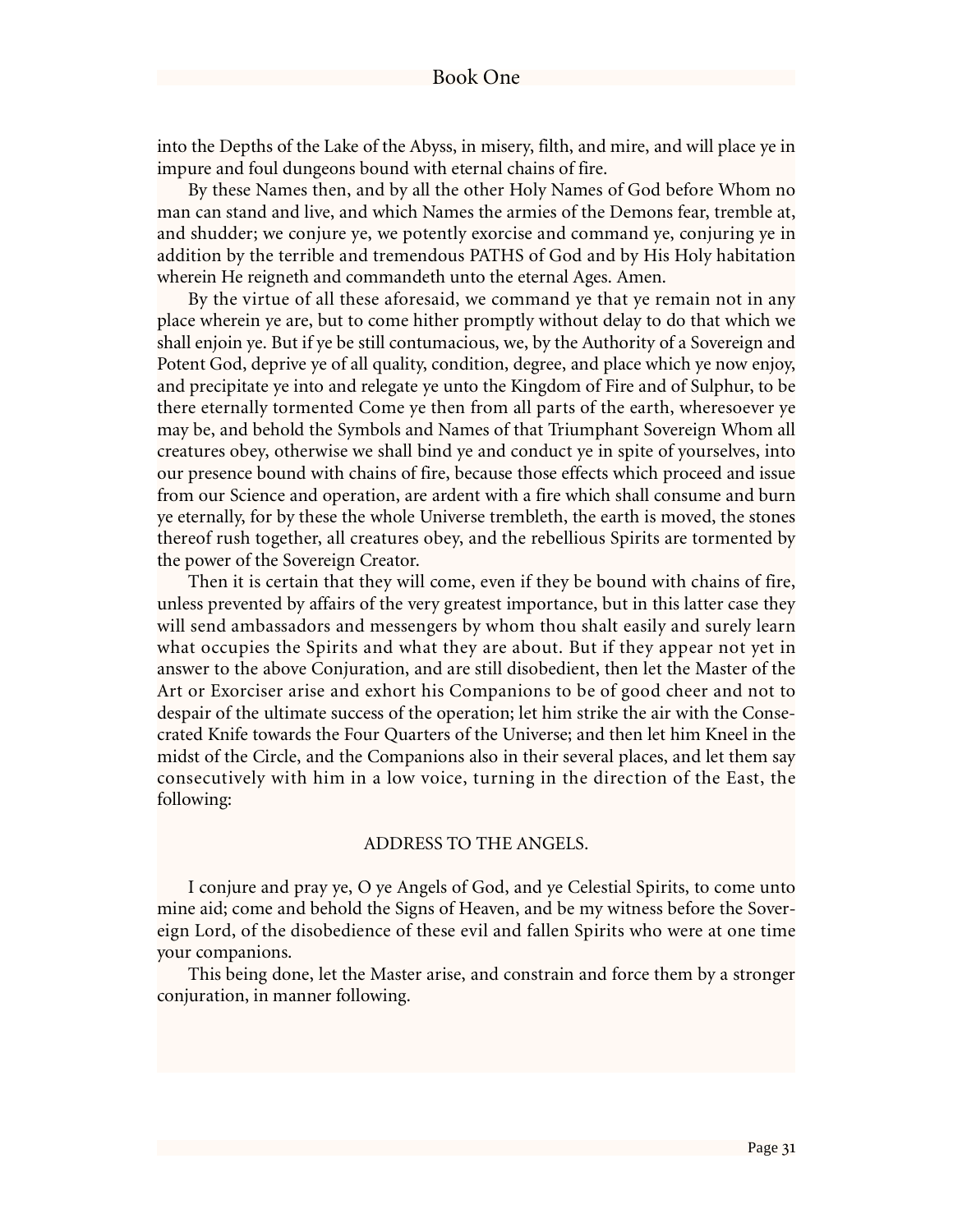into the Depths of the Lake of the Abyss, in misery, filth, and mire, and will place ye in impure and foul dungeons bound with eternal chains of fire.

By these Names then, and by all the other Holy Names of God before Whom no man can stand and live, and which Names the armies of the Demons fear, tremble at, and shudder; we conjure ye, we potently exorcise and command ye, conjuring ye in addition by the terrible and tremendous PATHS of God and by His Holy habitation wherein He reigneth and commandeth unto the eternal Ages. Amen.

By the virtue of all these aforesaid, we command ye that ye remain not in any place wherein ye are, but to come hither promptly without delay to do that which we shall enjoin ye. But if ye be still contumacious, we, by the Authority of a Sovereign and Potent God, deprive ye of all quality, condition, degree, and place which ye now enjoy, and precipitate ye into and relegate ye unto the Kingdom of Fire and of Sulphur, to be there eternally tormented Come ye then from all parts of the earth, wheresoever ye may be, and behold the Symbols and Names of that Triumphant Sovereign Whom all creatures obey, otherwise we shall bind ye and conduct ye in spite of yourselves, into our presence bound with chains of fire, because those effects which proceed and issue from our Science and operation, are ardent with a fire which shall consume and burn ye eternally, for by these the whole Universe trembleth, the earth is moved, the stones thereof rush together, all creatures obey, and the rebellious Spirits are tormented by the power of the Sovereign Creator.

Then it is certain that they will come, even if they be bound with chains of fire, unless prevented by affairs of the very greatest importance, but in this latter case they will send ambassadors and messengers by whom thou shalt easily and surely learn what occupies the Spirits and what they are about. But if they appear not yet in answer to the above Conjuration, and are still disobedient, then let the Master of the Art or Exorciser arise and exhort his Companions to be of good cheer and not to despair of the ultimate success of the operation; let him strike the air with the Consecrated Knife towards the Four Quarters of the Universe; and then let him Kneel in the midst of the Circle, and the Companions also in their several places, and let them say consecutively with him in a low voice, turning in the direction of the East, the following:

## ADDRESS TO THE ANGELS.

I conjure and pray ye, O ye Angels of God, and ye Celestial Spirits, to come unto mine aid; come and behold the Signs of Heaven, and be my witness before the Sovereign Lord, of the disobedience of these evil and fallen Spirits who were at one time your companions.

This being done, let the Master arise, and constrain and force them by a stronger conjuration, in manner following.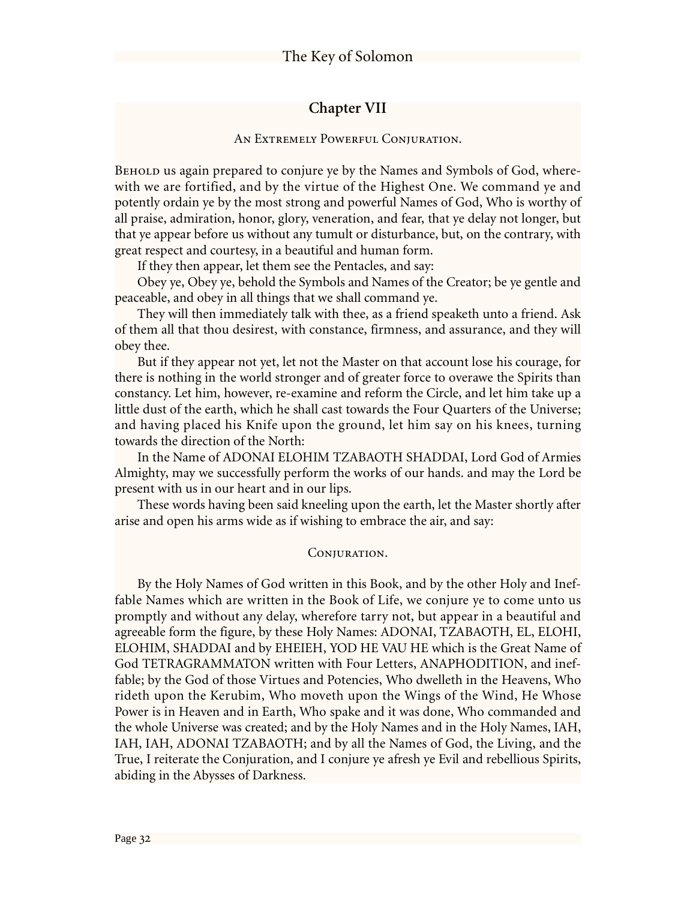## Chapter VII

An Extremely Powerful Conjuration.

Behold us again prepared to conjure ye by the Names and Symbols of God, wherewith we are fortified, and by the virtue of the Highest One. We command ye and potently ordain ye by the most strong and powerful Names of God, Who is worthy of all praise, admiration, honor, glory, veneration, and fear, that ye delay not longer, but that ye appear before us without any tumult or disturbance, but, on the contrary, with great respect and courtesy, in a beautiful and human form.

If they then appear, let them see the Pentacles, and say:

Obey ye, Obey ye, behold the Symbols and Names of the Creator; be ye gentle and peaceable, and obey in all things that we shall command ye.

They will then immediately talk with thee, as a friend speaketh unto a friend. Ask of them all that thou desirest, with constance, firmness, and assurance, and they will obey thee.

But if they appear not yet, let not the Master on that account lose his courage, for there is nothing in the world stronger and of greater force to overawe the Spirits than constancy. Let him, however, re-examine and reform the Circle, and let him take up a little dust of the earth, which he shall cast towards the Four Quarters of the Universe; and having placed his Knife upon the ground, let him say on his knees, turning towards the direction of the North:

In the Name of ADONAI ELOHIM TZABAOTH SHADDAI, Lord God of Armies Almighty, may we successfully perform the works of our hands. and may the Lord be present with us in our heart and in our lips.

These words having been said kneeling upon the earth, let the Master shortly after arise and open his arms wide as if wishing to embrace the air, and say:

Conjuration.

By the Holy Names of God written in this Book, and by the other Holy and Ineffable Names which are written in the Book of Life, we conjure ye to come unto us promptly and without any delay, wherefore tarry not, but appear in a beautiful and agreeable form the figure, by these Holy Names: ADONAI, TZABAOTH, EL, ELOHI, ELOHIM, SHADDAI and by EHEIEH, YOD HE VAU HE which is the Great Name of God TETRAGRAMMATON written with Four Letters, ANAPHODITION, and ineffable; by the God of those Virtues and Potencies, Who dwelleth in the Heavens, Who rideth upon the Kerubim, Who moveth upon the Wings of the Wind, He Whose Power is in Heaven and in Earth, Who spake and it was done, Who commanded and the whole Universe was created; and by the Holy Names and in the Holy Names, IAH, IAH, IAH, ADONAI TZABAOTH; and by all the Names of God, the Living, and the True, I reiterate the Conjuration, and I conjure ye afresh ye Evil and rebellious Spirits, abiding in the Abysses of Darkness.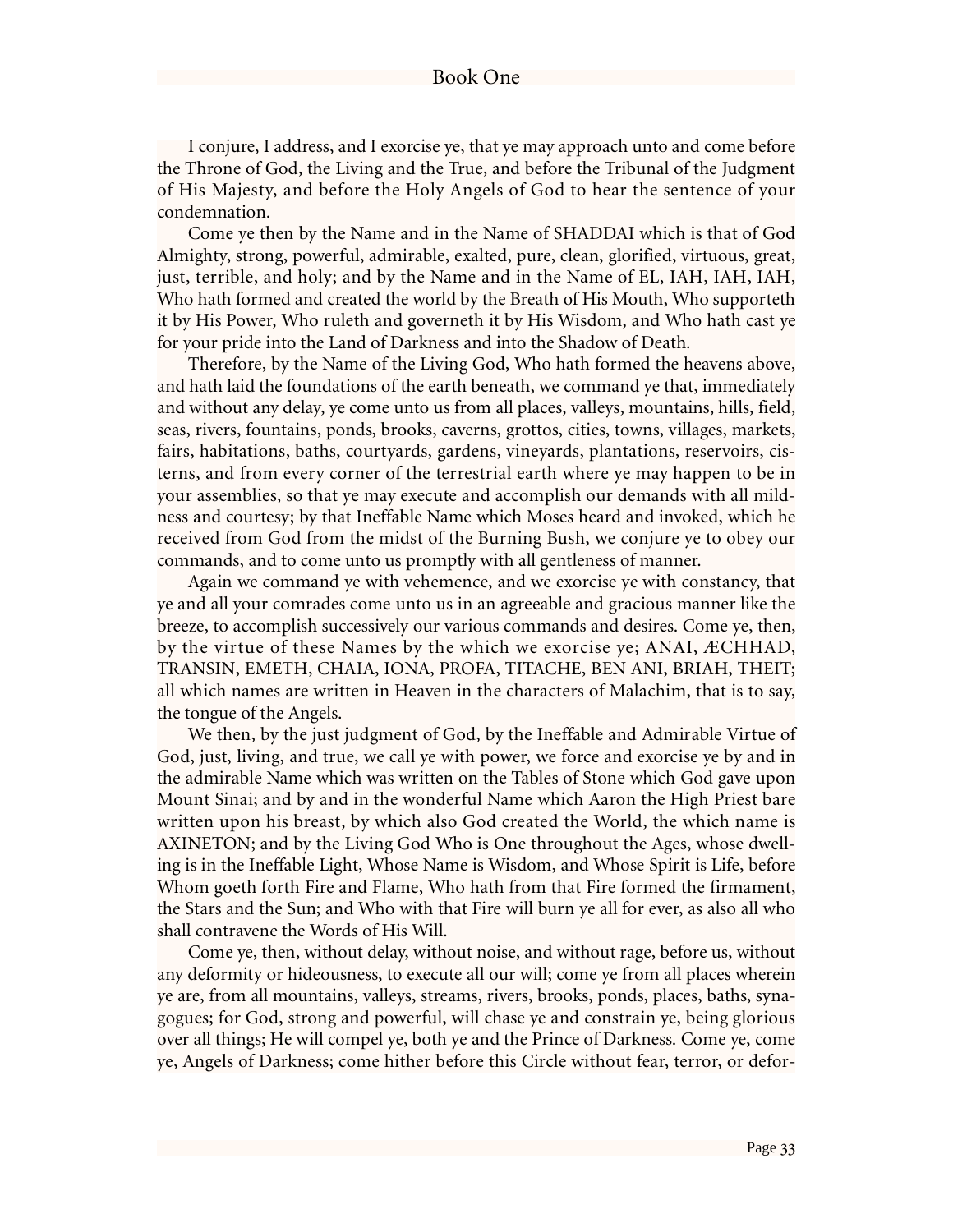I conjure, I address, and I exorcise ye, that ye may approach unto and come before the Throne of God, the Living and the True, and before the Tribunal of the Judgment of His Majesty, and before the Holy Angels of God to hear the sentence of your condemnation.

Come ye then by the Name and in the Name of SHADDAI which is that of God Almighty, strong, powerful, admirable, exalted, pure, clean, glorified, virtuous, great, just, terrible, and holy; and by the Name and in the Name of EL, IAH, IAH, IAH, Who hath formed and created the world by the Breath of His Mouth, Who supporteth it by His Power, Who ruleth and governeth it by His Wisdom, and Who hath cast ye for your pride into the Land of Darkness and into the Shadow of Death.

Therefore, by the Name of the Living God, Who hath formed the heavens above, and hath laid the foundations of the earth beneath, we command ye that, immediately and without any delay, ye come unto us from all places, valleys, mountains, hills, field, seas, rivers, fountains, ponds, brooks, caverns, grottos, cities, towns, villages, markets, fairs, habitations, baths, courtyards, gardens, vineyards, plantations, reservoirs, cisterns, and from every corner of the terrestrial earth where ye may happen to be in your assemblies, so that ye may execute and accomplish our demands with all mildness and courtesy; by that Ineffable Name which Moses heard and invoked, which he received from God from the midst of the Burning Bush, we conjure ye to obey our commands, and to come unto us promptly with all gentleness of manner.

Again we command ye with vehemence, and we exorcise ye with constancy, that ye and all your comrades come unto us in an agreeable and gracious manner like the breeze, to accomplish successively our various commands and desires. Come ye, then, by the virtue of these Names by the which we exorcise ye; ANAI, ÆCHHAD, TRANSIN, EMETH, CHAIA, IONA, PROFA, TITACHE, BEN ANI, BRIAH, THEIT; all which names are written in Heaven in the characters of Malachim, that is to say, the tongue of the Angels.

We then, by the just judgment of God, by the Ineffable and Admirable Virtue of God, just, living, and true, we call ye with power, we force and exorcise ye by and in the admirable Name which was written on the Tables of Stone which God gave upon Mount Sinai; and by and in the wonderful Name which Aaron the High Priest bare written upon his breast, by which also God created the World, the which name is AXINETON; and by the Living God Who is One throughout the Ages, whose dwelling is in the Ineffable Light, Whose Name is Wisdom, and Whose Spirit is Life, before Whom goeth forth Fire and Flame, Who hath from that Fire formed the firmament, the Stars and the Sun; and Who with that Fire will burn ye all for ever, as also all who shall contravene the Words of His Will.

Come ye, then, without delay, without noise, and without rage, before us, without any deformity or hideousness, to execute all our will; come ye from all places wherein ye are, from all mountains, valleys, streams, rivers, brooks, ponds, places, baths, synagogues; for God, strong and powerful, will chase ye and constrain ye, being glorious over all things; He will compel ye, both ye and the Prince of Darkness. Come ye, come ye, Angels of Darkness; come hither before this Circle without fear, terror, or defor-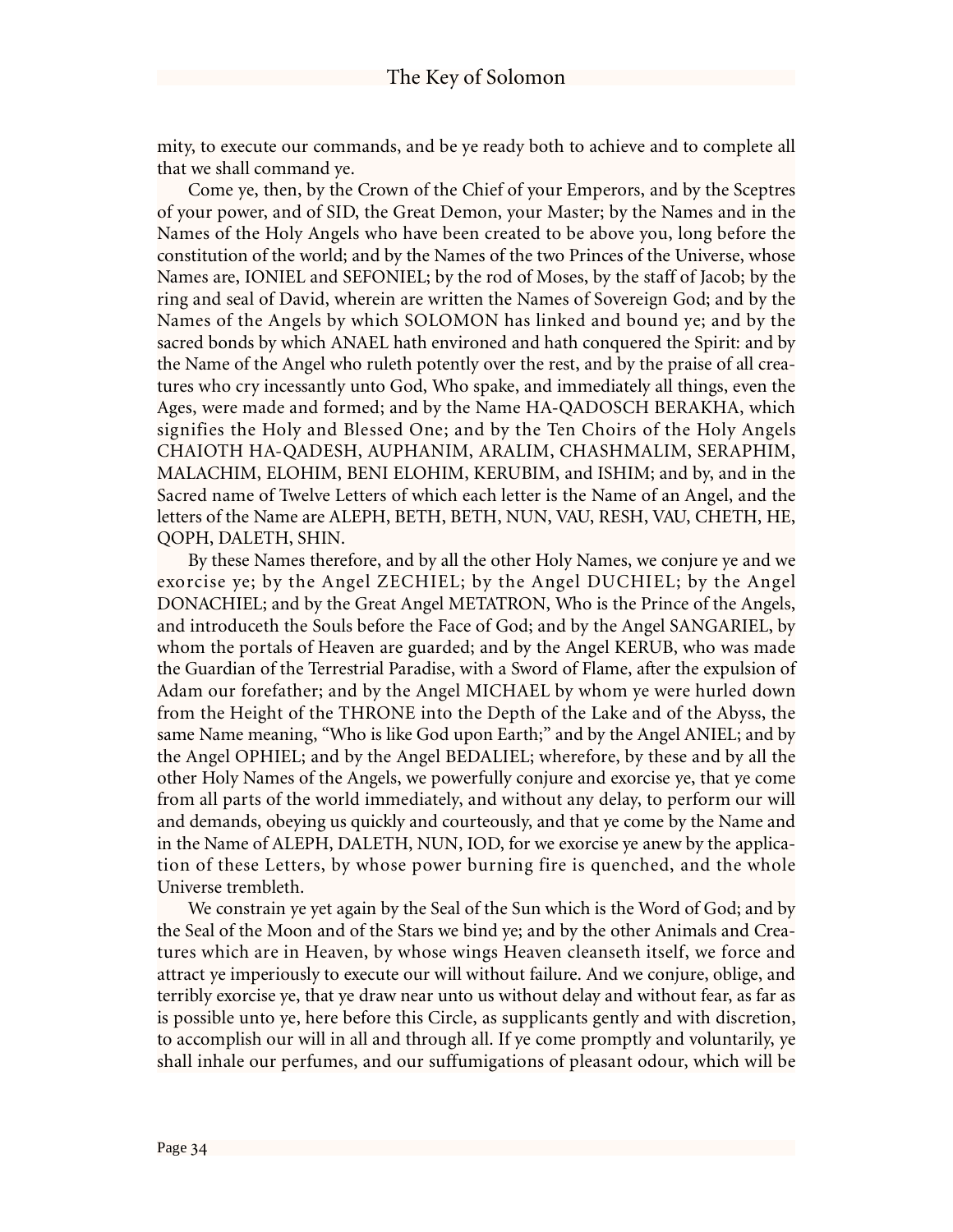mity, to execute our commands, and be ye ready both to achieve and to complete all that we shall command ye.

Come ye, then, by the Crown of the Chief of your Emperors, and by the Sceptres of your power, and of SID, the Great Demon, your Master; by the Names and in the Names of the Holy Angels who have been created to be above you, long before the constitution of the world; and by the Names of the two Princes of the Universe, whose Names are, IONIEL and SEFONIEL; by the rod of Moses, by the staff of Jacob; by the ring and seal of David, wherein are written the Names of Sovereign God; and by the Names of the Angels by which SOLOMON has linked and bound ye; and by the sacred bonds by which ANAEL hath environed and hath conquered the Spirit: and by the Name of the Angel who ruleth potently over the rest, and by the praise of all creatures who cry incessantly unto God, Who spake, and immediately all things, even the Ages, were made and formed; and by the Name HA-QADOSCH BERAKHA, which signifies the Holy and Blessed One; and by the Ten Choirs of the Holy Angels CHAIOTH HA-QADESH, AUPHANIM, ARALIM, CHASHMALIM, SERAPHIM, MALACHIM, ELOHIM, BENI ELOHIM, KERUBIM, and ISHIM; and by, and in the Sacred name of Twelve Letters of which each letter is the Name of an Angel, and the letters of the Name are ALEPH, BETH, BETH, NUN, VAU, RESH, VAU, CHETH, HE, QOPH, DALETH, SHIN.

By these Names therefore, and by all the other Holy Names, we conjure ye and we exorcise ye; by the Angel ZECHIEL; by the Angel DUCHIEL; by the Angel DONACHIEL; and by the Great Angel METATRON, Who is the Prince of the Angels, and introduceth the Souls before the Face of God; and by the Angel SANGARIEL, by whom the portals of Heaven are guarded; and by the Angel KERUB, who was made the Guardian of the Terrestrial Paradise, with a Sword of Flame, after the expulsion of Adam our forefather; and by the Angel MICHAEL by whom ye were hurled down from the Height of the THRONE into the Depth of the Lake and of the Abyss, the same Name meaning, "Who is like God upon Earth;" and by the Angel ANIEL; and by the Angel OPHIEL; and by the Angel BEDALIEL; wherefore, by these and by all the other Holy Names of the Angels, we powerfully conjure and exorcise ye, that ye come from all parts of the world immediately, and without any delay, to perform our will and demands, obeying us quickly and courteously, and that ye come by the Name and in the Name of ALEPH, DALETH, NUN, IOD, for we exorcise ye anew by the application of these Letters, by whose power burning fire is quenched, and the whole Universe trembleth.

We constrain ye yet again by the Seal of the Sun which is the Word of God; and by the Seal of the Moon and of the Stars we bind ye; and by the other Animals and Creatures which are in Heaven, by whose wings Heaven cleanseth itself, we force and attract ye imperiously to execute our will without failure. And we conjure, oblige, and terribly exorcise ye, that ye draw near unto us without delay and without fear, as far as is possible unto ye, here before this Circle, as supplicants gently and with discretion, to accomplish our will in all and through all. If ye come promptly and voluntarily, ye shall inhale our perfumes, and our suffumigations of pleasant odour, which will be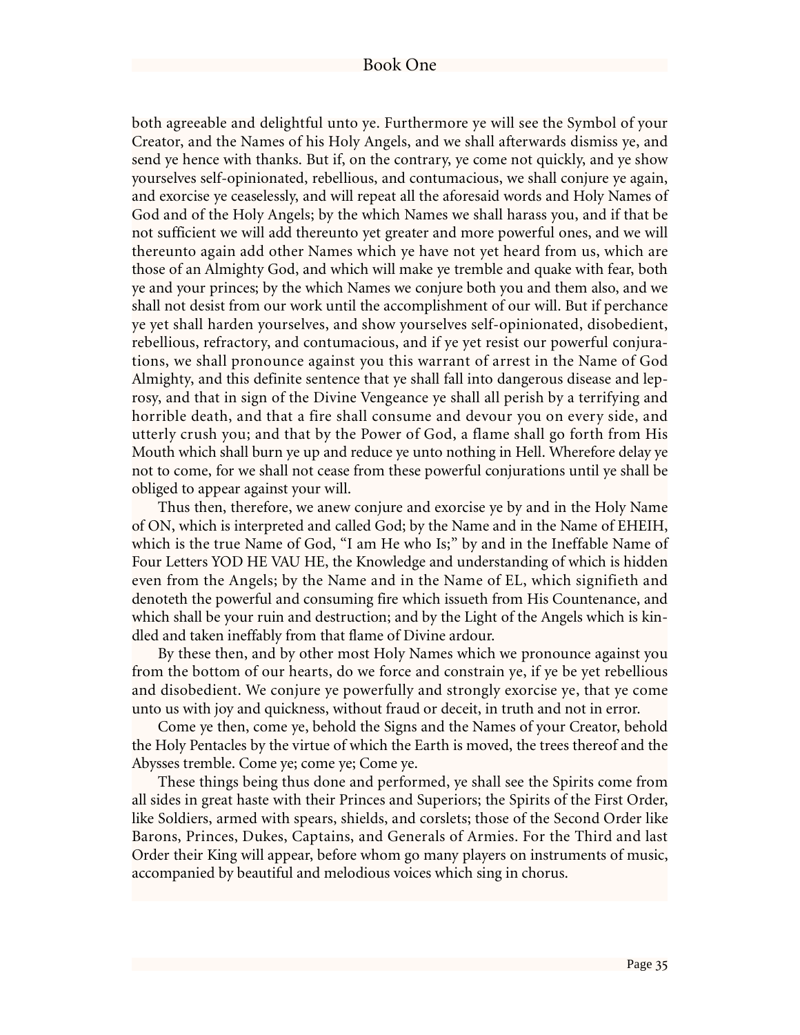both agreeable and delightful unto ye. Furthermore ye will see the Symbol of your Creator, and the Names of his Holy Angels, and we shall afterwards dismiss ye, and send ye hence with thanks. But if, on the contrary, ye come not quickly, and ye show yourselves self-opinionated, rebellious, and contumacious, we shall conjure ye again, and exorcise ye ceaselessly, and will repeat all the aforesaid words and Holy Names of God and of the Holy Angels; by the which Names we shall harass you, and if that be not sufficient we will add thereunto yet greater and more powerful ones, and we will thereunto again add other Names which ye have not yet heard from us, which are those of an Almighty God, and which will make ye tremble and quake with fear, both ye and your princes; by the which Names we conjure both you and them also, and we shall not desist from our work until the accomplishment of our will. But if perchance ye yet shall harden yourselves, and show yourselves self-opinionated, disobedient, rebellious, refractory, and contumacious, and if ye yet resist our powerful conjurations, we shall pronounce against you this warrant of arrest in the Name of God Almighty, and this definite sentence that ye shall fall into dangerous disease and leprosy, and that in sign of the Divine Vengeance ye shall all perish by a terrifying and horrible death, and that a fire shall consume and devour you on every side, and utterly crush you; and that by the Power of God, a flame shall go forth from His Mouth which shall burn ye up and reduce ye unto nothing in Hell. Wherefore delay ye not to come, for we shall not cease from these powerful conjurations until ye shall be obliged to appear against your will.

Thus then, therefore, we anew conjure and exorcise ye by and in the Holy Name of ON, which is interpreted and called God; by the Name and in the Name of EHEIH, which is the true Name of God, "I am He who Is;" by and in the Ineffable Name of Four Letters YOD HE VAU HE, the Knowledge and understanding of which is hidden even from the Angels; by the Name and in the Name of EL, which signifieth and denoteth the powerful and consuming fire which issueth from His Countenance, and which shall be your ruin and destruction; and by the Light of the Angels which is kindled and taken ineffably from that flame of Divine ardour.

By these then, and by other most Holy Names which we pronounce against you from the bottom of our hearts, do we force and constrain ye, if ye be yet rebellious and disobedient. We conjure ye powerfully and strongly exorcise ye, that ye come unto us with joy and quickness, without fraud or deceit, in truth and not in error.

Come ye then, come ye, behold the Signs and the Names of your Creator, behold the Holy Pentacles by the virtue of which the Earth is moved, the trees thereof and the Abysses tremble. Come ye; come ye; Come ye.

These things being thus done and performed, ye shall see the Spirits come from all sides in great haste with their Princes and Superiors; the Spirits of the First Order, like Soldiers, armed with spears, shields, and corslets; those of the Second Order like Barons, Princes, Dukes, Captains, and Generals of Armies. For the Third and last Order their King will appear, before whom go many players on instruments of music, accompanied by beautiful and melodious voices which sing in chorus.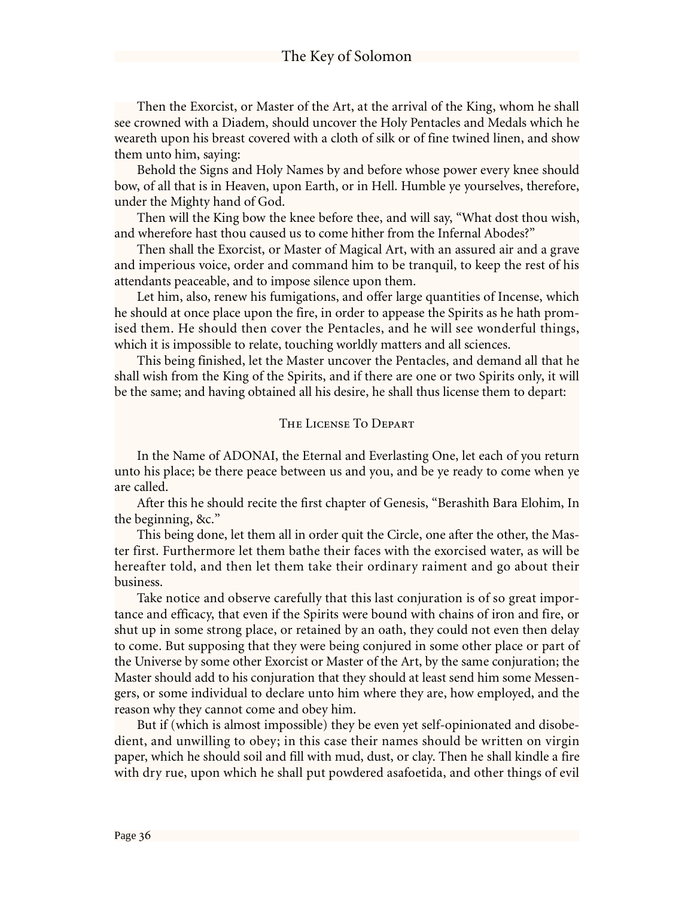Then the Exorcist, or Master of the Art, at the arrival of the King, whom he shall see crowned with a Diadem, should uncover the Holy Pentacles and Medals which he weareth upon his breast covered with a cloth of silk or of fine twined linen, and show them unto him, saying:

Behold the Signs and Holy Names by and before whose power every knee should bow, of all that is in Heaven, upon Earth, or in Hell. Humble ye yourselves, therefore, under the Mighty hand of God.

Then will the King bow the knee before thee, and will say, "What dost thou wish, and wherefore hast thou caused us to come hither from the Infernal Abodes?"

Then shall the Exorcist, or Master of Magical Art, with an assured air and a grave and imperious voice, order and command him to be tranquil, to keep the rest of his attendants peaceable, and to impose silence upon them.

Let him, also, renew his fumigations, and offer large quantities of Incense, which he should at once place upon the fire, in order to appease the Spirits as he hath promised them. He should then cover the Pentacles, and he will see wonderful things, which it is impossible to relate, touching worldly matters and all sciences.

This being finished, let the Master uncover the Pentacles, and demand all that he shall wish from the King of the Spirits, and if there are one or two Spirits only, it will be the same; and having obtained all his desire, he shall thus license them to depart:

### The License To Depart

In the Name of ADONAI, the Eternal and Everlasting One, let each of you return unto his place; be there peace between us and you, and be ye ready to come when ye are called.

After this he should recite the first chapter of Genesis, "Berashith Bara Elohim, In the beginning, &c."

This being done, let them all in order quit the Circle, one after the other, the Master first. Furthermore let them bathe their faces with the exorcised water, as will be hereafter told, and then let them take their ordinary raiment and go about their business.

Take notice and observe carefully that this last conjuration is of so great importance and efficacy, that even if the Spirits were bound with chains of iron and fire, or shut up in some strong place, or retained by an oath, they could not even then delay to come. But supposing that they were being conjured in some other place or part of the Universe by some other Exorcist or Master of the Art, by the same conjuration; the Master should add to his conjuration that they should at least send him some Messengers, or some individual to declare unto him where they are, how employed, and the reason why they cannot come and obey him.

But if (which is almost impossible) they be even yet self-opinionated and disobedient, and unwilling to obey; in this case their names should be written on virgin paper, which he should soil and fill with mud, dust, or clay. Then he shall kindle a fire with dry rue, upon which he shall put powdered asafoetida, and other things of evil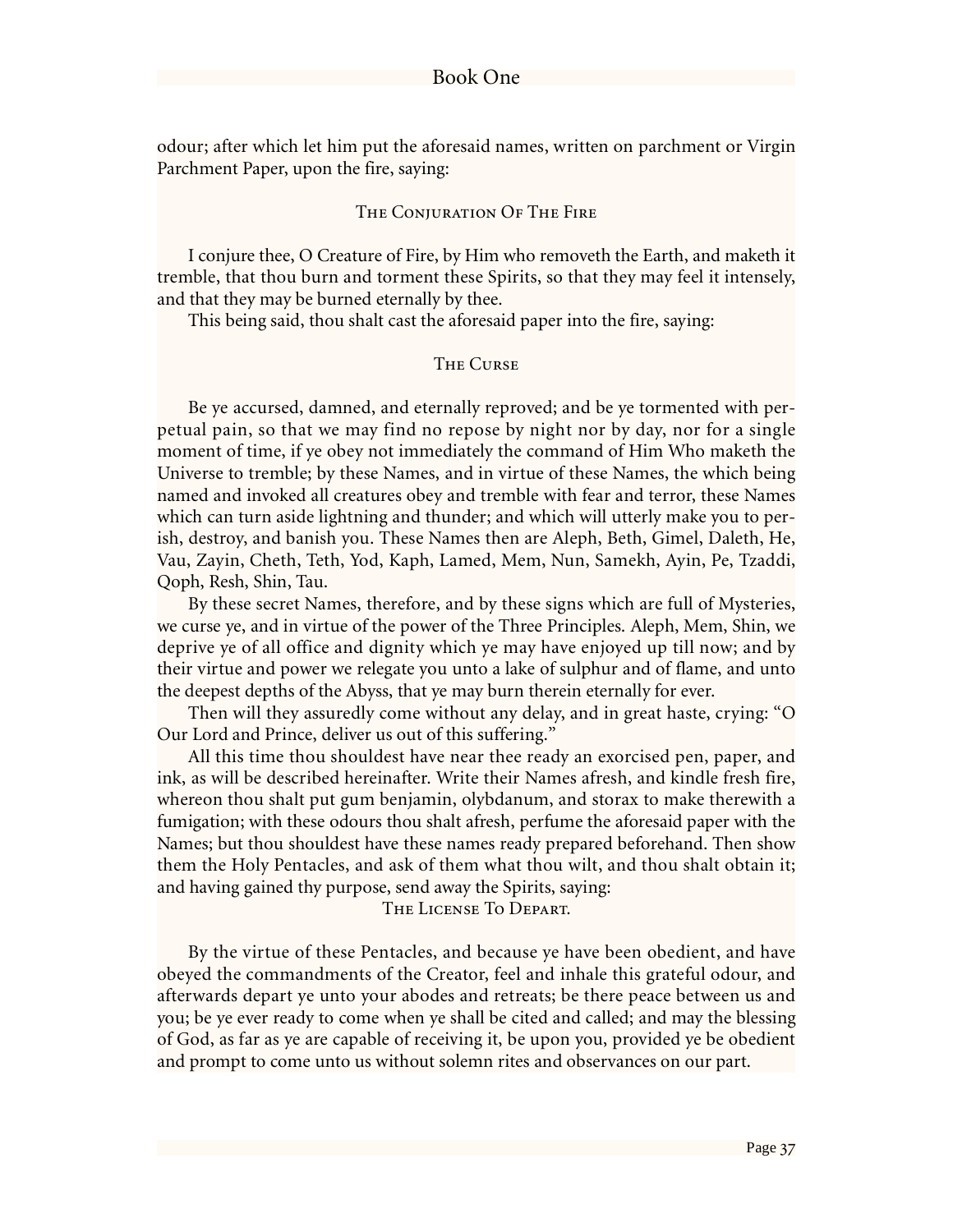odour; after which let him put the aforesaid names, written on parchment or Virgin Parchment Paper, upon the fire, saying:

### The Conjuration Of The Fire

I conjure thee, O Creature of Fire, by Him who removeth the Earth, and maketh it tremble, that thou burn and torment these Spirits, so that they may feel it intensely, and that they may be burned eternally by thee.

This being said, thou shalt cast the aforesaid paper into the fire, saying:

### The Curse

Be ye accursed, damned, and eternally reproved; and be ye tormented with perpetual pain, so that we may find no repose by night nor by day, nor for a single moment of time, if ye obey not immediately the command of Him Who maketh the Universe to tremble; by these Names, and in virtue of these Names, the which being named and invoked all creatures obey and tremble with fear and terror, these Names which can turn aside lightning and thunder; and which will utterly make you to perish, destroy, and banish you. These Names then are Aleph, Beth, Gimel, Daleth, He, Vau, Zayin, Cheth, Teth, Yod, Kaph, Lamed, Mem, Nun, Samekh, Ayin, Pe, Tzaddi, Qoph, Resh, Shin, Tau.

By these secret Names, therefore, and by these signs which are full of Mysteries, we curse ye, and in virtue of the power of the Three Principles. Aleph, Mem, Shin, we deprive ye of all office and dignity which ye may have enjoyed up till now; and by their virtue and power we relegate you unto a lake of sulphur and of flame, and unto the deepest depths of the Abyss, that ye may burn therein eternally for ever.

Then will they assuredly come without any delay, and in great haste, crying: "O Our Lord and Prince, deliver us out of this suffering."

All this time thou shouldest have near thee ready an exorcised pen, paper, and ink, as will be described hereinafter. Write their Names afresh, and kindle fresh fire, whereon thou shalt put gum benjamin, olybdanum, and storax to make therewith a fumigation; with these odours thou shalt afresh, perfume the aforesaid paper with the Names; but thou shouldest have these names ready prepared beforehand. Then show them the Holy Pentacles, and ask of them what thou wilt, and thou shalt obtain it; and having gained thy purpose, send away the Spirits, saying:

### The License To Depart.

By the virtue of these Pentacles, and because ye have been obedient, and have obeyed the commandments of the Creator, feel and inhale this grateful odour, and afterwards depart ye unto your abodes and retreats; be there peace between us and you; be ye ever ready to come when ye shall be cited and called; and may the blessing of God, as far as ye are capable of receiving it, be upon you, provided ye be obedient and prompt to come unto us without solemn rites and observances on our part.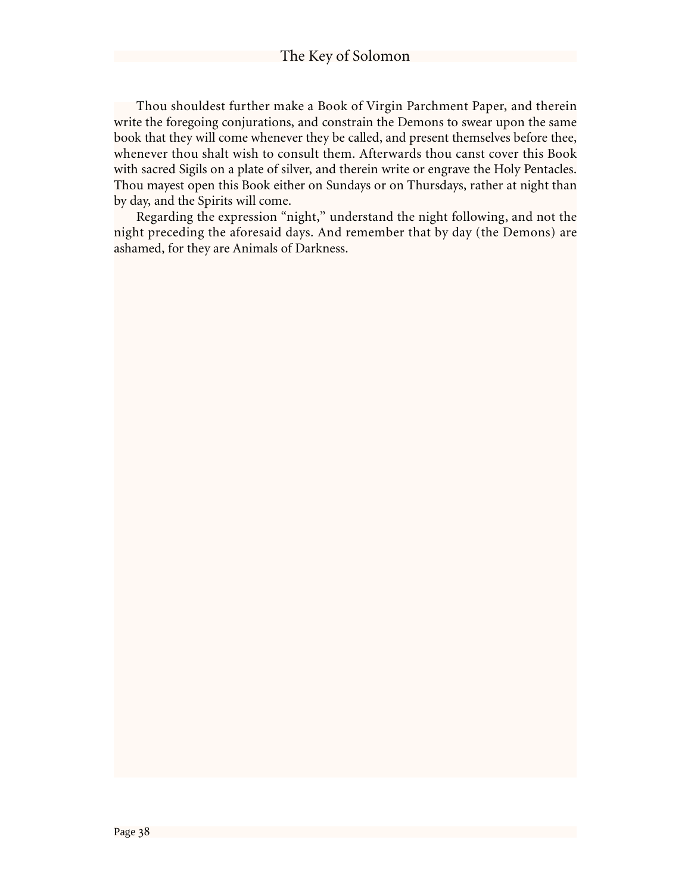Thou shouldest further make a Book of Virgin Parchment Paper, and therein write the foregoing conjurations, and constrain the Demons to swear upon the same book that they will come whenever they be called, and present themselves before thee, whenever thou shalt wish to consult them. Afterwards thou canst cover this Book with sacred Sigils on a plate of silver, and therein write or engrave the Holy Pentacles. Thou mayest open this Book either on Sundays or on Thursdays, rather at night than by day, and the Spirits will come.

Regarding the expression "night," understand the night following, and not the night preceding the aforesaid days. And remember that by day (the Demons) are ashamed, for they are Animals of Darkness.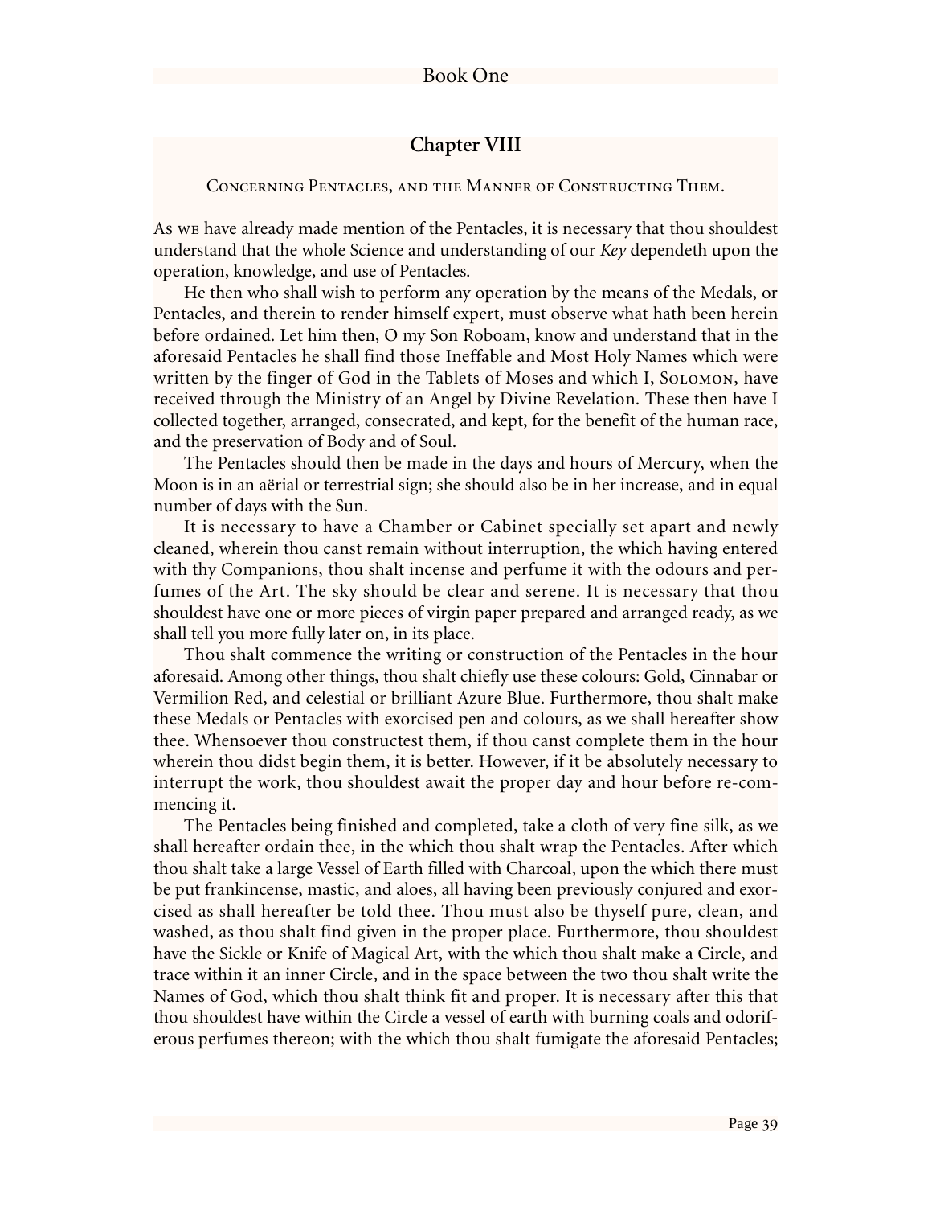## Chapter VIII

Concerning Pentacles, and the Manner of Constructing Them.

As we have already made mention of the Pentacles, it is necessary that thou shouldest understand that the whole Science and understanding of our *Key* dependeth upon the operation, knowledge, and use of Pentacles.

He then who shall wish to perform any operation by the means of the Medals, or Pentacles, and therein to render himself expert, must observe what hath been herein before ordained. Let him then, O my Son Roboam, know and understand that in the aforesaid Pentacles he shall find those Ineffable and Most Holy Names which were written by the finger of God in the Tablets of Moses and which I, Solomon, have received through the Ministry of an Angel by Divine Revelation. These then have I collected together, arranged, consecrated, and kept, for the benefit of the human race, and the preservation of Body and of Soul.

The Pentacles should then be made in the days and hours of Mercury, when the Moon is in an aërial or terrestrial sign; she should also be in her increase, and in equal number of days with the Sun.

It is necessary to have a Chamber or Cabinet specially set apart and newly cleaned, wherein thou canst remain without interruption, the which having entered with thy Companions, thou shalt incense and perfume it with the odours and perfumes of the Art. The sky should be clear and serene. It is necessary that thou shouldest have one or more pieces of virgin paper prepared and arranged ready, as we shall tell you more fully later on, in its place.

Thou shalt commence the writing or construction of the Pentacles in the hour aforesaid. Among other things, thou shalt chiefly use these colours: Gold, Cinnabar or Vermilion Red, and celestial or brilliant Azure Blue. Furthermore, thou shalt make these Medals or Pentacles with exorcised pen and colours, as we shall hereafter show thee. Whensoever thou constructest them, if thou canst complete them in the hour wherein thou didst begin them, it is better. However, if it be absolutely necessary to interrupt the work, thou shouldest await the proper day and hour before re-commencing it.

The Pentacles being finished and completed, take a cloth of very fine silk, as we shall hereafter ordain thee, in the which thou shalt wrap the Pentacles. After which thou shalt take a large Vessel of Earth filled with Charcoal, upon the which there must be put frankincense, mastic, and aloes, all having been previously conjured and exorcised as shall hereafter be told thee. Thou must also be thyself pure, clean, and washed, as thou shalt find given in the proper place. Furthermore, thou shouldest have the Sickle or Knife of Magical Art, with the which thou shalt make a Circle, and trace within it an inner Circle, and in the space between the two thou shalt write the Names of God, which thou shalt think fit and proper. It is necessary after this that thou shouldest have within the Circle a vessel of earth with burning coals and odoriferous perfumes thereon; with the which thou shalt fumigate the aforesaid Pentacles;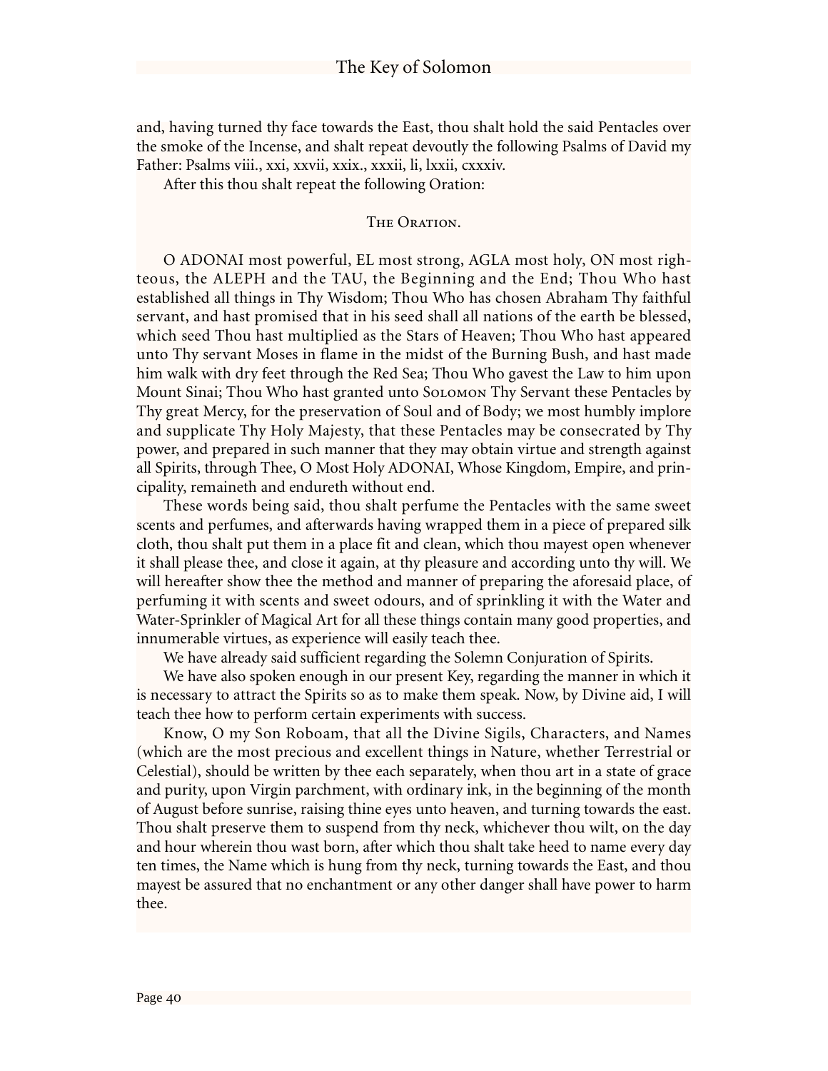and, having turned thy face towards the East, thou shalt hold the said Pentacles over the smoke of the Incense, and shalt repeat devoutly the following Psalms of David my Father: Psalms viii., xxi, xxvii, xxix., xxxii, li, lxxii, cxxxiv.

After this thou shalt repeat the following Oration:

### The Oration.

O ADONAI most powerful, EL most strong, AGLA most holy, ON most righteous, the ALEPH and the TAU, the Beginning and the End; Thou Who hast established all things in Thy Wisdom; Thou Who has chosen Abraham Thy faithful servant, and hast promised that in his seed shall all nations of the earth be blessed, which seed Thou hast multiplied as the Stars of Heaven; Thou Who hast appeared unto Thy servant Moses in flame in the midst of the Burning Bush, and hast made him walk with dry feet through the Red Sea; Thou Who gavest the Law to him upon Mount Sinai; Thou Who hast granted unto Solomon Thy Servant these Pentacles by Thy great Mercy, for the preservation of Soul and of Body; we most humbly implore and supplicate Thy Holy Majesty, that these Pentacles may be consecrated by Thy power, and prepared in such manner that they may obtain virtue and strength against all Spirits, through Thee, O Most Holy ADONAI, Whose Kingdom, Empire, and principality, remaineth and endureth without end.

These words being said, thou shalt perfume the Pentacles with the same sweet scents and perfumes, and afterwards having wrapped them in a piece of prepared silk cloth, thou shalt put them in a place fit and clean, which thou mayest open whenever it shall please thee, and close it again, at thy pleasure and according unto thy will. We will hereafter show thee the method and manner of preparing the aforesaid place, of perfuming it with scents and sweet odours, and of sprinkling it with the Water and Water-Sprinkler of Magical Art for all these things contain many good properties, and innumerable virtues, as experience will easily teach thee.

We have already said sufficient regarding the Solemn Conjuration of Spirits.

We have also spoken enough in our present Key, regarding the manner in which it is necessary to attract the Spirits so as to make them speak. Now, by Divine aid, I will teach thee how to perform certain experiments with success.

Know, O my Son Roboam, that all the Divine Sigils, Characters, and Names (which are the most precious and excellent things in Nature, whether Terrestrial or Celestial), should be written by thee each separately, when thou art in a state of grace and purity, upon Virgin parchment, with ordinary ink, in the beginning of the month of August before sunrise, raising thine eyes unto heaven, and turning towards the east. Thou shalt preserve them to suspend from thy neck, whichever thou wilt, on the day and hour wherein thou wast born, after which thou shalt take heed to name every day ten times, the Name which is hung from thy neck, turning towards the East, and thou mayest be assured that no enchantment or any other danger shall have power to harm thee.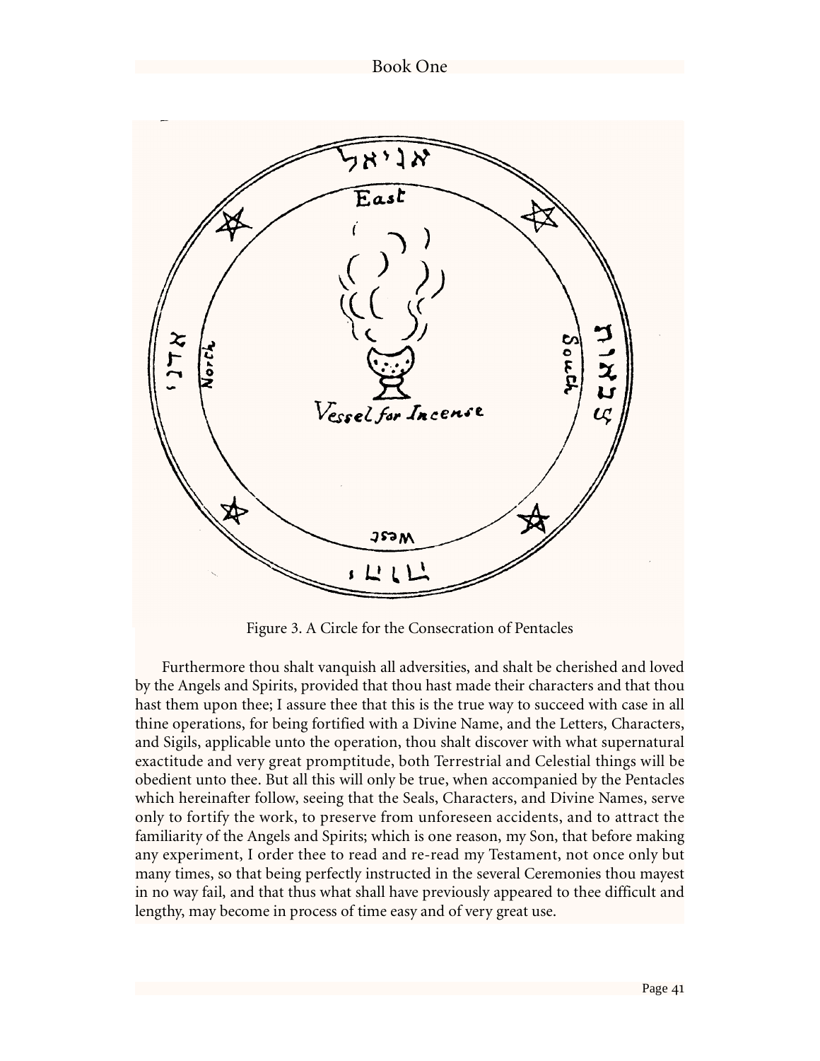Figure 3. A Circle for the Consecration of Pentacles

Furthermore thou shalt vanquish all adversities, and shalt be cherished and loved by the Angels and Spirits, provided that thou hast made their characters and that thou hast them upon thee; I assure thee that this is the true way to succeed with case in all thine operations, for being fortified with a Divine Name, and the Letters, Characters, and Sigils, applicable unto the operation, thou shalt discover with what supernatural exactitude and very great promptitude, both Terrestrial and Celestial things will be obedient unto thee. But all this will only be true, when accompanied by the Pentacles which hereinafter follow, seeing that the Seals, Characters, and Divine Names, serve only to fortify the work, to preserve from unforeseen accidents, and to attract the familiarity of the Angels and Spirits; which is one reason, my Son, that before making any experiment, I order thee to read and re-read my Testament, not once only but many times, so that being perfectly instructed in the several Ceremonies thou mayest in no way fail, and that thus what shall have previously appeared to thee difficult and lengthy, may become in process of time easy and of very great use.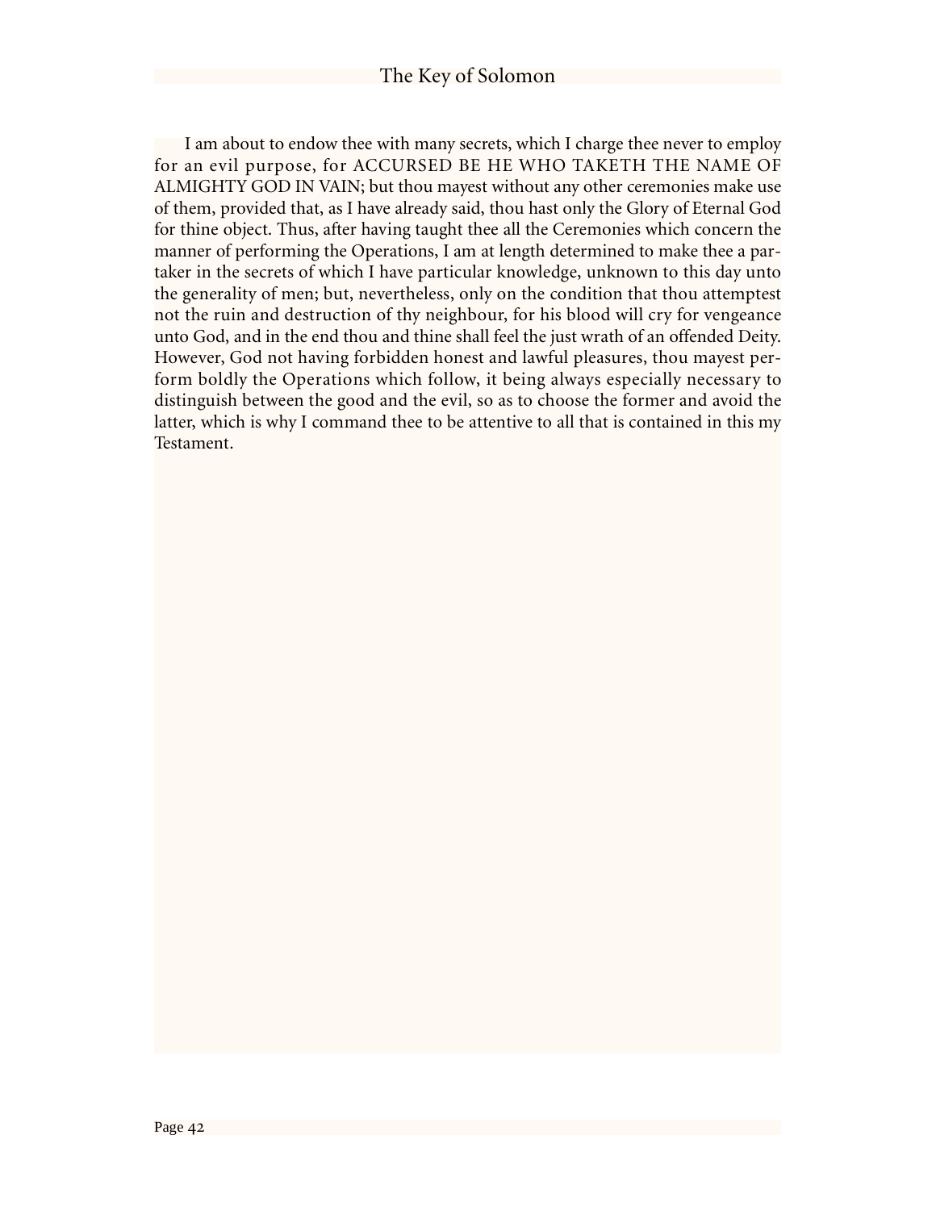I am about to endow thee with many secrets, which I charge thee never to employ for an evil purpose, for ACCURSED BE HE WHO TAKETH THE NAME OF ALMIGHTY GOD IN VAIN; but thou mayest without any other ceremonies make use of them, provided that, as I have already said, thou hast only the Glory of Eternal God for thine object. Thus, after having taught thee all the Ceremonies which concern the manner of performing the Operations, I am at length determined to make thee a partaker in the secrets of which I have particular knowledge, unknown to this day unto the generality of men; but, nevertheless, only on the condition that thou attemptest not the ruin and destruction of thy neighbour, for his blood will cry for vengeance unto God, and in the end thou and thine shall feel the just wrath of an offended Deity. However, God not having forbidden honest and lawful pleasures, thou mayest perform boldly the Operations which follow, it being always especially necessary to distinguish between the good and the evil, so as to choose the former and avoid the latter, which is why I command thee to be attentive to all that is contained in this my Testament.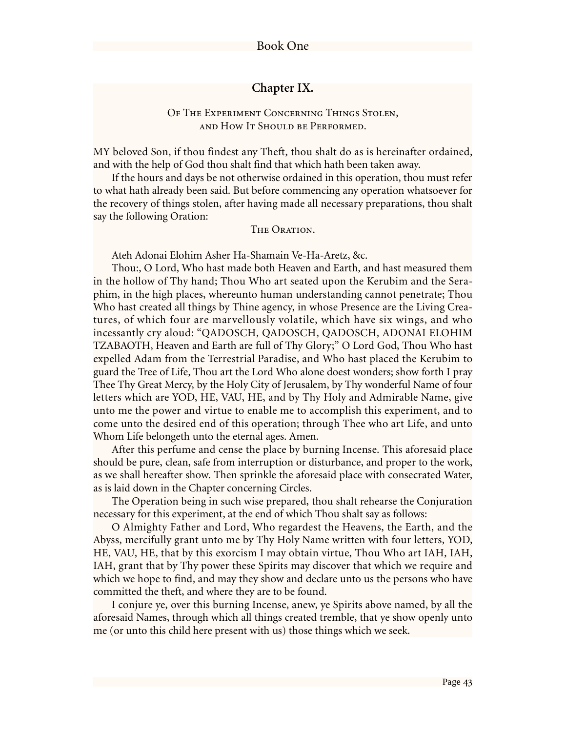## Chapter IX.

### Of The Experiment Concerning Things Stolen, and How It Should be Performed.

MY beloved Son, if thou findest any Theft, thou shalt do as is hereinafter ordained, and with the help of God thou shalt find that which hath been taken away.

If the hours and days be not otherwise ordained in this operation, thou must refer to what hath already been said. But before commencing any operation whatsoever for the recovery of things stolen, after having made all necessary preparations, thou shalt say the following Oration:

#### The Oration.

Ateh Adonai Elohim Asher Ha-Shamain Ve-Ha-Aretz, &c.

Thou:, O Lord, Who hast made both Heaven and Earth, and hast measured them in the hollow of Thy hand; Thou Who art seated upon the Kerubim and the Seraphim, in the high places, whereunto human understanding cannot penetrate; Thou Who hast created all things by Thine agency, in whose Presence are the Living Creatures, of which four are marvellously volatile, which have six wings, and who incessantly cry aloud: "QADOSCH, QADOSCH, QADOSCH, ADONAI ELOHIM TZABAOTH, Heaven and Earth are full of Thy Glory;" O Lord God, Thou Who hast expelled Adam from the Terrestrial Paradise, and Who hast placed the Kerubim to guard the Tree of Life, Thou art the Lord Who alone doest wonders; show forth I pray Thee Thy Great Mercy, by the Holy City of Jerusalem, by Thy wonderful Name of four letters which are YOD, HE, VAU, HE, and by Thy Holy and Admirable Name, give unto me the power and virtue to enable me to accomplish this experiment, and to come unto the desired end of this operation; through Thee who art Life, and unto Whom Life belongeth unto the eternal ages. Amen.

After this perfume and cense the place by burning Incense. This aforesaid place should be pure, clean, safe from interruption or disturbance, and proper to the work, as we shall hereafter show. Then sprinkle the aforesaid place with consecrated Water, as is laid down in the Chapter concerning Circles.

The Operation being in such wise prepared, thou shalt rehearse the Conjuration necessary for this experiment, at the end of which Thou shalt say as follows:

O Almighty Father and Lord, Who regardest the Heavens, the Earth, and the Abyss, mercifully grant unto me by Thy Holy Name written with four letters, YOD, HE, VAU, HE, that by this exorcism I may obtain virtue, Thou Who art IAH, IAH, IAH, grant that by Thy power these Spirits may discover that which we require and which we hope to find, and may they show and declare unto us the persons who have committed the theft, and where they are to be found.

I conjure ye, over this burning Incense, anew, ye Spirits above named, by all the aforesaid Names, through which all things created tremble, that ye show openly unto me (or unto this child here present with us) those things which we seek.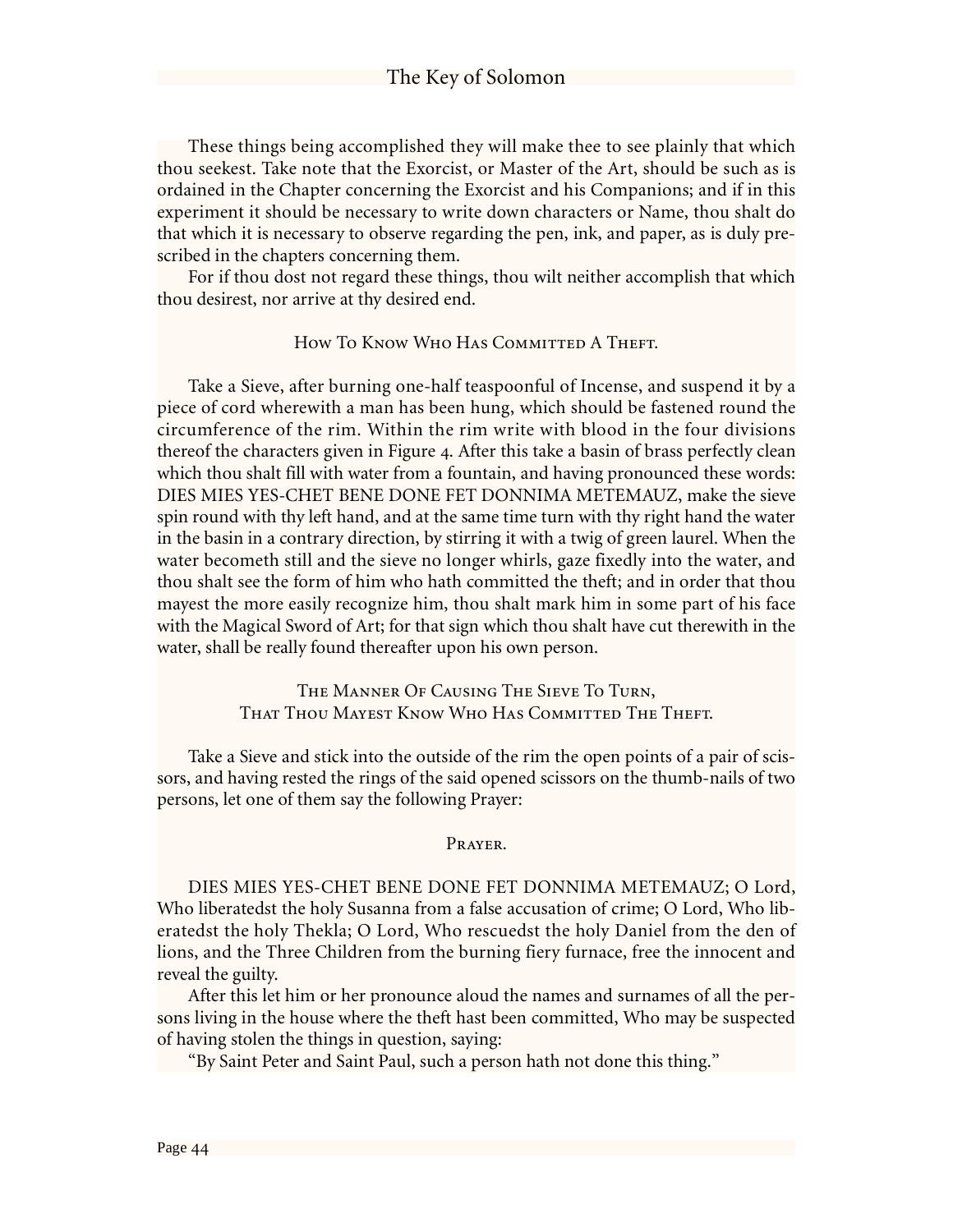These things being accomplished they will make thee to see plainly that which thou seekest. Take note that the Exorcist, or Master of the Art, should be such as is ordained in the Chapter concerning the Exorcist and his Companions; and if in this experiment it should be necessary to write down characters or Name, thou shalt do that which it is necessary to observe regarding the pen, ink, and paper, as is duly prescribed in the chapters concerning them.

For if thou dost not regard these things, thou wilt neither accomplish that which thou desirest, nor arrive at thy desired end.

### How To Know Who Has Committed A Theft.

Take a Sieve, after burning one-half teaspoonful of Incense, and suspend it by a piece of cord wherewith a man has been hung, which should be fastened round the circumference of the rim. Within the rim write with blood in the four divisions thereof the characters given in Figure 4. After this take a basin of brass perfectly clean which thou shalt fill with water from a fountain, and having pronounced these words: DIES MIES YES-CHET BENE DONE FET DONNIMA METEMAUZ, make the sieve spin round with thy left hand, and at the same time turn with thy right hand the water in the basin in a contrary direction, by stirring it with a twig of green laurel. When the water becometh still and the sieve no longer whirls, gaze fixedly into the water, and thou shalt see the form of him who hath committed the theft; and in order that thou mayest the more easily recognize him, thou shalt mark him in some part of his face with the Magical Sword of Art; for that sign which thou shalt have cut therewith in the water, shall be really found thereafter upon his own person.

### The Manner Of Causing The Sieve To Turn, That Thou Mayest Know Who Has Committed The Theft.

Take a Sieve and stick into the outside of the rim the open points of a pair of scissors, and having rested the rings of the said opened scissors on the thumb-nails of two persons, let one of them say the following Prayer:

### Prayer.

DIES MIES YES-CHET BENE DONE FET DONNIMA METEMAUZ; O Lord, Who liberatedst the holy Susanna from a false accusation of crime; O Lord, Who liberatedst the holy Thekla; O Lord, Who rescuedst the holy Daniel from the den of lions, and the Three Children from the burning fiery furnace, free the innocent and reveal the guilty.

After this let him or her pronounce aloud the names and surnames of all the persons living in the house where the theft hast been committed, Who may be suspected of having stolen the things in question, saying:

"By Saint Peter and Saint Paul, such a person hath not done this thing."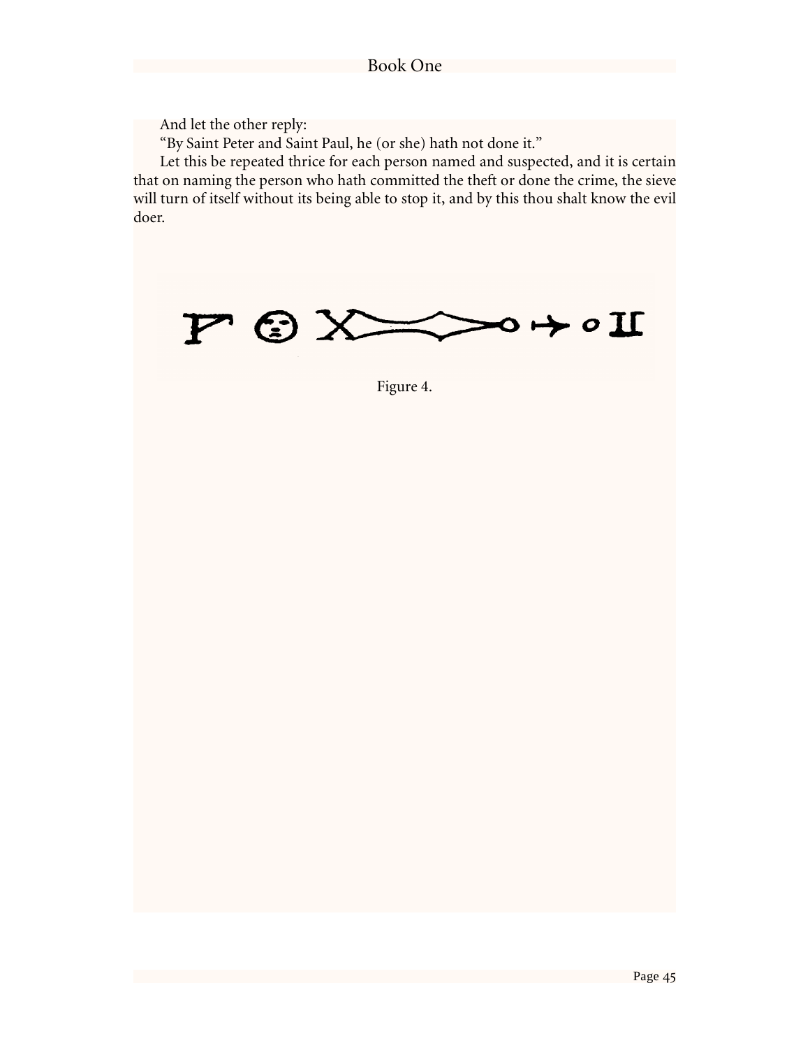And let the other reply:

"By Saint Peter and Saint Paul, he (or she) hath not done it."

Let this be repeated thrice for each person named and suspected, and it is certain that on naming the person who hath committed the theft or done the crime, the sieve will turn of itself without its being able to stop it, and by this thou shalt know the evil doer.

Figure 4.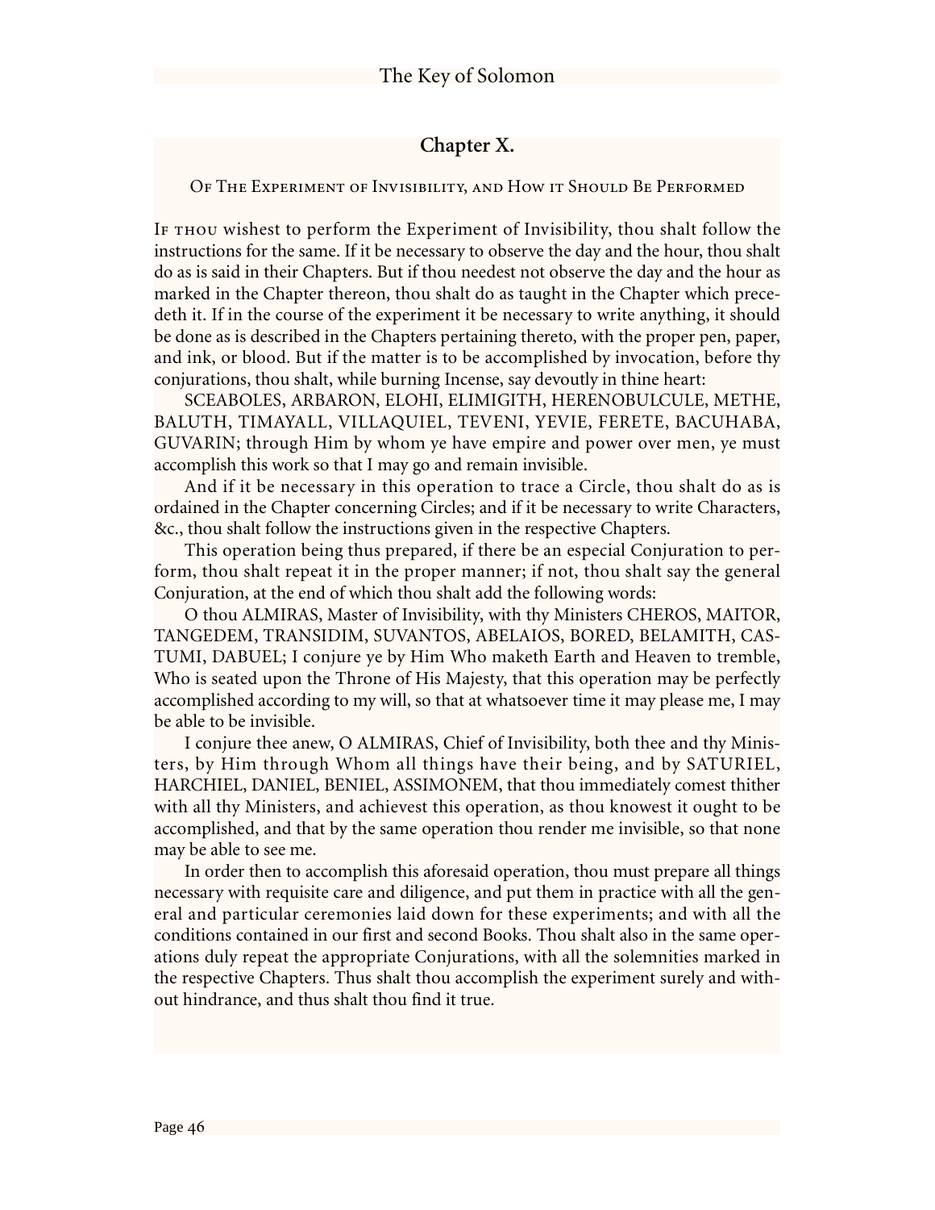## Chapter X.

### Of The Experiment of Invisibility, and How it Should Be Performed

If thou wishest to perform the Experiment of Invisibility, thou shalt follow the instructions for the same. If it be necessary to observe the day and the hour, thou shalt do as is said in their Chapters. But if thou needest not observe the day and the hour as marked in the Chapter thereon, thou shalt do as taught in the Chapter which precedeth it. If in the course of the experiment it be necessary to write anything, it should be done as is described in the Chapters pertaining thereto, with the proper pen, paper, and ink, or blood. But if the matter is to be accomplished by invocation, before thy conjurations, thou shalt, while burning Incense, say devoutly in thine heart:

SCEABOLES, ARBARON, ELOHI, ELIMIGITH, HERENOBULCULE, METHE, BALUTH, TIMAYALL, VILLAQUIEL, TEVENI, YEVIE, FERETE, BACUHABA, GUVARIN; through Him by whom ye have empire and power over men, ye must accomplish this work so that I may go and remain invisible.

And if it be necessary in this operation to trace a Circle, thou shalt do as is ordained in the Chapter concerning Circles; and if it be necessary to write Characters, &c., thou shalt follow the instructions given in the respective Chapters.

This operation being thus prepared, if there be an especial Conjuration to perform, thou shalt repeat it in the proper manner; if not, thou shalt say the general Conjuration, at the end of which thou shalt add the following words:

O thou ALMIRAS, Master of Invisibility, with thy Ministers CHEROS, MAITOR, TANGEDEM, TRANSIDIM, SUVANTOS, ABELAIOS, BORED, BELAMITH, CASTUMI, DABUEL; I conjure ye by Him Who maketh Earth and Heaven to tremble, Who is seated upon the Throne of His Majesty, that this operation may be perfectly accomplished according to my will, so that at whatsoever time it may please me, I may be able to be invisible.

I conjure thee anew, O ALMIRAS, Chief of Invisibility, both thee and thy Ministers, by Him through Whom all things have their being, and by SATURIEL, HARCHIEL, DANIEL, BENIEL, ASSIMONEM, that thou immediately comest thither with all thy Ministers, and achievest this operation, as thou knowest it ought to be accomplished, and that by the same operation thou render me invisible, so that none may be able to see me.

In order then to accomplish this aforesaid operation, thou must prepare all things necessary with requisite care and diligence, and put them in practice with all the general and particular ceremonies laid down for these experiments; and with all the conditions contained in our first and second Books. Thou shalt also in the same operations duly repeat the appropriate Conjurations, with all the solemnities marked in the respective Chapters. Thus shalt thou accomplish the experiment surely and without hindrance, and thus shalt thou find it true.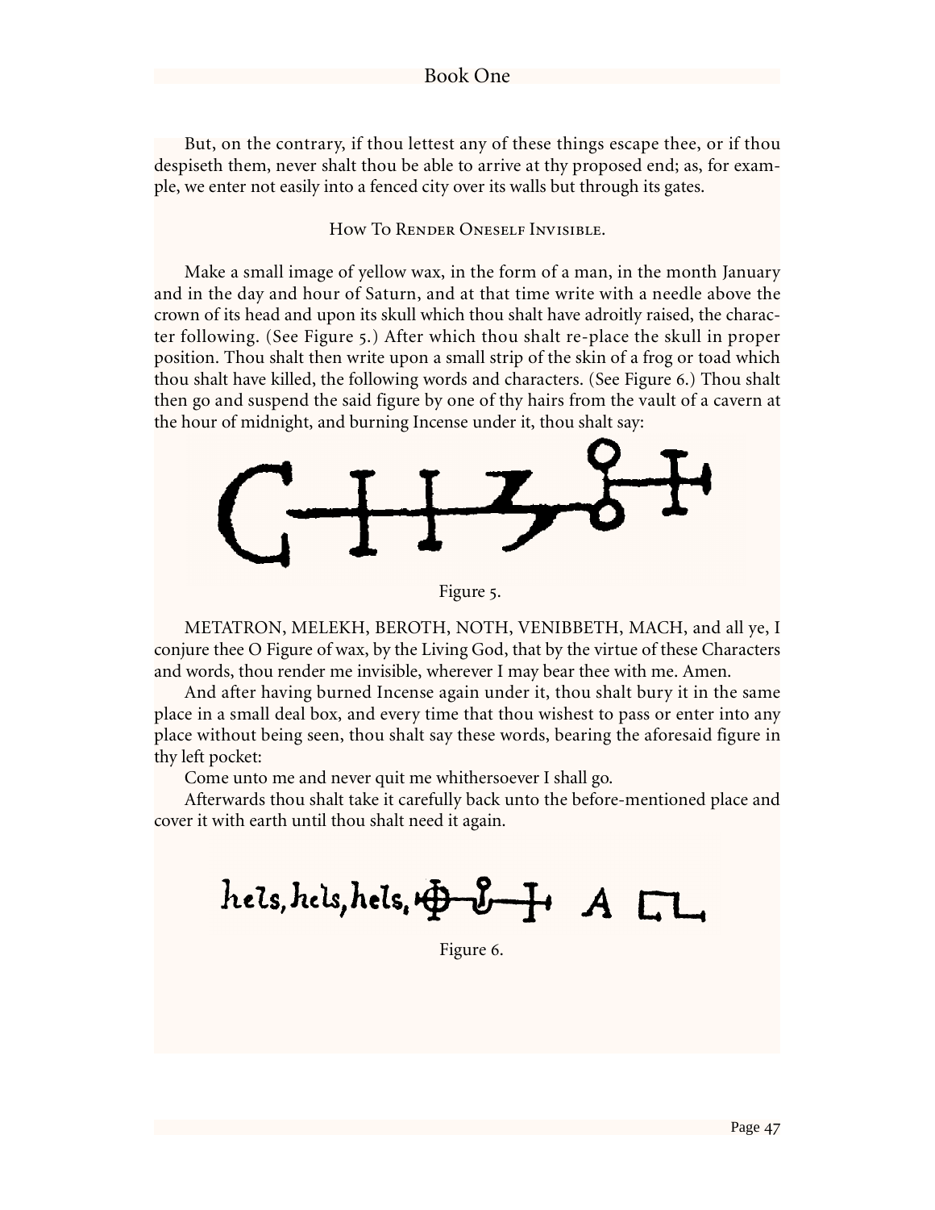But, on the contrary, if thou lettest any of these things escape thee, or if thou despiseth them, never shalt thou be able to arrive at thy proposed end; as, for example, we enter not easily into a fenced city over its walls but through its gates.

### How To Render Oneself Invisible.

Make a small image of yellow wax, in the form of a man, in the month January and in the day and hour of Saturn, and at that time write with a needle above the crown of its head and upon its skull which thou shalt have adroitly raised, the character following. (See Figure 5.) After which thou shalt re-place the skull in proper position. Thou shalt then write upon a small strip of the skin of a frog or toad which thou shalt have killed, the following words and characters. (See Figure 6.) Thou shalt then go and suspend the said figure by one of thy hairs from the vault of a cavern at the hour of midnight, and burning Incense under it, thou shalt say:

Figure 5.

METATRON, MELEKH, BEROTH, NOTH, VENIBBETH, MACH, and all ye, I conjure thee O Figure of wax, by the Living God, that by the virtue of these Characters and words, thou render me invisible, wherever I may bear thee with me. Amen.

And after having burned Incense again under it, thou shalt bury it in the same place in a small deal box, and every time that thou wishest to pass or enter into any place without being seen, thou shalt say these words, bearing the aforesaid figure in thy left pocket:

Come unto me and never quit me whithersoever I shall go.

Afterwards thou shalt take it carefully back unto the before-mentioned place and cover it with earth until thou shalt need it again.

hels, hels, hels,

Figure 6.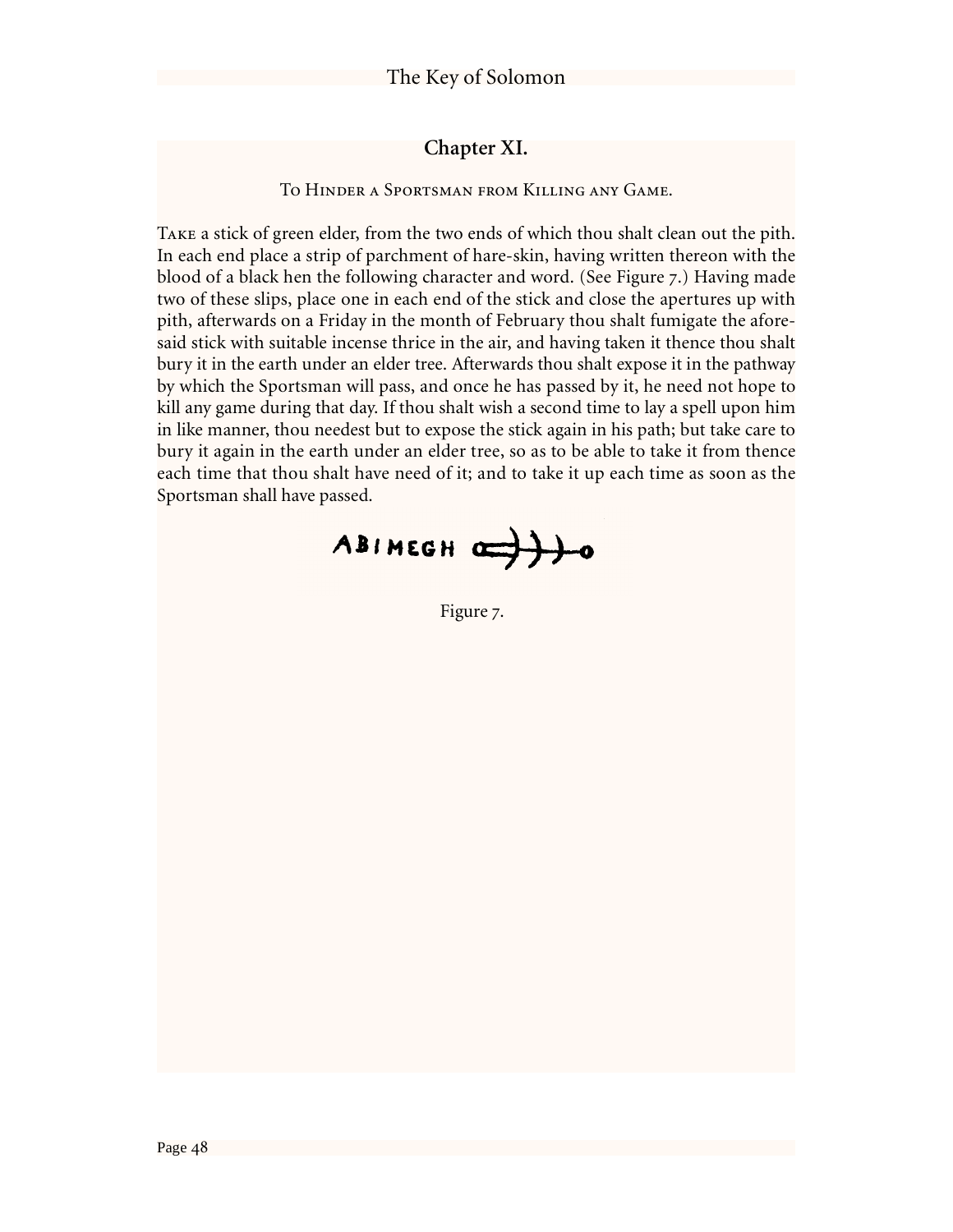## Chapter XI.

To Hinder a Sportsman from Killing any Game.

Take a stick of green elder, from the two ends of which thou shalt clean out the pith. In each end place a strip of parchment of hare-skin, having written thereon with the blood of a black hen the following character and word. (See Figure 7.) Having made two of these slips, place one in each end of the stick and close the apertures up with pith, afterwards on a Friday in the month of February thou shalt fumigate the aforesaid stick with suitable incense thrice in the air, and having taken it thence thou shalt bury it in the earth under an elder tree. Afterwards thou shalt expose it in the pathway by which the Sportsman will pass, and once he has passed by it, he need not hope to kill any game during that day. If thou shalt wish a second time to lay a spell upon him in like manner, thou needest but to expose the stick again in his path; but take care to bury it again in the earth under an elder tree, so as to be able to take it from thence each time that thou shalt have need of it; and to take it up each time as soon as the Sportsman shall have passed.

ABIMEGH

Figure 7.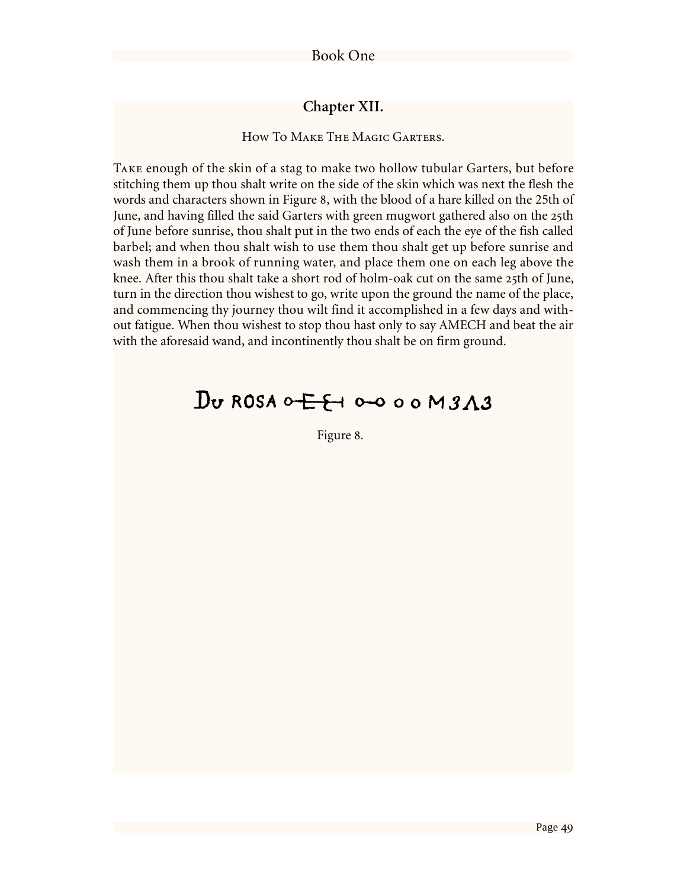## Chapter XII.

How To Make The Magic Garters.

Take enough of the skin of a stag to make two hollow tubular Garters, but before stitching them up thou shalt write on the side of the skin which was next the flesh the words and characters shown in Figure 8, with the blood of a hare killed on the 25th of June, and having filled the said Garters with green mugwort gathered also on the 25th of June before sunrise, thou shalt put in the two ends of each the eye of the fish called barbel; and when thou shalt wish to use them thou shalt get up before sunrise and wash them in a brook of running water, and place them one on each leg above the knee. After this thou shalt take a short rod of holm-oak cut on the same 25th of June, turn in the direction thou wishest to go, write upon the ground the name of the place, and commencing thy journey thou wilt find it accomplished in a few days and without fatigue. When thou wishest to stop thou hast only to say AMECH and beat the air with the aforesaid wand, and incontinently thou shalt be on firm ground.

Du ROSA o-E-{-| o-o o o M3Λ3

Figure 8.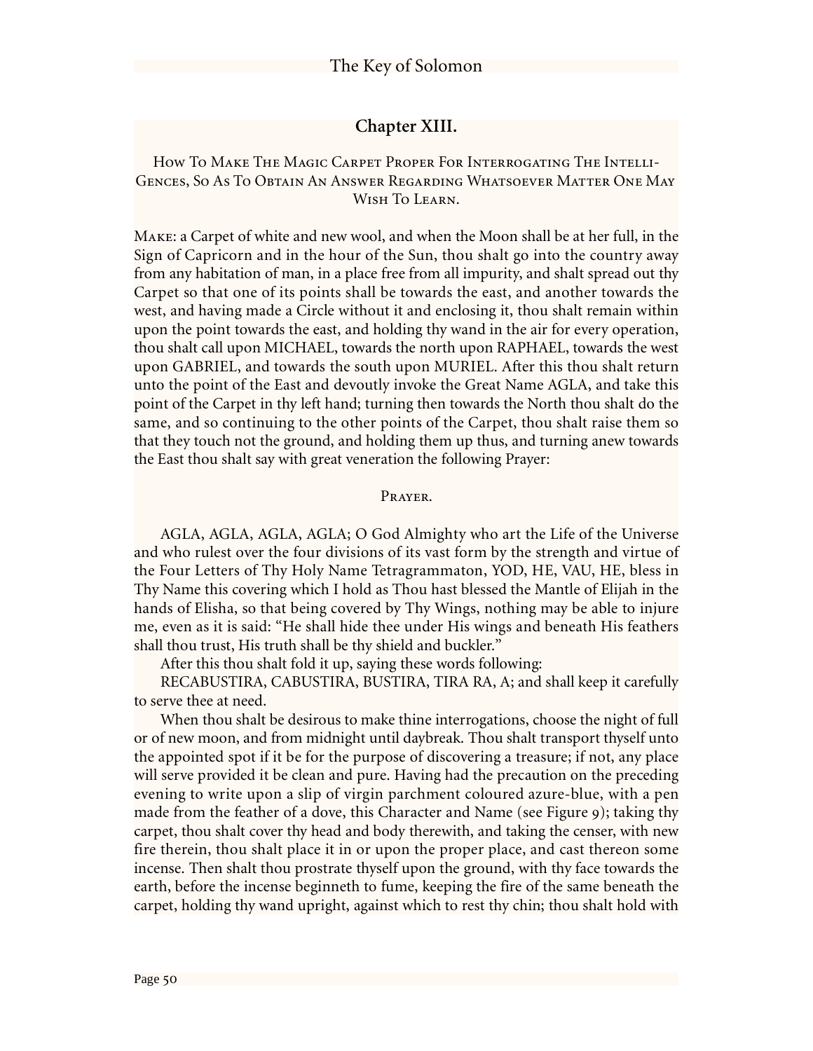## Chapter XIII.

How To Make The Magic Carpet Proper For Interrogating The Intelligences, So As To Obtain An Answer Regarding Whatsoever Matter One May Wish To Learn.

Make: a Carpet of white and new wool, and when the Moon shall be at her full, in the Sign of Capricorn and in the hour of the Sun, thou shalt go into the country away from any habitation of man, in a place free from all impurity, and shalt spread out thy Carpet so that one of its points shall be towards the east, and another towards the west, and having made a Circle without it and enclosing it, thou shalt remain within upon the point towards the east, and holding thy wand in the air for every operation, thou shalt call upon MICHAEL, towards the north upon RAPHAEL, towards the west upon GABRIEL, and towards the south upon MURIEL. After this thou shalt return unto the point of the East and devoutly invoke the Great Name AGLA, and take this point of the Carpet in thy left hand; turning then towards the North thou shalt do the same, and so continuing to the other points of the Carpet, thou shalt raise them so that they touch not the ground, and holding them up thus, and turning anew towards the East thou shalt say with great veneration the following Prayer:

Prayer.

AGLA, AGLA, AGLA, AGLA; O God Almighty who art the Life of the Universe and who rulest over the four divisions of its vast form by the strength and virtue of the Four Letters of Thy Holy Name Tetragrammaton, YOD, HE, VAU, HE, bless in Thy Name this covering which I hold as Thou hast blessed the Mantle of Elijah in the hands of Elisha, so that being covered by Thy Wings, nothing may be able to injure me, even as it is said: "He shall hide thee under His wings and beneath His feathers shall thou trust, His truth shall be thy shield and buckler."

After this thou shalt fold it up, saying these words following:

RECABUSTIRA, CABUSTIRA, BUSTIRA, TIRA RA, A; and shall keep it carefully to serve thee at need.

When thou shalt be desirous to make thine interrogations, choose the night of full or of new moon, and from midnight until daybreak. Thou shalt transport thyself unto the appointed spot if it be for the purpose of discovering a treasure; if not, any place will serve provided it be clean and pure. Having had the precaution on the preceding evening to write upon a slip of virgin parchment coloured azure-blue, with a pen made from the feather of a dove, this Character and Name (see Figure 9); taking thy carpet, thou shalt cover thy head and body therewith, and taking the censer, with new fire therein, thou shalt place it in or upon the proper place, and cast thereon some incense. Then shalt thou prostrate thyself upon the ground, with thy face towards the earth, before the incense beginneth to fume, keeping the fire of the same beneath the carpet, holding thy wand upright, against which to rest thy chin; thou shalt hold with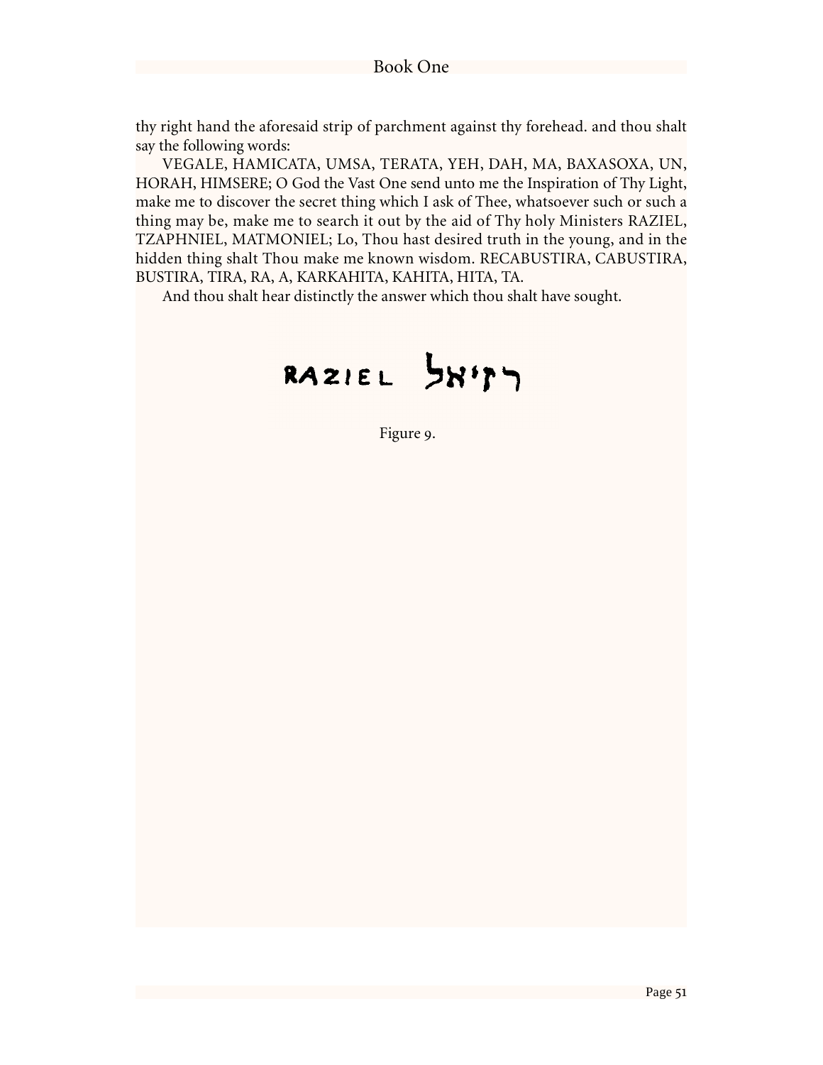thy right hand the aforesaid strip of parchment against thy forehead. and thou shalt say the following words:

VEGALE, HAMICATA, UMSA, TERATA, YEH, DAH, MA, BAXASOXA, UN, HORAH, HIMSERE; O God the Vast One send unto me the Inspiration of Thy Light, make me to discover the secret thing which I ask of Thee, whatsoever such or such a thing may be, make me to search it out by the aid of Thy holy Ministers RAZIEL, TZAPHNIEL, MATMONIEL; Lo, Thou hast desired truth in the young, and in the hidden thing shalt Thou make me known wisdom. RECABUSTIRA, CABUSTIRA, BUSTIRA, TIRA, RA, A, KARKAHITA, KAHITA, HITA, TA.

And thou shalt hear distinctly the answer which thou shalt have sought.

RAZIEL רזיאל

Figure 9.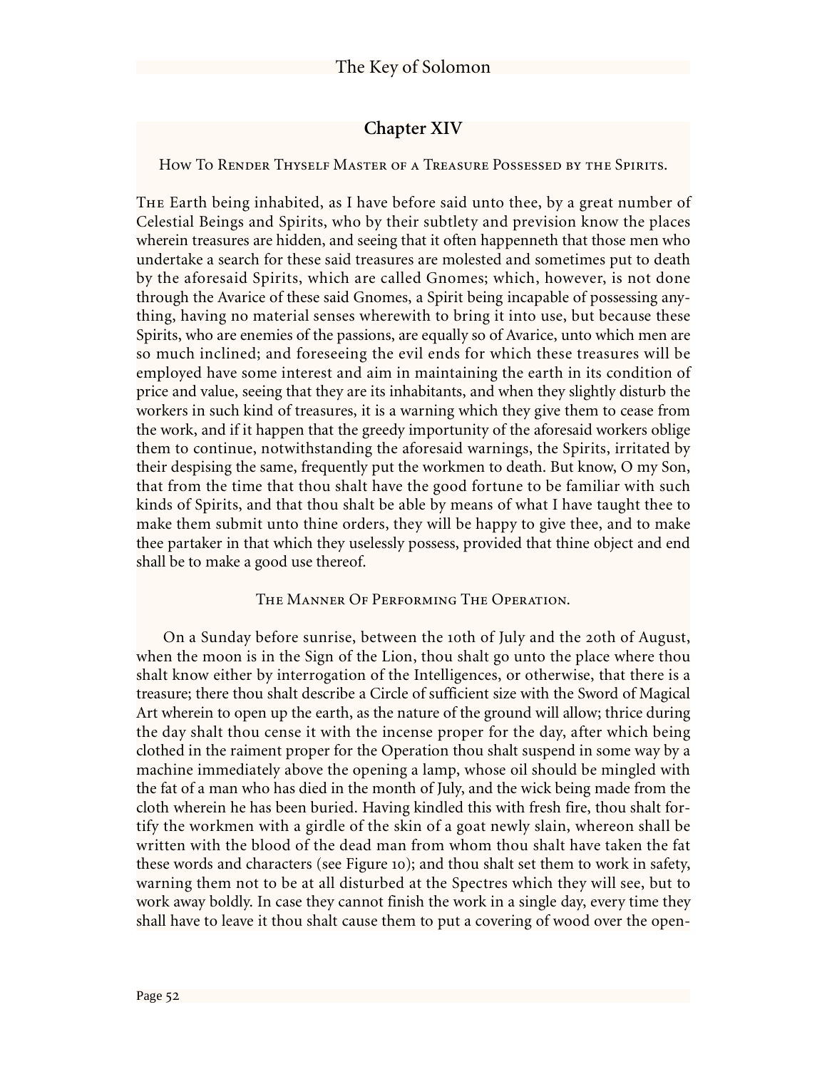## Chapter XIV

How To Render Thyself Master of a Treasure Possessed by the Spirits.

The Earth being inhabited, as I have before said unto thee, by a great number of Celestial Beings and Spirits, who by their subtlety and prevision know the places wherein treasures are hidden, and seeing that it often happenneth that those men who undertake a search for these said treasures are molested and sometimes put to death by the aforesaid Spirits, which are called Gnomes; which, however, is not done through the Avarice of these said Gnomes, a Spirit being incapable of possessing anything, having no material senses wherewith to bring it into use, but because these Spirits, who are enemies of the passions, are equally so of Avarice, unto which men are so much inclined; and foreseeing the evil ends for which these treasures will be employed have some interest and aim in maintaining the earth in its condition of price and value, seeing that they are its inhabitants, and when they slightly disturb the workers in such kind of treasures, it is a warning which they give them to cease from the work, and if it happen that the greedy importunity of the aforesaid workers oblige them to continue, notwithstanding the aforesaid warnings, the Spirits, irritated by their despising the same, frequently put the workmen to death. But know, O my Son, that from the time that thou shalt have the good fortune to be familiar with such kinds of Spirits, and that thou shalt be able by means of what I have taught thee to make them submit unto thine orders, they will be happy to give thee, and to make thee partaker in that which they uselessly possess, provided that thine object and end shall be to make a good use thereof.

The Manner Of Performing The Operation.

On a Sunday before sunrise, between the 10th of July and the 20th of August, when the moon is in the Sign of the Lion, thou shalt go unto the place where thou shalt know either by interrogation of the Intelligences, or otherwise, that there is a treasure; there thou shalt describe a Circle of sufficient size with the Sword of Magical Art wherein to open up the earth, as the nature of the ground will allow; thrice during the day shalt thou cense it with the incense proper for the day, after which being clothed in the raiment proper for the Operation thou shalt suspend in some way by a machine immediately above the opening a lamp, whose oil should be mingled with the fat of a man who has died in the month of July, and the wick being made from the cloth wherein he has been buried. Having kindled this with fresh fire, thou shalt fortify the workmen with a girdle of the skin of a goat newly slain, whereon shall be written with the blood of the dead man from whom thou shalt have taken the fat these words and characters (see Figure 10); and thou shalt set them to work in safety, warning them not to be at all disturbed at the Spectres which they will see, but to work away boldly. In case they cannot finish the work in a single day, every time they shall have to leave it thou shalt cause them to put a covering of wood over the open-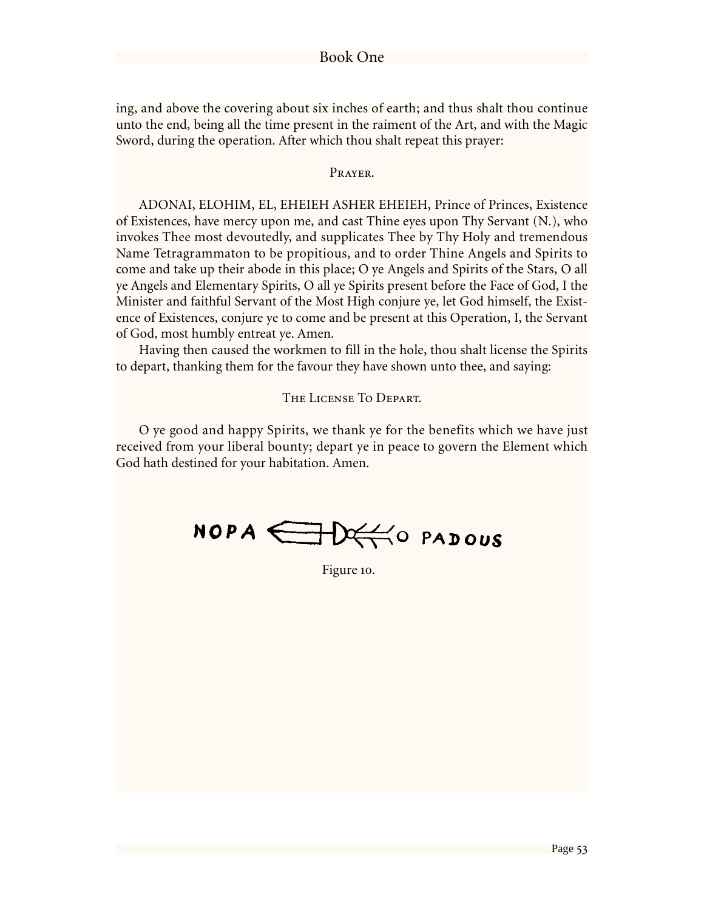ing, and above the covering about six inches of earth; and thus shalt thou continue unto the end, being all the time present in the raiment of the Art, and with the Magic Sword, during the operation. After which thou shalt repeat this prayer:

### Prayer.

ADONAI, ELOHIM, EL, EHEIEH ASHER EHEIEH, Prince of Princes, Existence of Existences, have mercy upon me, and cast Thine eyes upon Thy Servant (N.), who invokes Thee most devoutedly, and supplicates Thee by Thy Holy and tremendous Name Tetragrammaton to be propitious, and to order Thine Angels and Spirits to come and take up their abode in this place; O ye Angels and Spirits of the Stars, O all ye Angels and Elementary Spirits, O all ye Spirits present before the Face of God, I the Minister and faithful Servant of the Most High conjure ye, let God himself, the Existence of Existences, conjure ye to come and be present at this Operation, I, the Servant of God, most humbly entreat ye. Amen.

Having then caused the workmen to fill in the hole, thou shalt license the Spirits to depart, thanking them for the favour they have shown unto thee, and saying:

### The License To Depart.

O ye good and happy Spirits, we thank ye for the benefits which we have just received from your liberal bounty; depart ye in peace to govern the Element which God hath destined for your habitation. Amen.

NOPA ⟸ O PADOUS

Figure 10.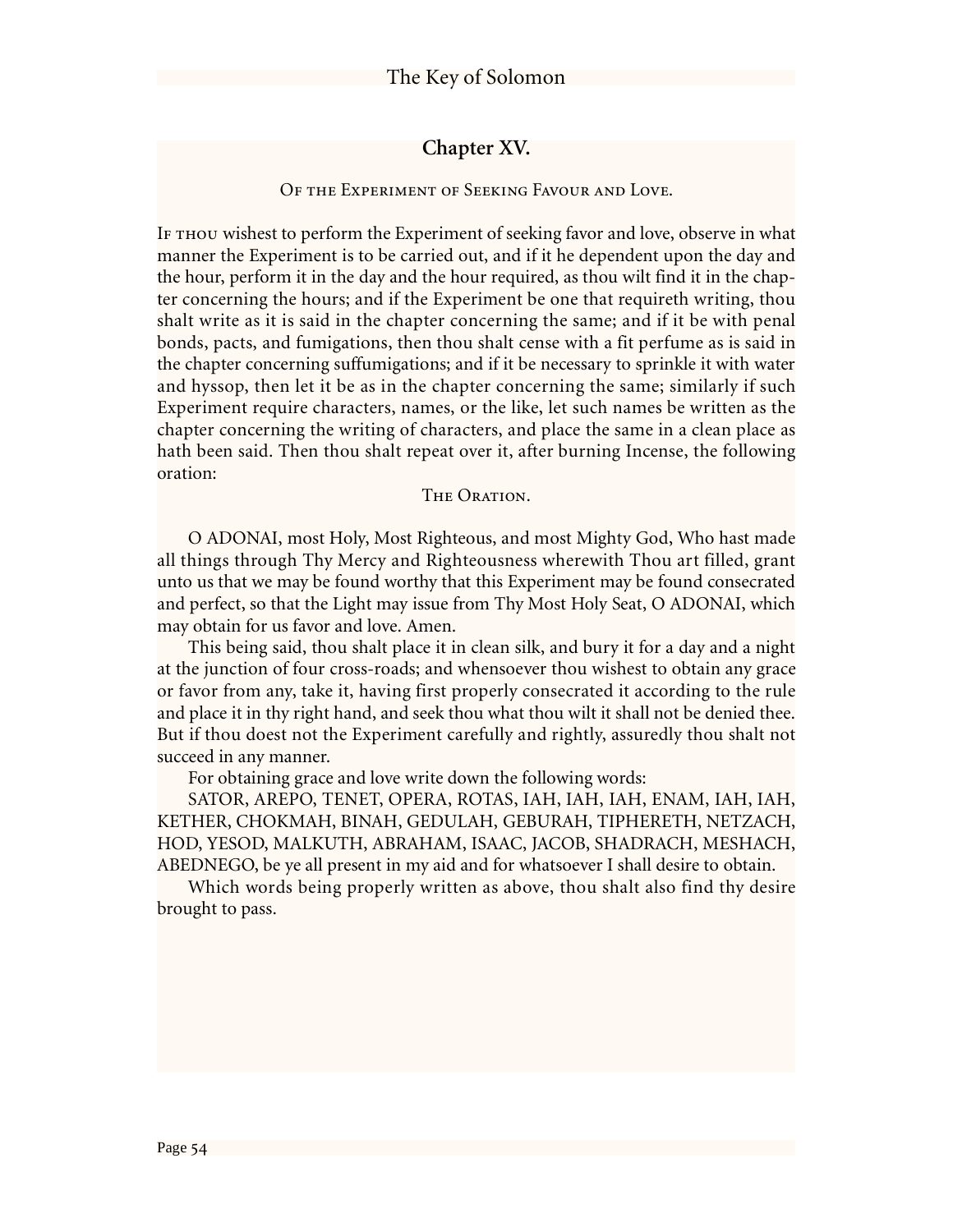## Chapter XV.

### Of the Experiment of Seeking Favour and Love.

If thou wishest to perform the Experiment of seeking favor and love, observe in what manner the Experiment is to be carried out, and if it he dependent upon the day and the hour, perform it in the day and the hour required, as thou wilt find it in the chapter concerning the hours; and if the Experiment be one that requireth writing, thou shalt write as it is said in the chapter concerning the same; and if it be with penal bonds, pacts, and fumigations, then thou shalt cense with a fit perfume as is said in the chapter concerning suffumigations; and if it be necessary to sprinkle it with water and hyssop, then let it be as in the chapter concerning the same; similarly if such Experiment require characters, names, or the like, let such names be written as the chapter concerning the writing of characters, and place the same in a clean place as hath been said. Then thou shalt repeat over it, after burning Incense, the following oration:

The Oration.

O ADONAI, most Holy, Most Righteous, and most Mighty God, Who hast made all things through Thy Mercy and Righteousness wherewith Thou art filled, grant unto us that we may be found worthy that this Experiment may be found consecrated and perfect, so that the Light may issue from Thy Most Holy Seat, O ADONAI, which may obtain for us favor and love. Amen.

This being said, thou shalt place it in clean silk, and bury it for a day and a night at the junction of four cross-roads; and whensoever thou wishest to obtain any grace or favor from any, take it, having first properly consecrated it according to the rule and place it in thy right hand, and seek thou what thou wilt it shall not be denied thee. But if thou doest not the Experiment carefully and rightly, assuredly thou shalt not succeed in any manner.

For obtaining grace and love write down the following words:

SATOR, AREPO, TENET, OPERA, ROTAS, IAH, IAH, IAH, ENAM, IAH, IAH, KETHER, CHOKMAH, BINAH, GEDULAH, GEBURAH, TIPHERETH, NETZACH, HOD, YESOD, MALKUTH, ABRAHAM, ISAAC, JACOB, SHADRACH, MESHACH, ABEDNEGO, be ye all present in my aid and for whatsoever I shall desire to obtain.

Which words being properly written as above, thou shalt also find thy desire brought to pass.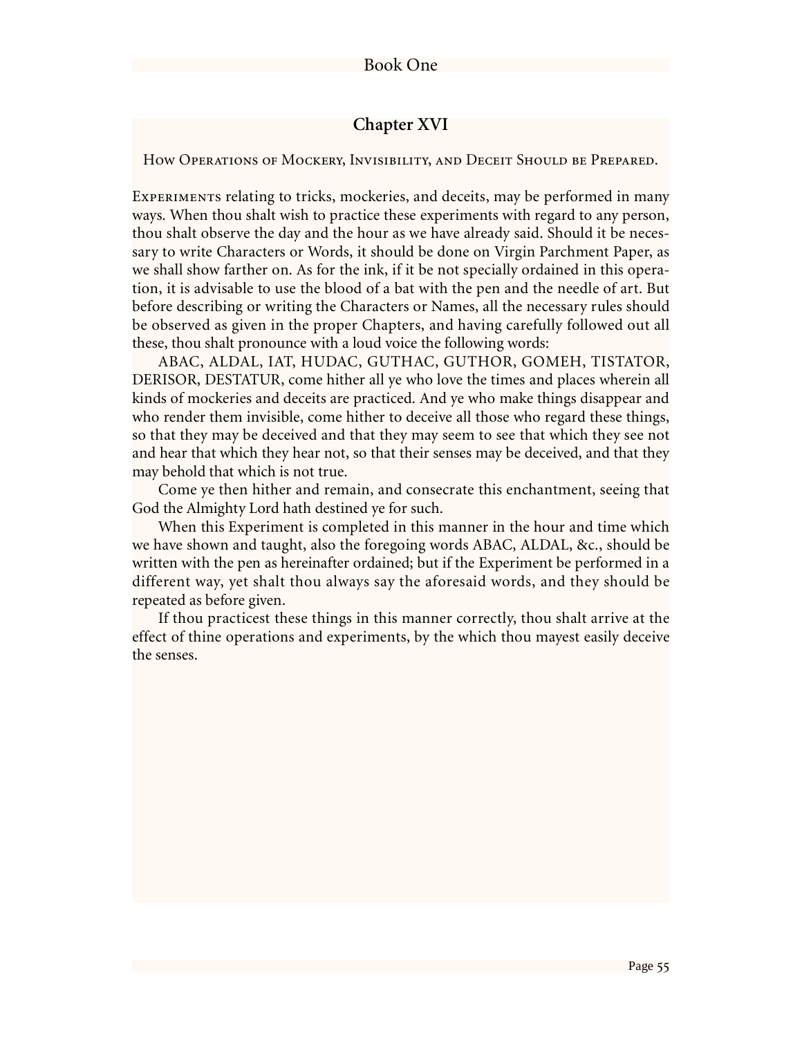## Chapter XVI

How Operations of Mockery, Invisibility, and Deceit Should be Prepared.

Experiments relating to tricks, mockeries, and deceits, may be performed in many ways. When thou shalt wish to practice these experiments with regard to any person, thou shalt observe the day and the hour as we have already said. Should it be necessary to write Characters or Words, it should be done on Virgin Parchment Paper, as we shall show farther on. As for the ink, if it be not specially ordained in this operation, it is advisable to use the blood of a bat with the pen and the needle of art. But before describing or writing the Characters or Names, all the necessary rules should be observed as given in the proper Chapters, and having carefully followed out all these, thou shalt pronounce with a loud voice the following words:

ABAC, ALDAL, IAT, HUDAC, GUTHAC, GUTHOR, GOMEH, TISTATOR, DERISOR, DESTATUR, come hither all ye who love the times and places wherein all kinds of mockeries and deceits are practiced. And ye who make things disappear and who render them invisible, come hither to deceive all those who regard these things, so that they may be deceived and that they may seem to see that which they see not and hear that which they hear not, so that their senses may be deceived, and that they may behold that which is not true.

Come ye then hither and remain, and consecrate this enchantment, seeing that God the Almighty Lord hath destined ye for such.

When this Experiment is completed in this manner in the hour and time which we have shown and taught, also the foregoing words ABAC, ALDAL, &c., should be written with the pen as hereinafter ordained; but if the Experiment be performed in a different way, yet shalt thou always say the aforesaid words, and they should be repeated as before given.

If thou practicest these things in this manner correctly, thou shalt arrive at the effect of thine operations and experiments, by the which thou mayest easily deceive the senses.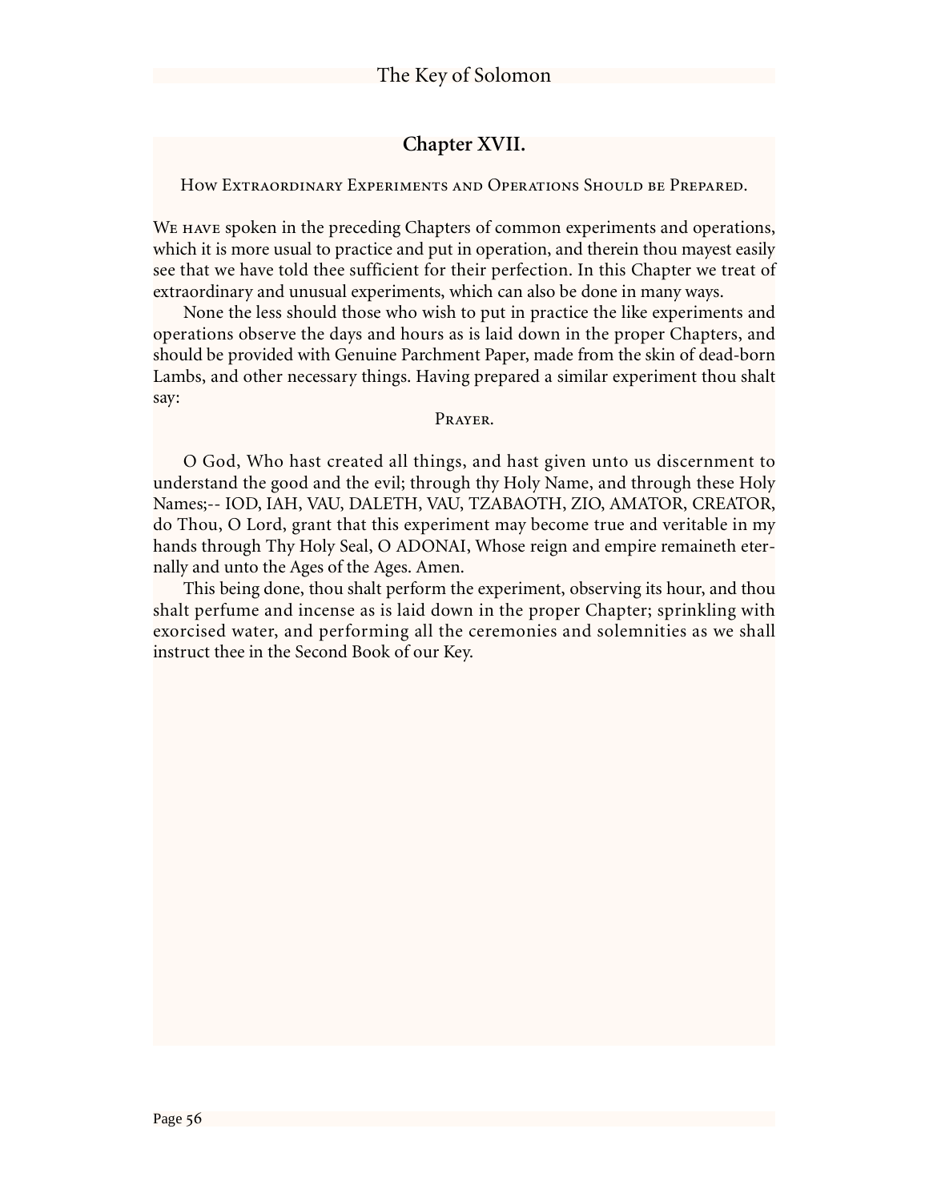## Chapter XVII.

How Extraordinary Experiments and Operations Should be Prepared.

We have spoken in the preceding Chapters of common experiments and operations, which it is more usual to practice and put in operation, and therein thou mayest easily see that we have told thee sufficient for their perfection. In this Chapter we treat of extraordinary and unusual experiments, which can also be done in many ways.

None the less should those who wish to put in practice the like experiments and operations observe the days and hours as is laid down in the proper Chapters, and should be provided with Genuine Parchment Paper, made from the skin of dead-born Lambs, and other necessary things. Having prepared a similar experiment thou shalt say:

Prayer.

O God, Who hast created all things, and hast given unto us discernment to understand the good and the evil; through thy Holy Name, and through these Holy Names;-- IOD, IAH, VAU, DALETH, VAU, TZABAOTH, ZIO, AMATOR, CREATOR, do Thou, O Lord, grant that this experiment may become true and veritable in my hands through Thy Holy Seal, O ADONAI, Whose reign and empire remaineth eternally and unto the Ages of the Ages. Amen.

This being done, thou shalt perform the experiment, observing its hour, and thou shalt perfume and incense as is laid down in the proper Chapter; sprinkling with exorcised water, and performing all the ceremonies and solemnities as we shall instruct thee in the Second Book of our Key.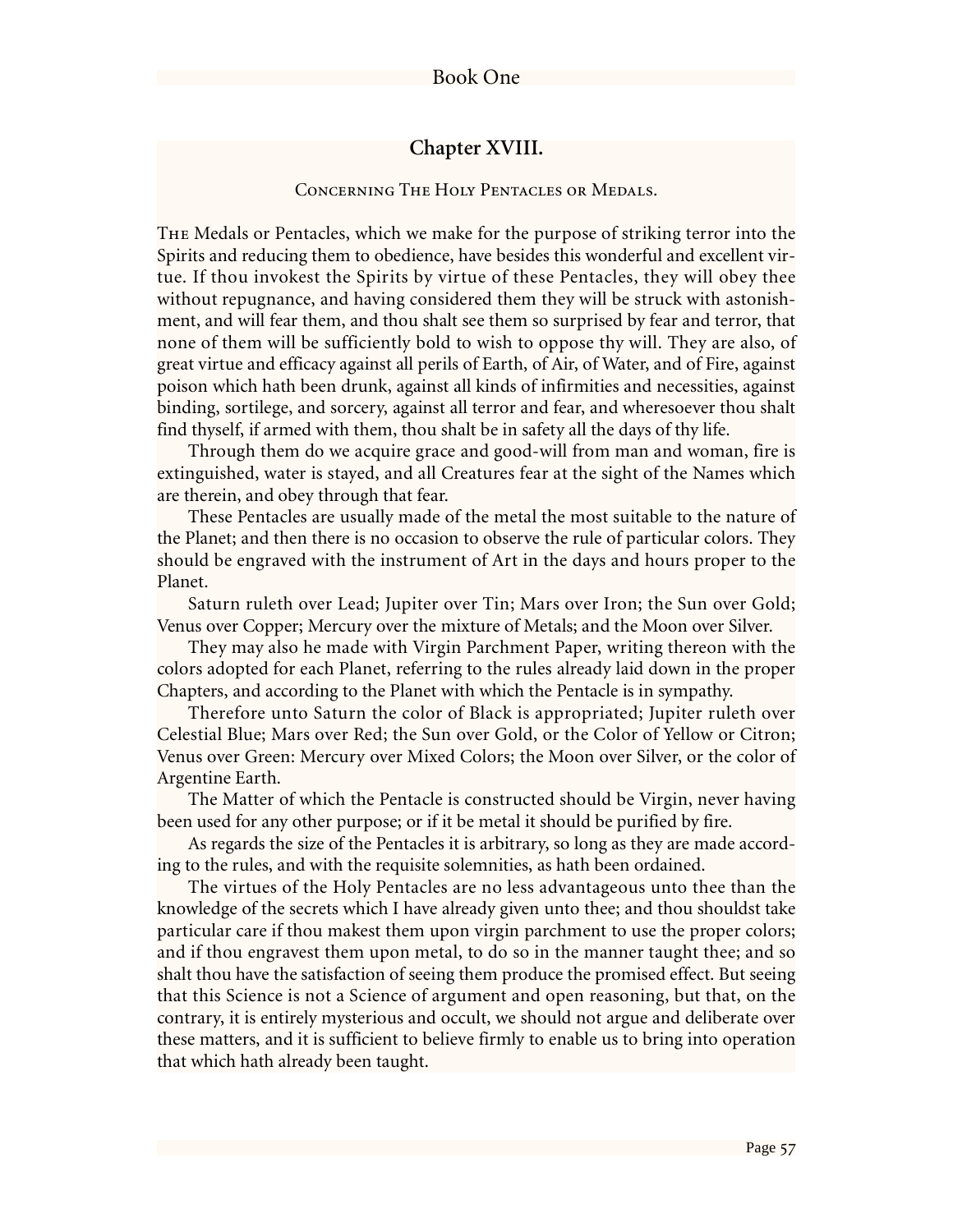## Chapter XVIII.

### Concerning The Holy Pentacles or Medals.

The Medals or Pentacles, which we make for the purpose of striking terror into the Spirits and reducing them to obedience, have besides this wonderful and excellent virtue. If thou invokest the Spirits by virtue of these Pentacles, they will obey thee without repugnance, and having considered them they will be struck with astonishment, and will fear them, and thou shalt see them so surprised by fear and terror, that none of them will be sufficiently bold to wish to oppose thy will. They are also, of great virtue and efficacy against all perils of Earth, of Air, of Water, and of Fire, against poison which hath been drunk, against all kinds of infirmities and necessities, against binding, sortilege, and sorcery, against all terror and fear, and wheresoever thou shalt find thyself, if armed with them, thou shalt be in safety all the days of thy life.

Through them do we acquire grace and good-will from man and woman, fire is extinguished, water is stayed, and all Creatures fear at the sight of the Names which are therein, and obey through that fear.

These Pentacles are usually made of the metal the most suitable to the nature of the Planet; and then there is no occasion to observe the rule of particular colors. They should be engraved with the instrument of Art in the days and hours proper to the Planet.

Saturn ruleth over Lead; Jupiter over Tin; Mars over Iron; the Sun over Gold; Venus over Copper; Mercury over the mixture of Metals; and the Moon over Silver.

They may also he made with Virgin Parchment Paper, writing thereon with the colors adopted for each Planet, referring to the rules already laid down in the proper Chapters, and according to the Planet with which the Pentacle is in sympathy.

Therefore unto Saturn the color of Black is appropriated; Jupiter ruleth over Celestial Blue; Mars over Red; the Sun over Gold, or the Color of Yellow or Citron; Venus over Green: Mercury over Mixed Colors; the Moon over Silver, or the color of Argentine Earth.

The Matter of which the Pentacle is constructed should be Virgin, never having been used for any other purpose; or if it be metal it should be purified by fire.

As regards the size of the Pentacles it is arbitrary, so long as they are made according to the rules, and with the requisite solemnities, as hath been ordained.

The virtues of the Holy Pentacles are no less advantageous unto thee than the knowledge of the secrets which I have already given unto thee; and thou shouldst take particular care if thou makest them upon virgin parchment to use the proper colors; and if thou engravest them upon metal, to do so in the manner taught thee; and so shalt thou have the satisfaction of seeing them produce the promised effect. But seeing that this Science is not a Science of argument and open reasoning, but that, on the contrary, it is entirely mysterious and occult, we should not argue and deliberate over these matters, and it is sufficient to believe firmly to enable us to bring into operation that which hath already been taught.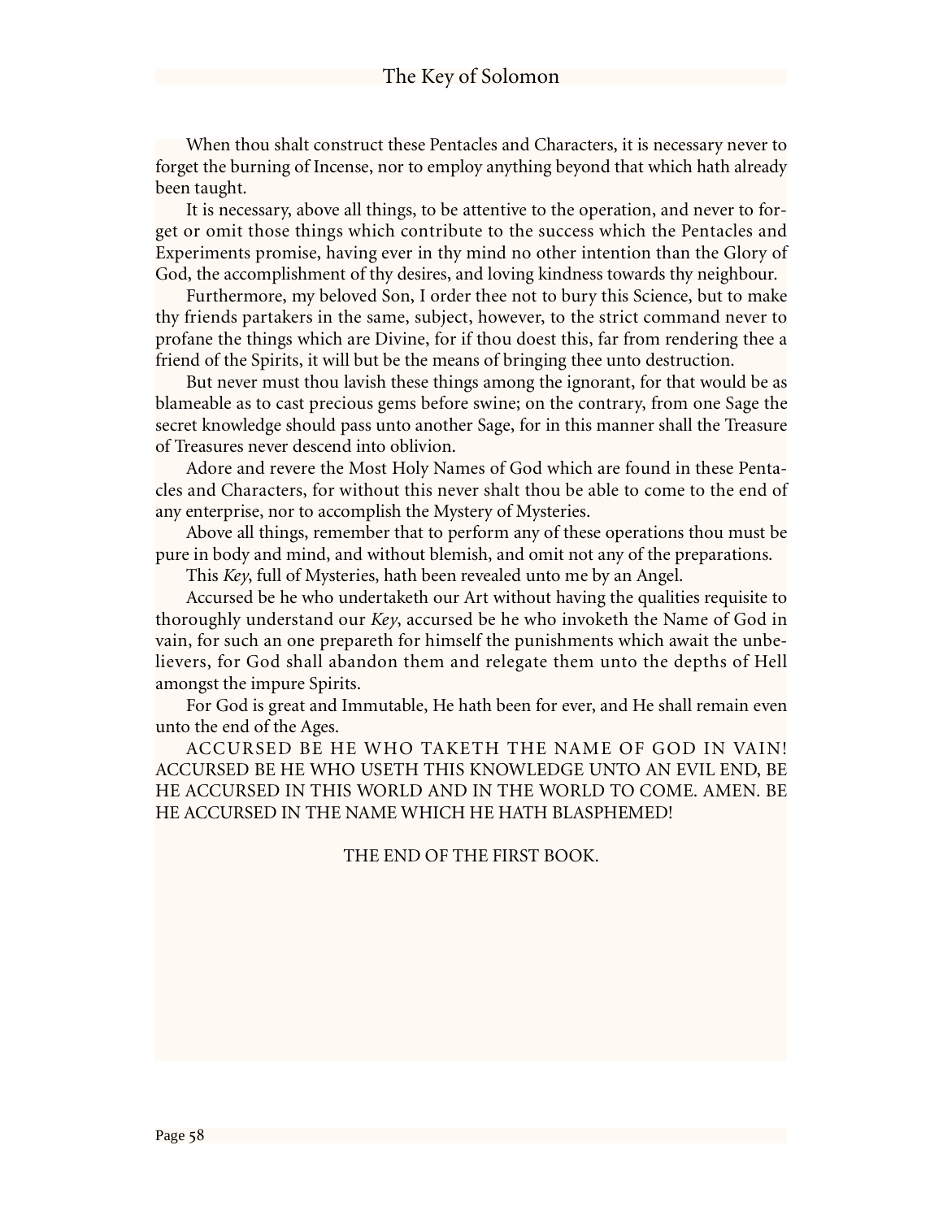When thou shalt construct these Pentacles and Characters, it is necessary never to forget the burning of Incense, nor to employ anything beyond that which hath already been taught.

It is necessary, above all things, to be attentive to the operation, and never to forget or omit those things which contribute to the success which the Pentacles and Experiments promise, having ever in thy mind no other intention than the Glory of God, the accomplishment of thy desires, and loving kindness towards thy neighbour.

Furthermore, my beloved Son, I order thee not to bury this Science, but to make thy friends partakers in the same, subject, however, to the strict command never to profane the things which are Divine, for if thou doest this, far from rendering thee a friend of the Spirits, it will but be the means of bringing thee unto destruction.

But never must thou lavish these things among the ignorant, for that would be as blameable as to cast precious gems before swine; on the contrary, from one Sage the secret knowledge should pass unto another Sage, for in this manner shall the Treasure of Treasures never descend into oblivion.

Adore and revere the Most Holy Names of God which are found in these Pentacles and Characters, for without this never shalt thou be able to come to the end of any enterprise, nor to accomplish the Mystery of Mysteries.

Above all things, remember that to perform any of these operations thou must be pure in body and mind, and without blemish, and omit not any of the preparations.

This *Key*, full of Mysteries, hath been revealed unto me by an Angel.

Accursed be he who undertaketh our Art without having the qualities requisite to thoroughly understand our *Key*, accursed be he who invoketh the Name of God in vain, for such an one prepareth for himself the punishments which await the unbelievers, for God shall abandon them and relegate them unto the depths of Hell amongst the impure Spirits.

For God is great and Immutable, He hath been for ever, and He shall remain even unto the end of the Ages.

ACCURSED BE HE WHO TAKETH THE NAME OF GOD IN VAIN! ACCURSED BE HE WHO USETH THIS KNOWLEDGE UNTO AN EVIL END, BE HE ACCURSED IN THIS WORLD AND IN THE WORLD TO COME. AMEN. BE HE ACCURSED IN THE NAME WHICH HE HATH BLASPHEMED!

THE END OF THE FIRST BOOK.